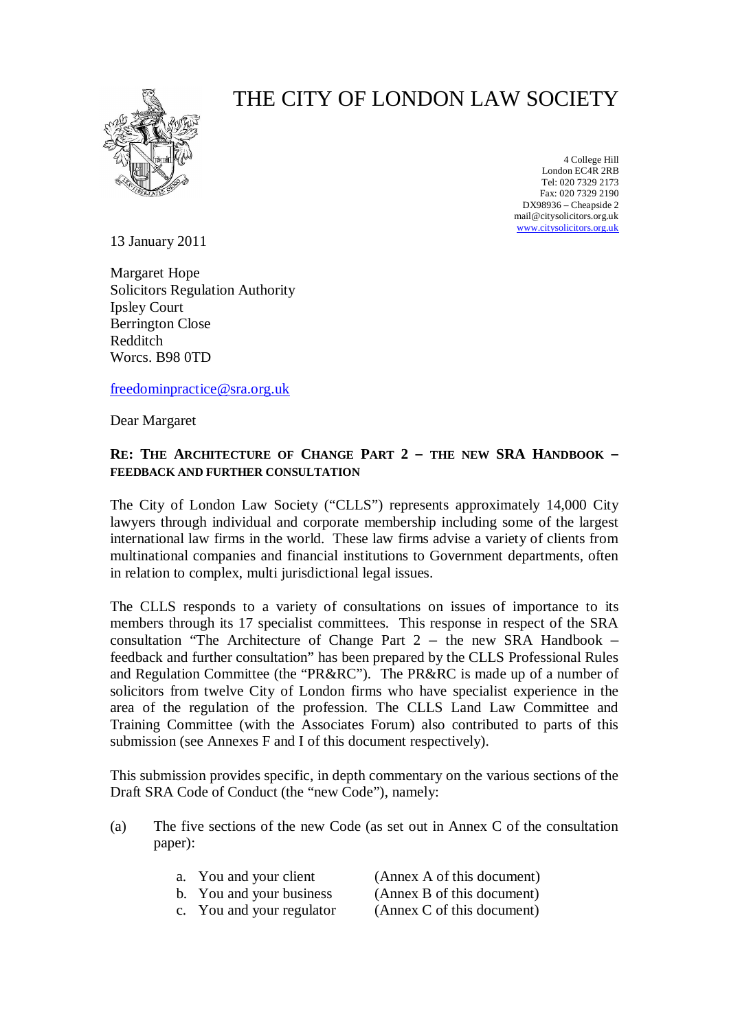# THE CITY OF LONDON LAW SOCIETY

4 College Hill
London EC4R 2RB
Tel: 020 7329 2173
Fax: 020 7329 2190
DX98936 – Cheapside 2
mail@citysolicitors.org.uk
www.citysolicitors.org.uk

13 January 2011

Margaret Hope
Solicitors Regulation Authority
Ipsley Court
Berrington Close
Redditch
Worcs. B98 0TD

freedominpractice@sra.org.uk

Dear Margaret

**RE: THE ARCHITECTURE OF CHANGE PART 2 – THE NEW SRA HANDBOOK – FEEDBACK AND FURTHER CONSULTATION**

The City of London Law Society ("CLLS") represents approximately 14,000 City lawyers through individual and corporate membership including some of the largest international law firms in the world. These law firms advise a variety of clients from multinational companies and financial institutions to Government departments, often in relation to complex, multi jurisdictional legal issues.

The CLLS responds to a variety of consultations on issues of importance to its members through its 17 specialist committees. This response in respect of the SRA consultation "The Architecture of Change Part 2 – the new SRA Handbook – feedback and further consultation" has been prepared by the CLLS Professional Rules and Regulation Committee (the "PR&RC"). The PR&RC is made up of a number of solicitors from twelve City of London firms who have specialist experience in the area of the regulation of the profession. The CLLS Land Law Committee and Training Committee (with the Associates Forum) also contributed to parts of this submission (see Annexes F and I of this document respectively).

This submission provides specific, in depth commentary on the various sections of the Draft SRA Code of Conduct (the "new Code"), namely:

(a) The five sections of the new Code (as set out in Annex C of the consultation paper):

   a. You and your client (Annex A of this document)
   b. You and your business (Annex B of this document)
   c. You and your regulator (Annex C of this document)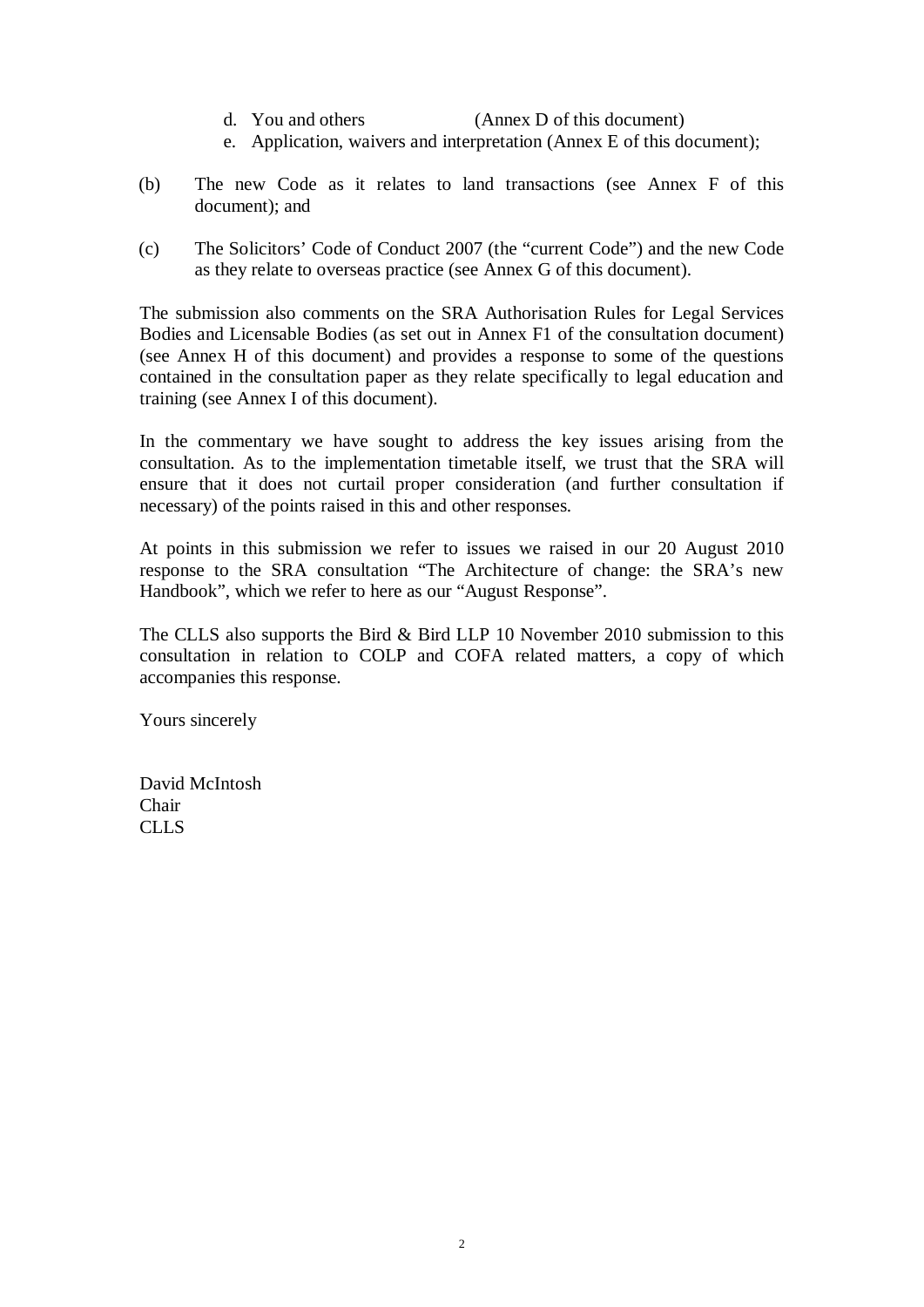d. You and others (Annex D of this document)
   e. Application, waivers and interpretation (Annex E of this document);

(b) The new Code as it relates to land transactions (see Annex F of this document); and

(c) The Solicitors' Code of Conduct 2007 (the "current Code") and the new Code as they relate to overseas practice (see Annex G of this document).

The submission also comments on the SRA Authorisation Rules for Legal Services Bodies and Licensable Bodies (as set out in Annex F1 of the consultation document) (see Annex H of this document) and provides a response to some of the questions contained in the consultation paper as they relate specifically to legal education and training (see Annex I of this document).

In the commentary we have sought to address the key issues arising from the consultation. As to the implementation timetable itself, we trust that the SRA will ensure that it does not curtail proper consideration (and further consultation if necessary) of the points raised in this and other responses.

At points in this submission we refer to issues we raised in our 20 August 2010 response to the SRA consultation "The Architecture of change: the SRA's new Handbook", which we refer to here as our "August Response".

The CLLS also supports the Bird & Bird LLP 10 November 2010 submission to this consultation in relation to COLP and COFA related matters, a copy of which accompanies this response.

Yours sincerely

David McIntosh
Chair
CLLS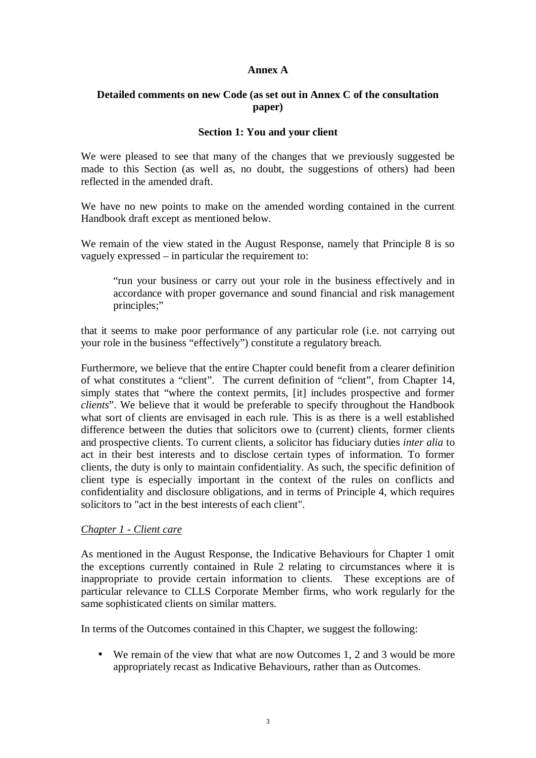**Annex A**

**Detailed comments on new Code (as set out in Annex C of the consultation paper)**

**Section 1: You and your client**

We were pleased to see that many of the changes that we previously suggested be made to this Section (as well as, no doubt, the suggestions of others) had been reflected in the amended draft.

We have no new points to make on the amended wording contained in the current Handbook draft except as mentioned below.

We remain of the view stated in the August Response, namely that Principle 8 is so vaguely expressed – in particular the requirement to:

> "run your business or carry out your role in the business effectively and in accordance with proper governance and sound financial and risk management principles;"

that it seems to make poor performance of any particular role (i.e. not carrying out your role in the business "effectively") constitute a regulatory breach.

Furthermore, we believe that the entire Chapter could benefit from a clearer definition of what constitutes a "client". The current definition of "client", from Chapter 14, simply states that "where the context permits, [it] includes prospective and former *clients*". We believe that it would be preferable to specify throughout the Handbook what sort of clients are envisaged in each rule. This is as there is a well established difference between the duties that solicitors owe to (current) clients, former clients and prospective clients. To current clients, a solicitor has fiduciary duties *inter alia* to act in their best interests and to disclose certain types of information. To former clients, the duty is only to maintain confidentiality. As such, the specific definition of client type is especially important in the context of the rules on conflicts and confidentiality and disclosure obligations, and in terms of Principle 4, which requires solicitors to "act in the best interests of each client".

*Chapter 1 - Client care*

As mentioned in the August Response, the Indicative Behaviours for Chapter 1 omit the exceptions currently contained in Rule 2 relating to circumstances where it is inappropriate to provide certain information to clients. These exceptions are of particular relevance to CLLS Corporate Member firms, who work regularly for the same sophisticated clients on similar matters.

In terms of the Outcomes contained in this Chapter, we suggest the following:

- We remain of the view that what are now Outcomes 1, 2 and 3 would be more appropriately recast as Indicative Behaviours, rather than as Outcomes.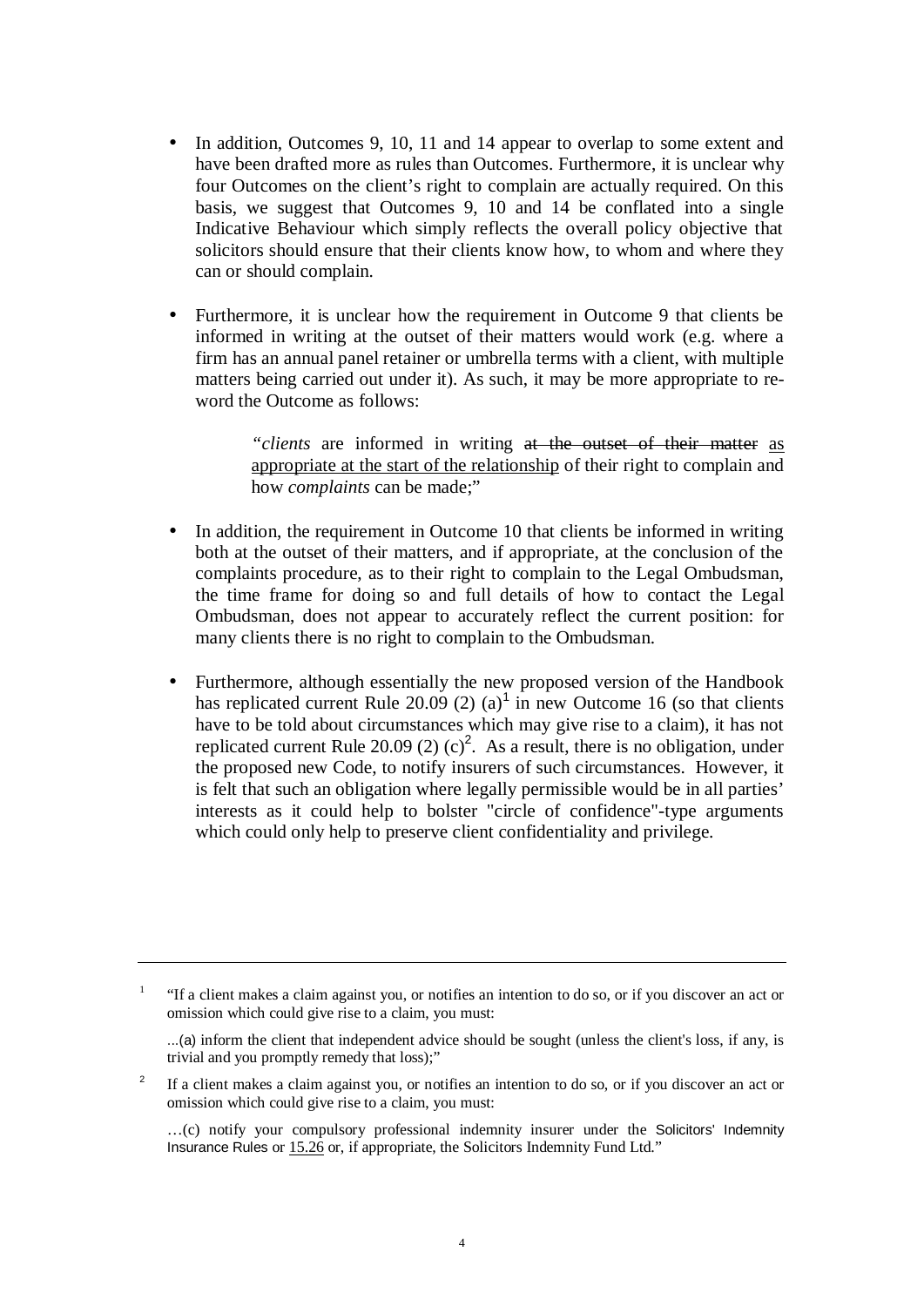- In addition, Outcomes 9, 10, 11 and 14 appear to overlap to some extent and have been drafted more as rules than Outcomes. Furthermore, it is unclear why four Outcomes on the client's right to complain are actually required. On this basis, we suggest that Outcomes 9, 10 and 14 be conflated into a single Indicative Behaviour which simply reflects the overall policy objective that solicitors should ensure that their clients know how, to whom and where they can or should complain.

- Furthermore, it is unclear how the requirement in Outcome 9 that clients be informed in writing at the outset of their matters would work (e.g. where a firm has an annual panel retainer or umbrella terms with a client, with multiple matters being carried out under it). As such, it may be more appropriate to re-word the Outcome as follows:

  > "*clients* are informed in writing ~~at the outset of their matter~~ <u>as appropriate at the start of the relationship</u> of their right to complain and how *complaints* can be made;"

- In addition, the requirement in Outcome 10 that clients be informed in writing both at the outset of their matters, and if appropriate, at the conclusion of the complaints procedure, as to their right to complain to the Legal Ombudsman, the time frame for doing so and full details of how to contact the Legal Ombudsman, does not appear to accurately reflect the current position: for many clients there is no right to complain to the Ombudsman.

- Furthermore, although essentially the new proposed version of the Handbook has replicated current Rule 20.09 (2) (a)[1] in new Outcome 16 (so that clients have to be told about circumstances which may give rise to a claim), it has not replicated current Rule 20.09 (2) (c)[2]. As a result, there is no obligation, under the proposed new Code, to notify insurers of such circumstances. However, it is felt that such an obligation where legally permissible would be in all parties' interests as it could help to bolster "circle of confidence"-type arguments which could only help to preserve client confidentiality and privilege.

---

[1] "If a client makes a claim against you, or notifies an intention to do so, or if you discover an act or omission which could give rise to a claim, you must:

...(a) inform the client that independent advice should be sought (unless the client's loss, if any, is trivial and you promptly remedy that loss);"

[2] If a client makes a claim against you, or notifies an intention to do so, or if you discover an act or omission which could give rise to a claim, you must:

…(c) notify your compulsory professional indemnity insurer under the Solicitors' Indemnity Insurance Rules or <u>15.26</u> or, if appropriate, the Solicitors Indemnity Fund Ltd."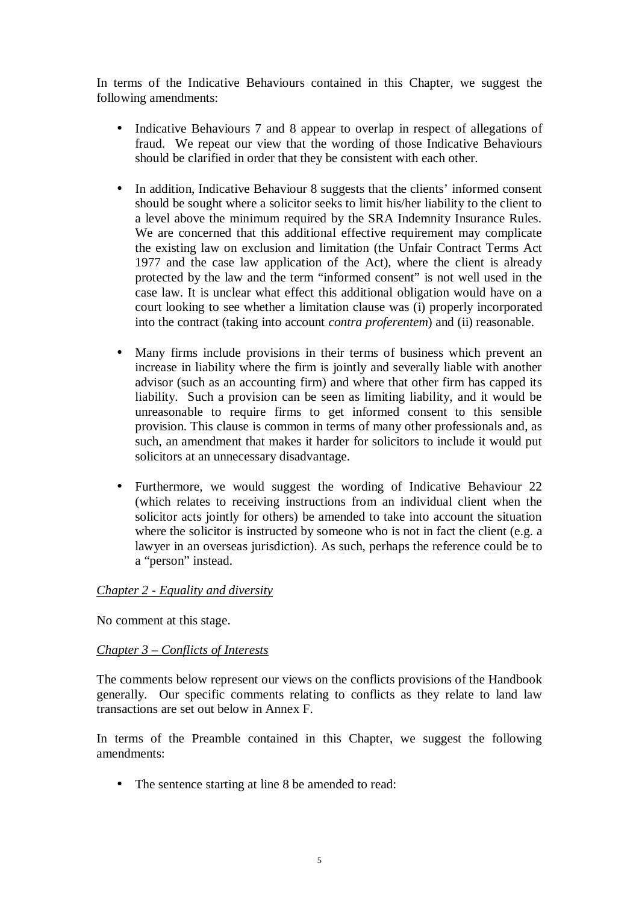In terms of the Indicative Behaviours contained in this Chapter, we suggest the following amendments:

- Indicative Behaviours 7 and 8 appear to overlap in respect of allegations of fraud. We repeat our view that the wording of those Indicative Behaviours should be clarified in order that they be consistent with each other.

- In addition, Indicative Behaviour 8 suggests that the clients' informed consent should be sought where a solicitor seeks to limit his/her liability to the client to a level above the minimum required by the SRA Indemnity Insurance Rules. We are concerned that this additional effective requirement may complicate the existing law on exclusion and limitation (the Unfair Contract Terms Act 1977 and the case law application of the Act), where the client is already protected by the law and the term "informed consent" is not well used in the case law. It is unclear what effect this additional obligation would have on a court looking to see whether a limitation clause was (i) properly incorporated into the contract (taking into account *contra proferentem*) and (ii) reasonable.

- Many firms include provisions in their terms of business which prevent an increase in liability where the firm is jointly and severally liable with another advisor (such as an accounting firm) and where that other firm has capped its liability. Such a provision can be seen as limiting liability, and it would be unreasonable to require firms to get informed consent to this sensible provision. This clause is common in terms of many other professionals and, as such, an amendment that makes it harder for solicitors to include it would put solicitors at an unnecessary disadvantage.

- Furthermore, we would suggest the wording of Indicative Behaviour 22 (which relates to receiving instructions from an individual client when the solicitor acts jointly for others) be amended to take into account the situation where the solicitor is instructed by someone who is not in fact the client (e.g. a lawyer in an overseas jurisdiction). As such, perhaps the reference could be to a "person" instead.

*Chapter 2 - Equality and diversity*

No comment at this stage.

*Chapter 3 – Conflicts of Interests*

The comments below represent our views on the conflicts provisions of the Handbook generally. Our specific comments relating to conflicts as they relate to land law transactions are set out below in Annex F.

In terms of the Preamble contained in this Chapter, we suggest the following amendments:

- The sentence starting at line 8 be amended to read: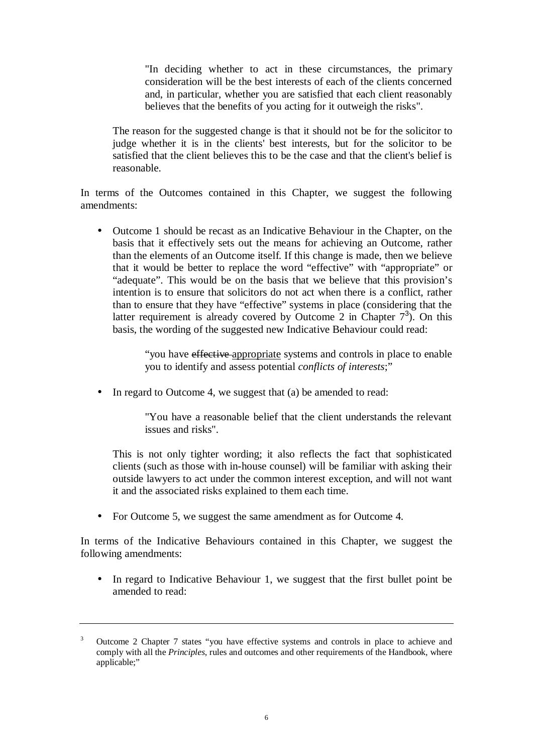> "In deciding whether to act in these circumstances, the primary consideration will be the best interests of each of the clients concerned and, in particular, whether you are satisfied that each client reasonably believes that the benefits of you acting for it outweigh the risks".

The reason for the suggested change is that it should not be for the solicitor to judge whether it is in the clients' best interests, but for the solicitor to be satisfied that the client believes this to be the case and that the client's belief is reasonable.

In terms of the Outcomes contained in this Chapter, we suggest the following amendments:

- Outcome 1 should be recast as an Indicative Behaviour in the Chapter, on the basis that it effectively sets out the means for achieving an Outcome, rather than the elements of an Outcome itself. If this change is made, then we believe that it would be better to replace the word "effective" with "appropriate" or "adequate". This would be on the basis that we believe that this provision's intention is to ensure that solicitors do not act when there is a conflict, rather than to ensure that they have "effective" systems in place (considering that the latter requirement is already covered by Outcome 2 in Chapter 7[3]). On this basis, the wording of the suggested new Indicative Behaviour could read:

  > "you have ~~effective~~ <u>appropriate</u> systems and controls in place to enable you to identify and assess potential *conflicts of interests*;"

- In regard to Outcome 4, we suggest that (a) be amended to read:

  > "You have a reasonable belief that the client understands the relevant issues and risks".

  This is not only tighter wording; it also reflects the fact that sophisticated clients (such as those with in-house counsel) will be familiar with asking their outside lawyers to act under the common interest exception, and will not want it and the associated risks explained to them each time.

- For Outcome 5, we suggest the same amendment as for Outcome 4.

In terms of the Indicative Behaviours contained in this Chapter, we suggest the following amendments:

- In regard to Indicative Behaviour 1, we suggest that the first bullet point be amended to read:

---

[3] Outcome 2 Chapter 7 states "you have effective systems and controls in place to achieve and comply with all the *Principles*, rules and outcomes and other requirements of the Handbook, where applicable;"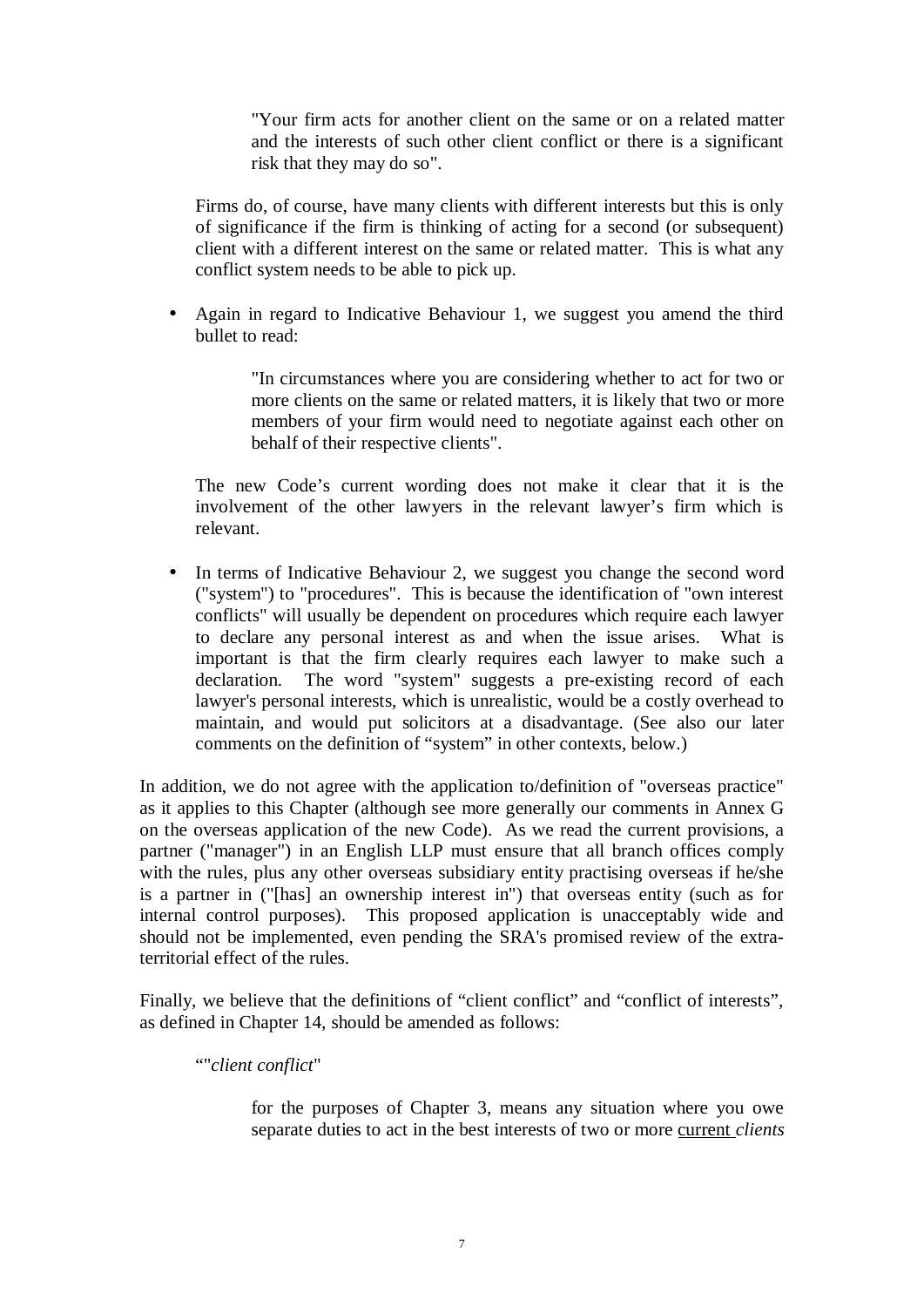> "Your firm acts for another client on the same or on a related matter and the interests of such other client conflict or there is a significant risk that they may do so".

Firms do, of course, have many clients with different interests but this is only of significance if the firm is thinking of acting for a second (or subsequent) client with a different interest on the same or related matter. This is what any conflict system needs to be able to pick up.

- Again in regard to Indicative Behaviour 1, we suggest you amend the third bullet to read:

  > "In circumstances where you are considering whether to act for two or more clients on the same or related matters, it is likely that two or more members of your firm would need to negotiate against each other on behalf of their respective clients".

  The new Code's current wording does not make it clear that it is the involvement of the other lawyers in the relevant lawyer's firm which is relevant.

- In terms of Indicative Behaviour 2, we suggest you change the second word ("system") to "procedures". This is because the identification of "own interest conflicts" will usually be dependent on procedures which require each lawyer to declare any personal interest as and when the issue arises. What is important is that the firm clearly requires each lawyer to make such a declaration. The word "system" suggests a pre-existing record of each lawyer's personal interests, which is unrealistic, would be a costly overhead to maintain, and would put solicitors at a disadvantage. (See also our later comments on the definition of "system" in other contexts, below.)

In addition, we do not agree with the application to/definition of "overseas practice" as it applies to this Chapter (although see more generally our comments in Annex G on the overseas application of the new Code). As we read the current provisions, a partner ("manager") in an English LLP must ensure that all branch offices comply with the rules, plus any other overseas subsidiary entity practising overseas if he/she is a partner in ("[has] an ownership interest in") that overseas entity (such as for internal control purposes). This proposed application is unacceptably wide and should not be implemented, even pending the SRA's promised review of the extra-territorial effect of the rules.

Finally, we believe that the definitions of "client conflict" and "conflict of interests", as defined in Chapter 14, should be amended as follows:

""*client conflict*"

> for the purposes of Chapter 3, means any situation where you owe separate duties to act in the best interests of two or more <u>current</u> *clients*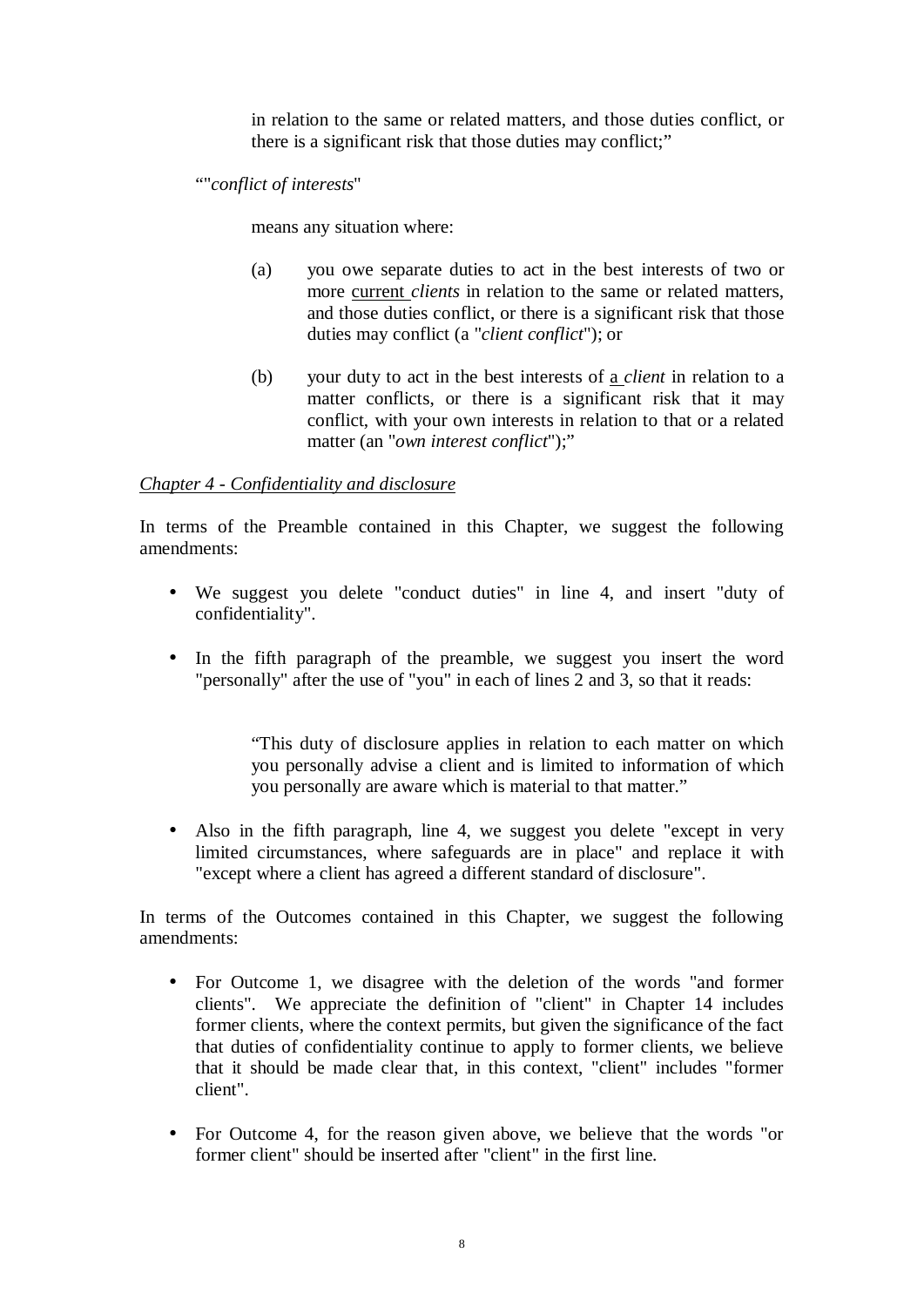in relation to the same or related matters, and those duties conflict, or there is a significant risk that those duties may conflict;"

""*conflict of interests*"

means any situation where:

(a) you owe separate duties to act in the best interests of two or more current *clients* in relation to the same or related matters, and those duties conflict, or there is a significant risk that those duties may conflict (a "*client conflict*"); or

(b) your duty to act in the best interests of a *client* in relation to a matter conflicts, or there is a significant risk that it may conflict, with your own interests in relation to that or a related matter (an "*own interest conflict*");"

*Chapter 4 - Confidentiality and disclosure*

In terms of the Preamble contained in this Chapter, we suggest the following amendments:

- We suggest you delete "conduct duties" in line 4, and insert "duty of confidentiality".

- In the fifth paragraph of the preamble, we suggest you insert the word "personally" after the use of "you" in each of lines 2 and 3, so that it reads:

> "This duty of disclosure applies in relation to each matter on which you personally advise a client and is limited to information of which you personally are aware which is material to that matter."

- Also in the fifth paragraph, line 4, we suggest you delete "except in very limited circumstances, where safeguards are in place" and replace it with "except where a client has agreed a different standard of disclosure".

In terms of the Outcomes contained in this Chapter, we suggest the following amendments:

- For Outcome 1, we disagree with the deletion of the words "and former clients". We appreciate the definition of "client" in Chapter 14 includes former clients, where the context permits, but given the significance of the fact that duties of confidentiality continue to apply to former clients, we believe that it should be made clear that, in this context, "client" includes "former client".

- For Outcome 4, for the reason given above, we believe that the words "or former client" should be inserted after "client" in the first line.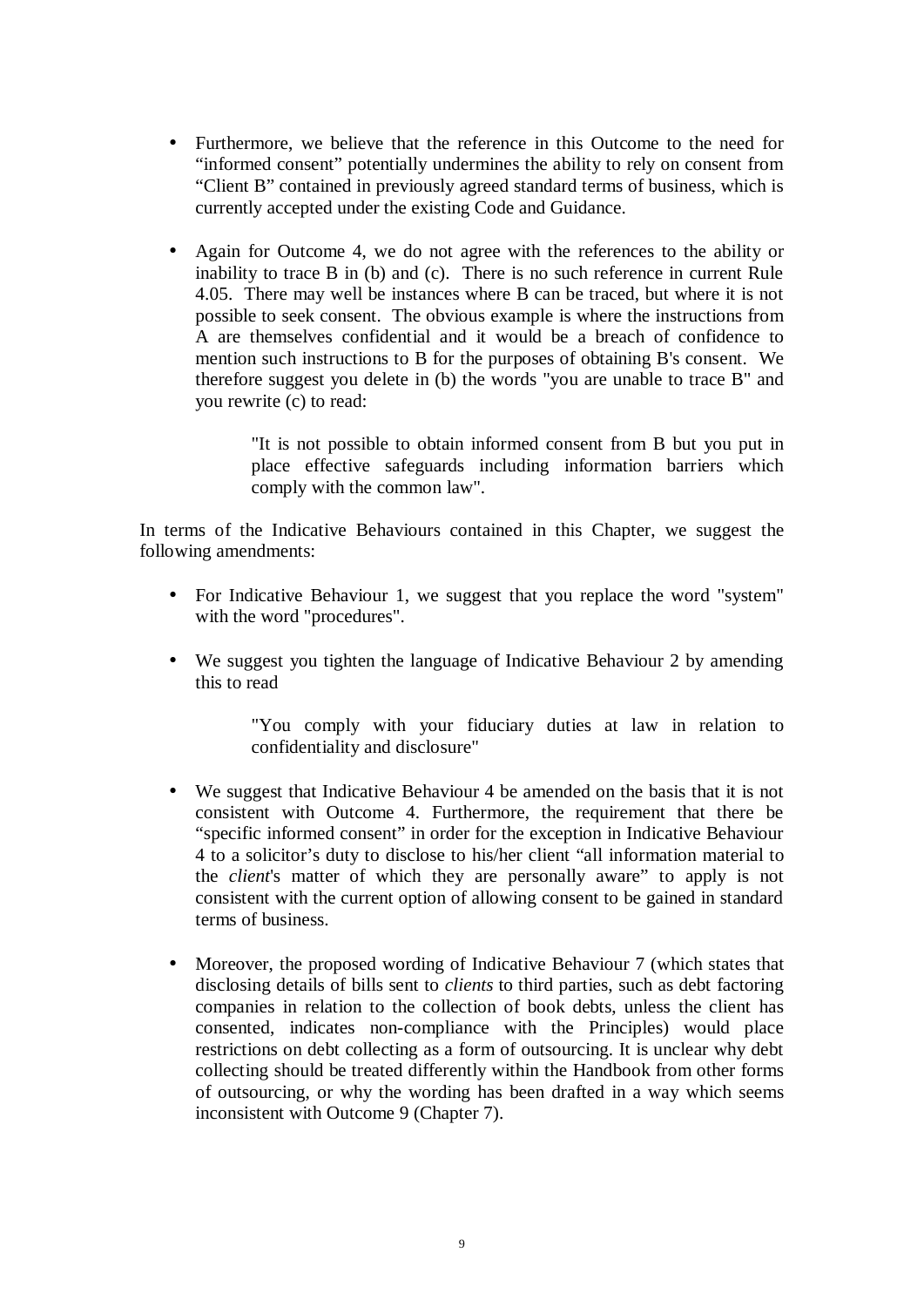- Furthermore, we believe that the reference in this Outcome to the need for "informed consent" potentially undermines the ability to rely on consent from "Client B" contained in previously agreed standard terms of business, which is currently accepted under the existing Code and Guidance.

- Again for Outcome 4, we do not agree with the references to the ability or inability to trace B in (b) and (c). There is no such reference in current Rule 4.05. There may well be instances where B can be traced, but where it is not possible to seek consent. The obvious example is where the instructions from A are themselves confidential and it would be a breach of confidence to mention such instructions to B for the purposes of obtaining B's consent. We therefore suggest you delete in (b) the words "you are unable to trace B" and you rewrite (c) to read:

  > "It is not possible to obtain informed consent from B but you put in place effective safeguards including information barriers which comply with the common law".

In terms of the Indicative Behaviours contained in this Chapter, we suggest the following amendments:

- For Indicative Behaviour 1, we suggest that you replace the word "system" with the word "procedures".

- We suggest you tighten the language of Indicative Behaviour 2 by amending this to read

  > "You comply with your fiduciary duties at law in relation to confidentiality and disclosure"

- We suggest that Indicative Behaviour 4 be amended on the basis that it is not consistent with Outcome 4. Furthermore, the requirement that there be "specific informed consent" in order for the exception in Indicative Behaviour 4 to a solicitor's duty to disclose to his/her client "all information material to the *client*'s matter of which they are personally aware" to apply is not consistent with the current option of allowing consent to be gained in standard terms of business.

- Moreover, the proposed wording of Indicative Behaviour 7 (which states that disclosing details of bills sent to *clients* to third parties, such as debt factoring companies in relation to the collection of book debts, unless the client has consented, indicates non-compliance with the Principles) would place restrictions on debt collecting as a form of outsourcing. It is unclear why debt collecting should be treated differently within the Handbook from other forms of outsourcing, or why the wording has been drafted in a way which seems inconsistent with Outcome 9 (Chapter 7).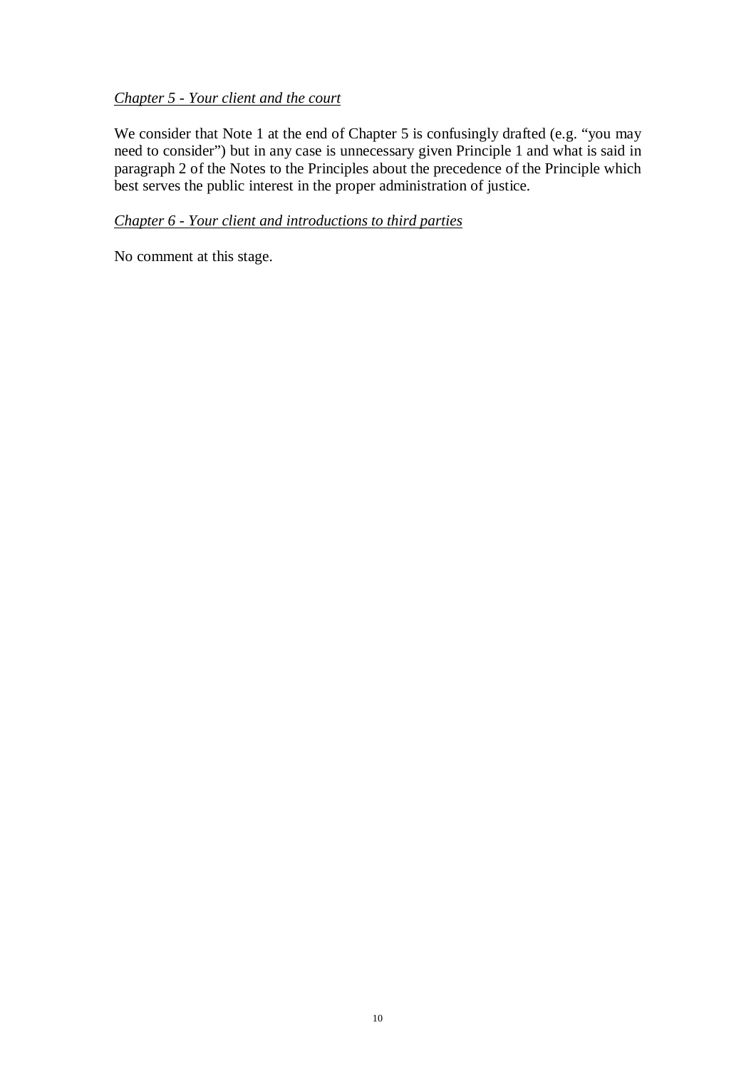*Chapter 5 - Your client and the court*

We consider that Note 1 at the end of Chapter 5 is confusingly drafted (e.g. "you may need to consider") but in any case is unnecessary given Principle 1 and what is said in paragraph 2 of the Notes to the Principles about the precedence of the Principle which best serves the public interest in the proper administration of justice.

*Chapter 6 - Your client and introductions to third parties*

No comment at this stage.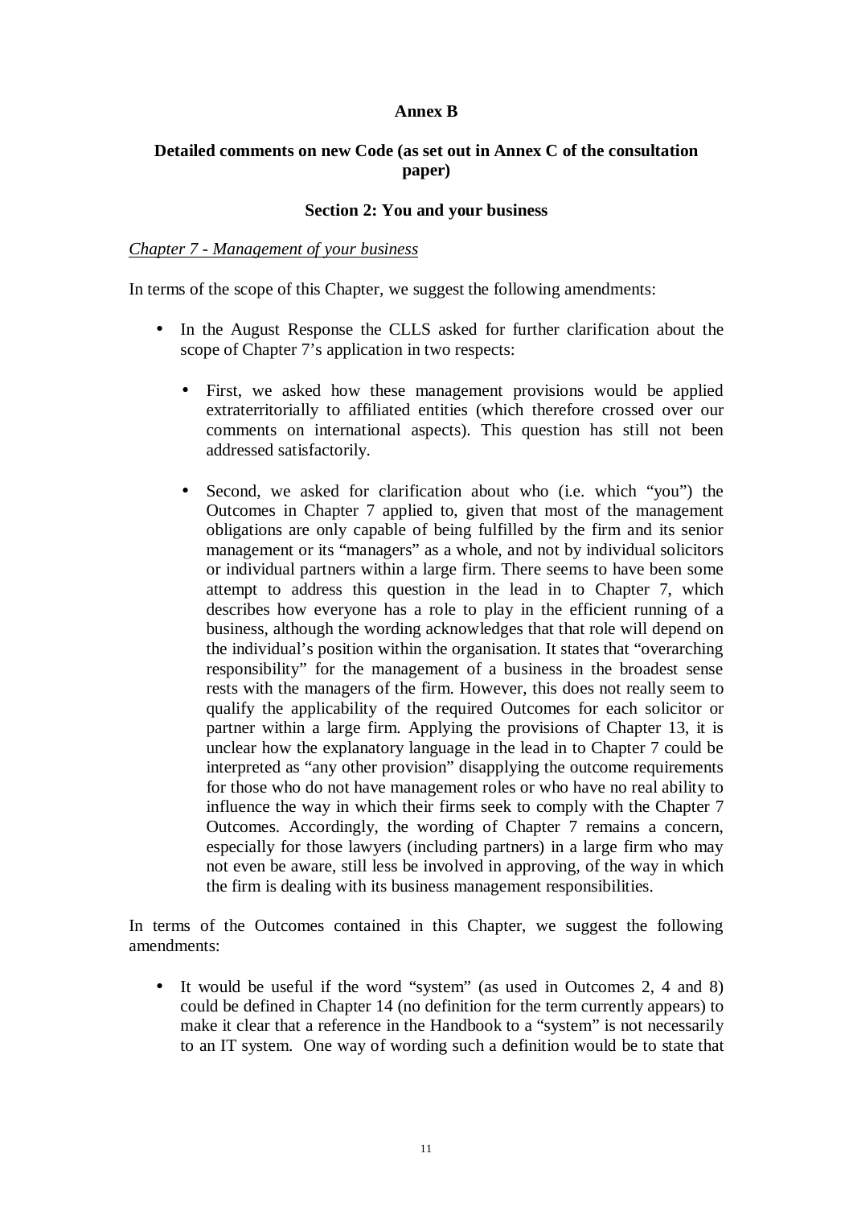**Annex B**

**Detailed comments on new Code (as set out in Annex C of the consultation paper)**

**Section 2: You and your business**

*Chapter 7 - Management of your business*

In terms of the scope of this Chapter, we suggest the following amendments:

- In the August Response the CLLS asked for further clarification about the scope of Chapter 7's application in two respects:

    - First, we asked how these management provisions would be applied extraterritorially to affiliated entities (which therefore crossed over our comments on international aspects). This question has still not been addressed satisfactorily.

    - Second, we asked for clarification about who (i.e. which "you") the Outcomes in Chapter 7 applied to, given that most of the management obligations are only capable of being fulfilled by the firm and its senior management or its "managers" as a whole, and not by individual solicitors or individual partners within a large firm. There seems to have been some attempt to address this question in the lead in to Chapter 7, which describes how everyone has a role to play in the efficient running of a business, although the wording acknowledges that that role will depend on the individual's position within the organisation. It states that "overarching responsibility" for the management of a business in the broadest sense rests with the managers of the firm. However, this does not really seem to qualify the applicability of the required Outcomes for each solicitor or partner within a large firm. Applying the provisions of Chapter 13, it is unclear how the explanatory language in the lead in to Chapter 7 could be interpreted as "any other provision" disapplying the outcome requirements for those who do not have management roles or who have no real ability to influence the way in which their firms seek to comply with the Chapter 7 Outcomes. Accordingly, the wording of Chapter 7 remains a concern, especially for those lawyers (including partners) in a large firm who may not even be aware, still less be involved in approving, of the way in which the firm is dealing with its business management responsibilities.

In terms of the Outcomes contained in this Chapter, we suggest the following amendments:

- It would be useful if the word "system" (as used in Outcomes 2, 4 and 8) could be defined in Chapter 14 (no definition for the term currently appears) to make it clear that a reference in the Handbook to a "system" is not necessarily to an IT system. One way of wording such a definition would be to state that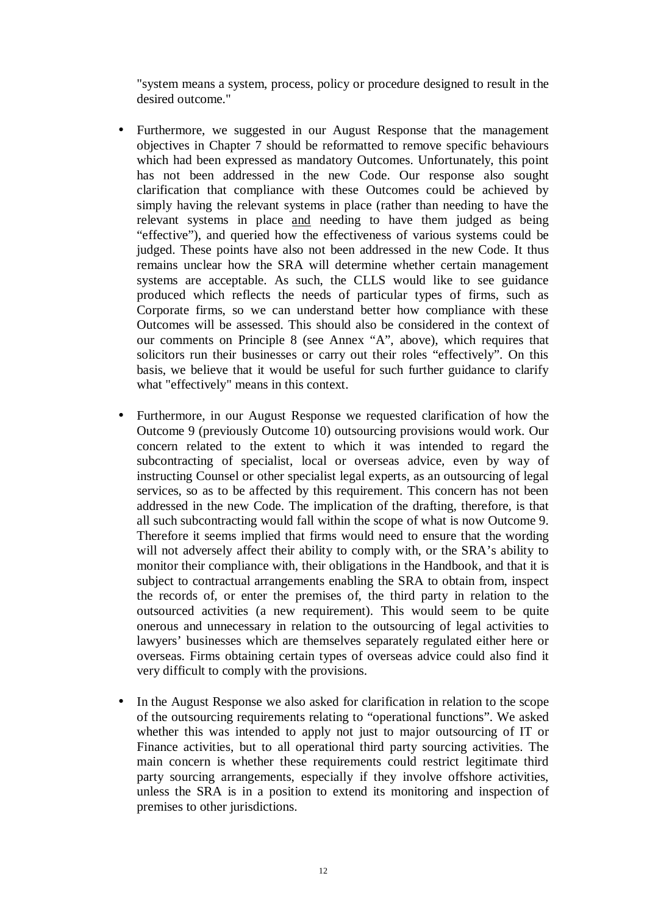"system means a system, process, policy or procedure designed to result in the desired outcome."

- Furthermore, we suggested in our August Response that the management objectives in Chapter 7 should be reformatted to remove specific behaviours which had been expressed as mandatory Outcomes. Unfortunately, this point has not been addressed in the new Code. Our response also sought clarification that compliance with these Outcomes could be achieved by simply having the relevant systems in place (rather than needing to have the relevant systems in place <u>and</u> needing to have them judged as being "effective"), and queried how the effectiveness of various systems could be judged. These points have also not been addressed in the new Code. It thus remains unclear how the SRA will determine whether certain management systems are acceptable. As such, the CLLS would like to see guidance produced which reflects the needs of particular types of firms, such as Corporate firms, so we can understand better how compliance with these Outcomes will be assessed. This should also be considered in the context of our comments on Principle 8 (see Annex "A", above), which requires that solicitors run their businesses or carry out their roles "effectively". On this basis, we believe that it would be useful for such further guidance to clarify what "effectively" means in this context.

- Furthermore, in our August Response we requested clarification of how the Outcome 9 (previously Outcome 10) outsourcing provisions would work. Our concern related to the extent to which it was intended to regard the subcontracting of specialist, local or overseas advice, even by way of instructing Counsel or other specialist legal experts, as an outsourcing of legal services, so as to be affected by this requirement. This concern has not been addressed in the new Code. The implication of the drafting, therefore, is that all such subcontracting would fall within the scope of what is now Outcome 9. Therefore it seems implied that firms would need to ensure that the wording will not adversely affect their ability to comply with, or the SRA's ability to monitor their compliance with, their obligations in the Handbook, and that it is subject to contractual arrangements enabling the SRA to obtain from, inspect the records of, or enter the premises of, the third party in relation to the outsourced activities (a new requirement). This would seem to be quite onerous and unnecessary in relation to the outsourcing of legal activities to lawyers' businesses which are themselves separately regulated either here or overseas. Firms obtaining certain types of overseas advice could also find it very difficult to comply with the provisions.

- In the August Response we also asked for clarification in relation to the scope of the outsourcing requirements relating to "operational functions". We asked whether this was intended to apply not just to major outsourcing of IT or Finance activities, but to all operational third party sourcing activities. The main concern is whether these requirements could restrict legitimate third party sourcing arrangements, especially if they involve offshore activities, unless the SRA is in a position to extend its monitoring and inspection of premises to other jurisdictions.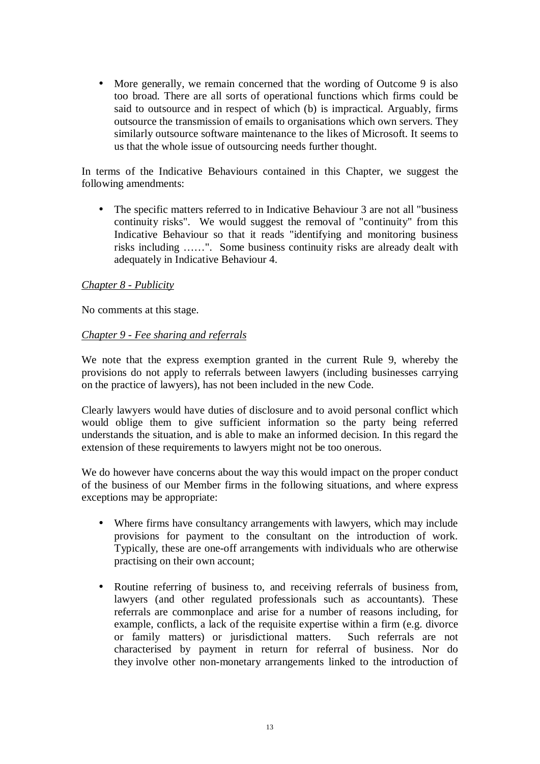- More generally, we remain concerned that the wording of Outcome 9 is also too broad. There are all sorts of operational functions which firms could be said to outsource and in respect of which (b) is impractical. Arguably, firms outsource the transmission of emails to organisations which own servers. They similarly outsource software maintenance to the likes of Microsoft. It seems to us that the whole issue of outsourcing needs further thought.

In terms of the Indicative Behaviours contained in this Chapter, we suggest the following amendments:

- The specific matters referred to in Indicative Behaviour 3 are not all "business continuity risks". We would suggest the removal of "continuity" from this Indicative Behaviour so that it reads "identifying and monitoring business risks including ……". Some business continuity risks are already dealt with adequately in Indicative Behaviour 4.

*Chapter 8 - Publicity*

No comments at this stage.

*Chapter 9 - Fee sharing and referrals*

We note that the express exemption granted in the current Rule 9, whereby the provisions do not apply to referrals between lawyers (including businesses carrying on the practice of lawyers), has not been included in the new Code.

Clearly lawyers would have duties of disclosure and to avoid personal conflict which would oblige them to give sufficient information so the party being referred understands the situation, and is able to make an informed decision. In this regard the extension of these requirements to lawyers might not be too onerous.

We do however have concerns about the way this would impact on the proper conduct of the business of our Member firms in the following situations, and where express exceptions may be appropriate:

- Where firms have consultancy arrangements with lawyers, which may include provisions for payment to the consultant on the introduction of work. Typically, these are one-off arrangements with individuals who are otherwise practising on their own account;

- Routine referring of business to, and receiving referrals of business from, lawyers (and other regulated professionals such as accountants). These referrals are commonplace and arise for a number of reasons including, for example, conflicts, a lack of the requisite expertise within a firm (e.g. divorce or family matters) or jurisdictional matters. Such referrals are not characterised by payment in return for referral of business. Nor do they involve other non-monetary arrangements linked to the introduction of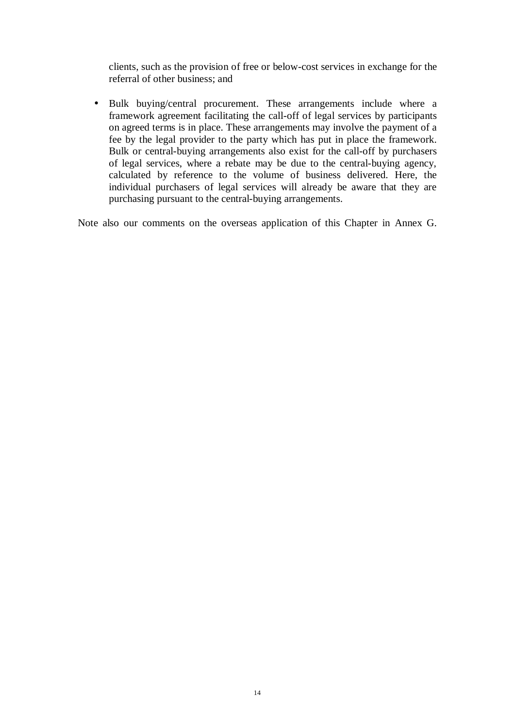clients, such as the provision of free or below-cost services in exchange for the referral of other business; and

- Bulk buying/central procurement. These arrangements include where a framework agreement facilitating the call-off of legal services by participants on agreed terms is in place. These arrangements may involve the payment of a fee by the legal provider to the party which has put in place the framework. Bulk or central-buying arrangements also exist for the call-off by purchasers of legal services, where a rebate may be due to the central-buying agency, calculated by reference to the volume of business delivered. Here, the individual purchasers of legal services will already be aware that they are purchasing pursuant to the central-buying arrangements.

Note also our comments on the overseas application of this Chapter in Annex G.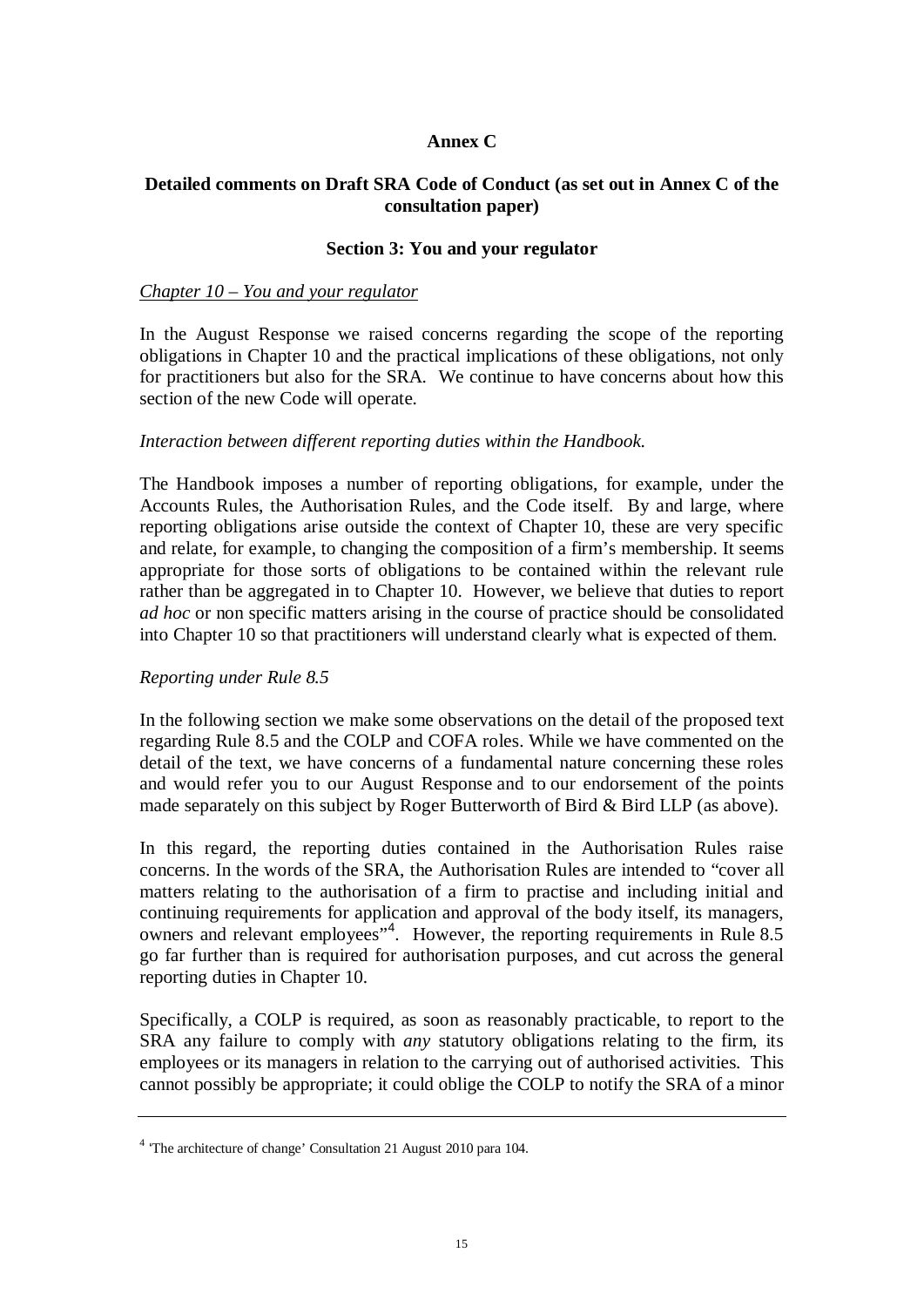**Annex C**

**Detailed comments on Draft SRA Code of Conduct (as set out in Annex C of the consultation paper)**

**Section 3: You and your regulator**

*Chapter 10 – You and your regulator*

In the August Response we raised concerns regarding the scope of the reporting obligations in Chapter 10 and the practical implications of these obligations, not only for practitioners but also for the SRA. We continue to have concerns about how this section of the new Code will operate.

*Interaction between different reporting duties within the Handbook.*

The Handbook imposes a number of reporting obligations, for example, under the Accounts Rules, the Authorisation Rules, and the Code itself. By and large, where reporting obligations arise outside the context of Chapter 10, these are very specific and relate, for example, to changing the composition of a firm's membership. It seems appropriate for those sorts of obligations to be contained within the relevant rule rather than be aggregated in to Chapter 10. However, we believe that duties to report *ad hoc* or non specific matters arising in the course of practice should be consolidated into Chapter 10 so that practitioners will understand clearly what is expected of them.

*Reporting under Rule 8.5*

In the following section we make some observations on the detail of the proposed text regarding Rule 8.5 and the COLP and COFA roles. While we have commented on the detail of the text, we have concerns of a fundamental nature concerning these roles and would refer you to our August Response and to our endorsement of the points made separately on this subject by Roger Butterworth of Bird & Bird LLP (as above).

In this regard, the reporting duties contained in the Authorisation Rules raise concerns. In the words of the SRA, the Authorisation Rules are intended to "cover all matters relating to the authorisation of a firm to practise and including initial and continuing requirements for application and approval of the body itself, its managers, owners and relevant employees"[4]. However, the reporting requirements in Rule 8.5 go far further than is required for authorisation purposes, and cut across the general reporting duties in Chapter 10.

Specifically, a COLP is required, as soon as reasonably practicable, to report to the SRA any failure to comply with *any* statutory obligations relating to the firm, its employees or its managers in relation to the carrying out of authorised activities. This cannot possibly be appropriate; it could oblige the COLP to notify the SRA of a minor

---

[4] 'The architecture of change' Consultation 21 August 2010 para 104.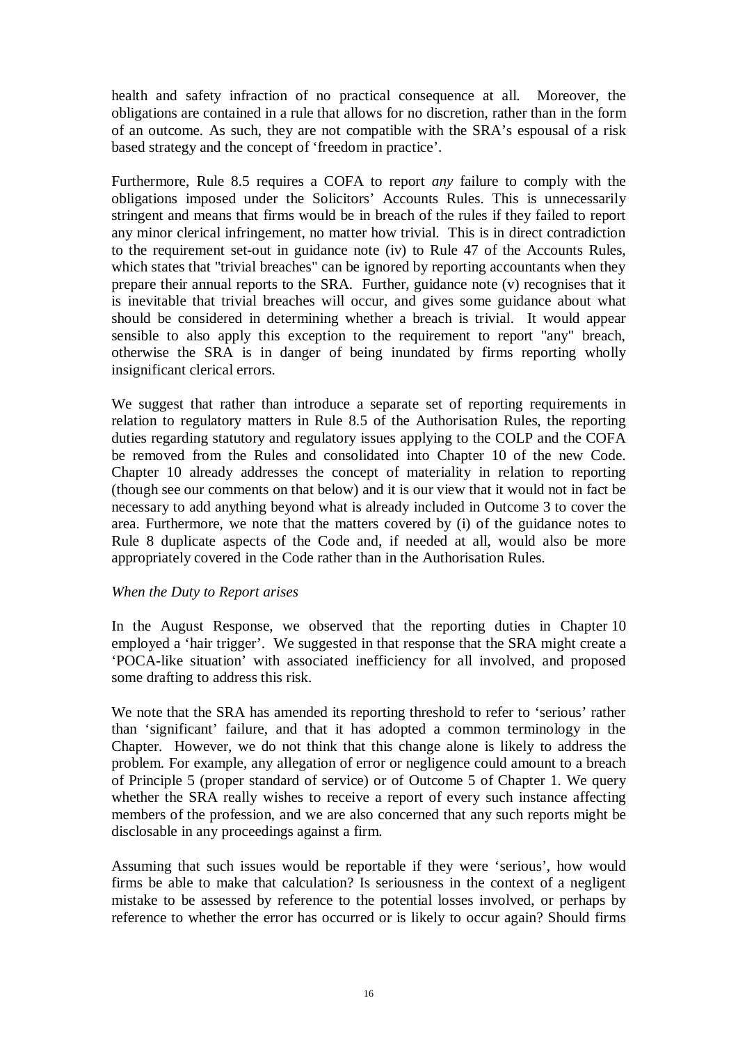health and safety infraction of no practical consequence at all. Moreover, the obligations are contained in a rule that allows for no discretion, rather than in the form of an outcome. As such, they are not compatible with the SRA's espousal of a risk based strategy and the concept of 'freedom in practice'.

Furthermore, Rule 8.5 requires a COFA to report *any* failure to comply with the obligations imposed under the Solicitors' Accounts Rules. This is unnecessarily stringent and means that firms would be in breach of the rules if they failed to report any minor clerical infringement, no matter how trivial. This is in direct contradiction to the requirement set-out in guidance note (iv) to Rule 47 of the Accounts Rules, which states that "trivial breaches" can be ignored by reporting accountants when they prepare their annual reports to the SRA. Further, guidance note (v) recognises that it is inevitable that trivial breaches will occur, and gives some guidance about what should be considered in determining whether a breach is trivial. It would appear sensible to also apply this exception to the requirement to report "any" breach, otherwise the SRA is in danger of being inundated by firms reporting wholly insignificant clerical errors.

We suggest that rather than introduce a separate set of reporting requirements in relation to regulatory matters in Rule 8.5 of the Authorisation Rules, the reporting duties regarding statutory and regulatory issues applying to the COLP and the COFA be removed from the Rules and consolidated into Chapter 10 of the new Code. Chapter 10 already addresses the concept of materiality in relation to reporting (though see our comments on that below) and it is our view that it would not in fact be necessary to add anything beyond what is already included in Outcome 3 to cover the area. Furthermore, we note that the matters covered by (i) of the guidance notes to Rule 8 duplicate aspects of the Code and, if needed at all, would also be more appropriately covered in the Code rather than in the Authorisation Rules.

*When the Duty to Report arises*

In the August Response, we observed that the reporting duties in Chapter 10 employed a 'hair trigger'. We suggested in that response that the SRA might create a 'POCA-like situation' with associated inefficiency for all involved, and proposed some drafting to address this risk.

We note that the SRA has amended its reporting threshold to refer to 'serious' rather than 'significant' failure, and that it has adopted a common terminology in the Chapter. However, we do not think that this change alone is likely to address the problem. For example, any allegation of error or negligence could amount to a breach of Principle 5 (proper standard of service) or of Outcome 5 of Chapter 1. We query whether the SRA really wishes to receive a report of every such instance affecting members of the profession, and we are also concerned that any such reports might be disclosable in any proceedings against a firm.

Assuming that such issues would be reportable if they were 'serious', how would firms be able to make that calculation? Is seriousness in the context of a negligent mistake to be assessed by reference to the potential losses involved, or perhaps by reference to whether the error has occurred or is likely to occur again? Should firms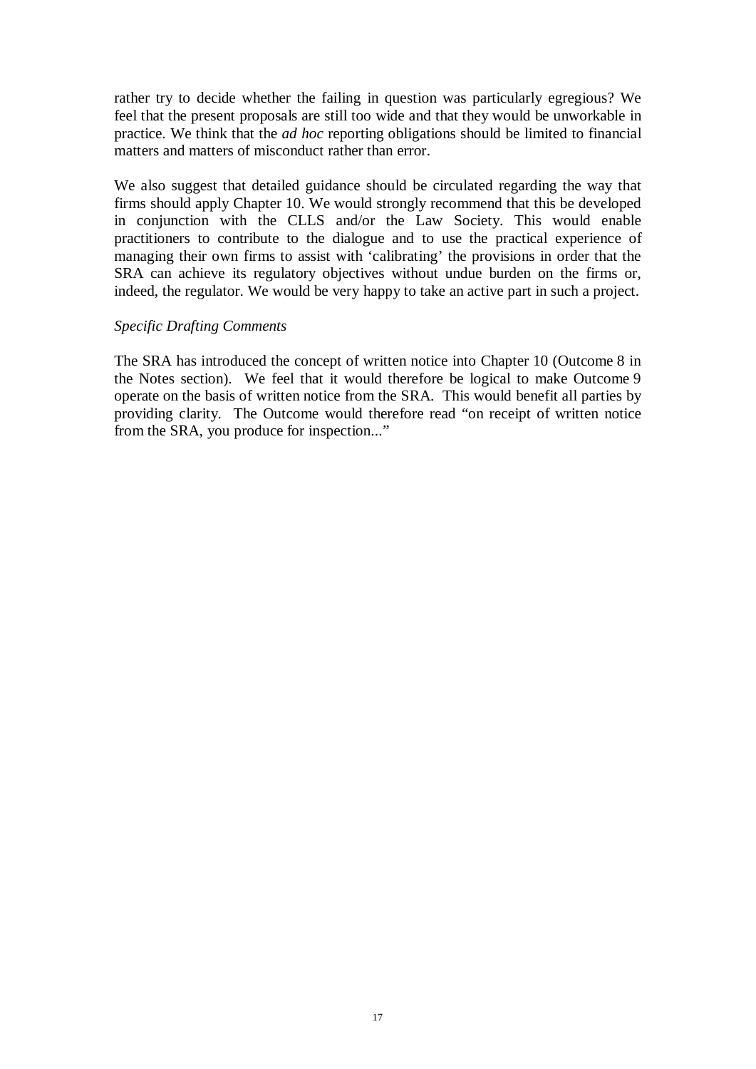rather try to decide whether the failing in question was particularly egregious? We feel that the present proposals are still too wide and that they would be unworkable in practice. We think that the *ad hoc* reporting obligations should be limited to financial matters and matters of misconduct rather than error.

We also suggest that detailed guidance should be circulated regarding the way that firms should apply Chapter 10. We would strongly recommend that this be developed in conjunction with the CLLS and/or the Law Society. This would enable practitioners to contribute to the dialogue and to use the practical experience of managing their own firms to assist with 'calibrating' the provisions in order that the SRA can achieve its regulatory objectives without undue burden on the firms or, indeed, the regulator. We would be very happy to take an active part in such a project.

*Specific Drafting Comments*

The SRA has introduced the concept of written notice into Chapter 10 (Outcome 8 in the Notes section). We feel that it would therefore be logical to make Outcome 9 operate on the basis of written notice from the SRA. This would benefit all parties by providing clarity. The Outcome would therefore read "on receipt of written notice from the SRA, you produce for inspection..."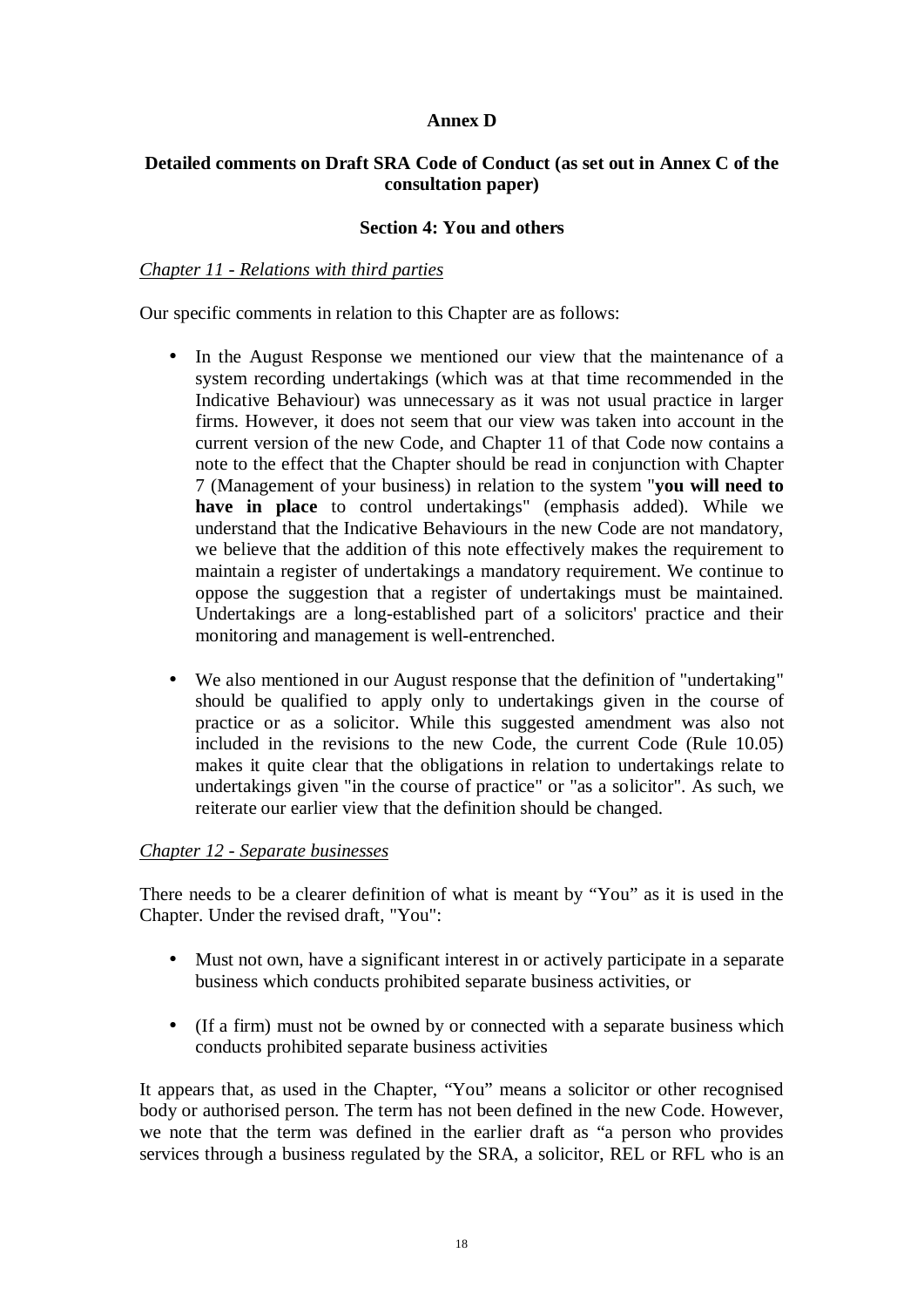**Annex D**

**Detailed comments on Draft SRA Code of Conduct (as set out in Annex C of the consultation paper)**

**Section 4: You and others**

*Chapter 11 - Relations with third parties*

Our specific comments in relation to this Chapter are as follows:

- In the August Response we mentioned our view that the maintenance of a system recording undertakings (which was at that time recommended in the Indicative Behaviour) was unnecessary as it was not usual practice in larger firms. However, it does not seem that our view was taken into account in the current version of the new Code, and Chapter 11 of that Code now contains a note to the effect that the Chapter should be read in conjunction with Chapter 7 (Management of your business) in relation to the system "**you will need to have in place** to control undertakings" (emphasis added). While we understand that the Indicative Behaviours in the new Code are not mandatory, we believe that the addition of this note effectively makes the requirement to maintain a register of undertakings a mandatory requirement. We continue to oppose the suggestion that a register of undertakings must be maintained. Undertakings are a long-established part of a solicitors' practice and their monitoring and management is well-entrenched.

- We also mentioned in our August response that the definition of "undertaking" should be qualified to apply only to undertakings given in the course of practice or as a solicitor. While this suggested amendment was also not included in the revisions to the new Code, the current Code (Rule 10.05) makes it quite clear that the obligations in relation to undertakings relate to undertakings given "in the course of practice" or "as a solicitor". As such, we reiterate our earlier view that the definition should be changed.

*Chapter 12 - Separate businesses*

There needs to be a clearer definition of what is meant by "You" as it is used in the Chapter. Under the revised draft, "You":

- Must not own, have a significant interest in or actively participate in a separate business which conducts prohibited separate business activities, or

- (If a firm) must not be owned by or connected with a separate business which conducts prohibited separate business activities

It appears that, as used in the Chapter, "You" means a solicitor or other recognised body or authorised person. The term has not been defined in the new Code. However, we note that the term was defined in the earlier draft as "a person who provides services through a business regulated by the SRA, a solicitor, REL or RFL who is an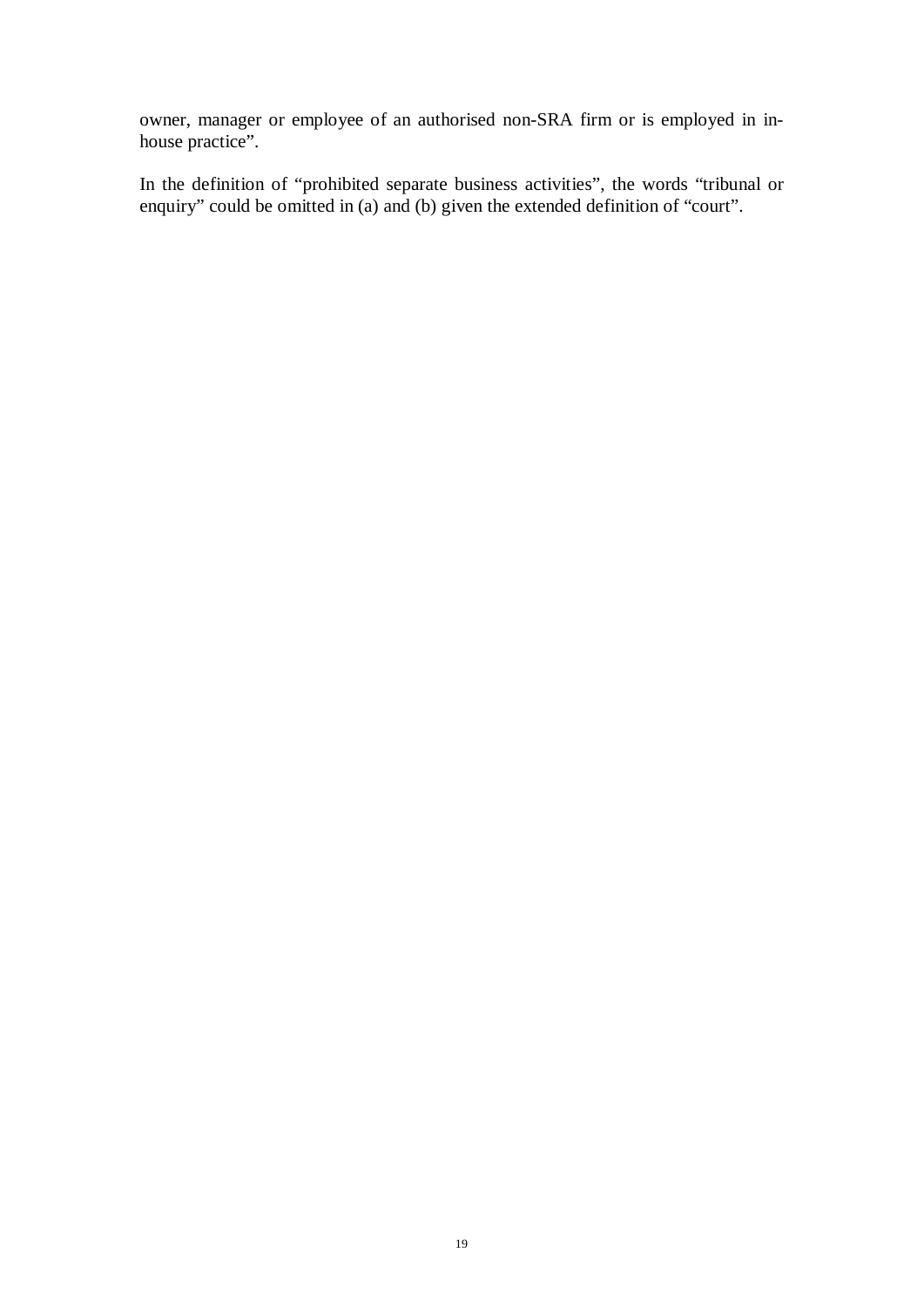owner, manager or employee of an authorised non-SRA firm or is employed in in-house practice".

In the definition of "prohibited separate business activities", the words "tribunal or enquiry" could be omitted in (a) and (b) given the extended definition of "court".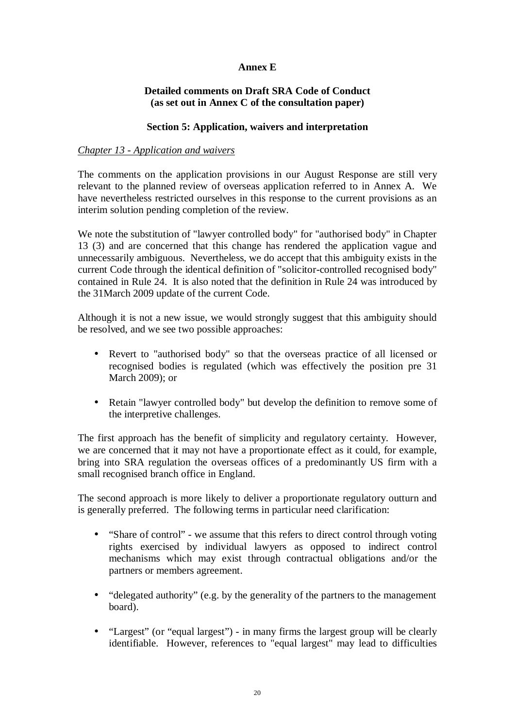**Annex E**

**Detailed comments on Draft SRA Code of Conduct (as set out in Annex C of the consultation paper)**

**Section 5: Application, waivers and interpretation**

*Chapter 13 - Application and waivers*

The comments on the application provisions in our August Response are still very relevant to the planned review of overseas application referred to in Annex A. We have nevertheless restricted ourselves in this response to the current provisions as an interim solution pending completion of the review.

We note the substitution of "lawyer controlled body" for "authorised body" in Chapter 13 (3) and are concerned that this change has rendered the application vague and unnecessarily ambiguous. Nevertheless, we do accept that this ambiguity exists in the current Code through the identical definition of "solicitor-controlled recognised body" contained in Rule 24. It is also noted that the definition in Rule 24 was introduced by the 31March 2009 update of the current Code.

Although it is not a new issue, we would strongly suggest that this ambiguity should be resolved, and we see two possible approaches:

- Revert to "authorised body" so that the overseas practice of all licensed or recognised bodies is regulated (which was effectively the position pre 31 March 2009); or
- Retain "lawyer controlled body" but develop the definition to remove some of the interpretive challenges.

The first approach has the benefit of simplicity and regulatory certainty. However, we are concerned that it may not have a proportionate effect as it could, for example, bring into SRA regulation the overseas offices of a predominantly US firm with a small recognised branch office in England.

The second approach is more likely to deliver a proportionate regulatory outturn and is generally preferred. The following terms in particular need clarification:

- "Share of control" - we assume that this refers to direct control through voting rights exercised by individual lawyers as opposed to indirect control mechanisms which may exist through contractual obligations and/or the partners or members agreement.
- "delegated authority" (e.g. by the generality of the partners to the management board).
- "Largest" (or "equal largest") - in many firms the largest group will be clearly identifiable. However, references to "equal largest" may lead to difficulties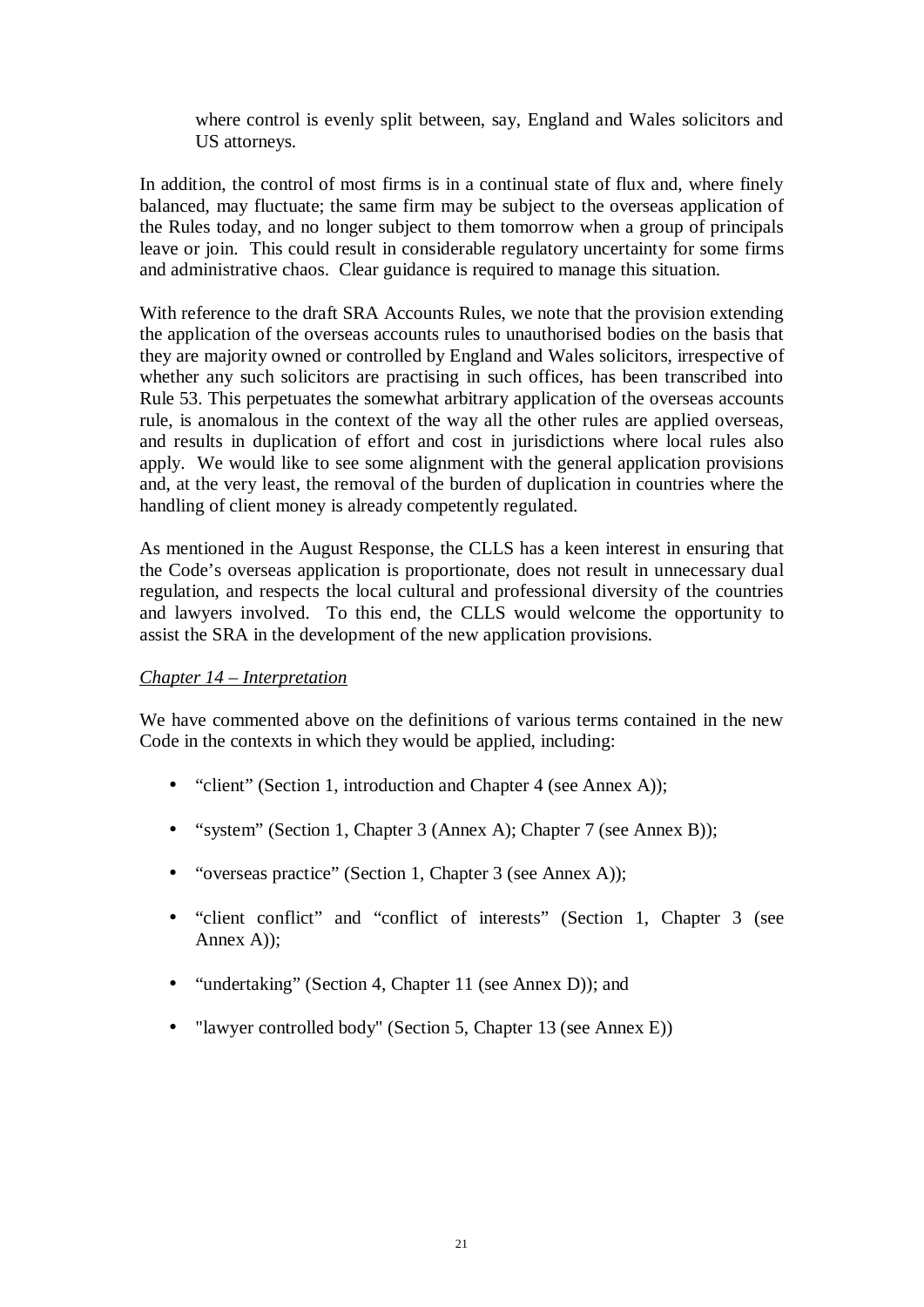where control is evenly split between, say, England and Wales solicitors and US attorneys.

In addition, the control of most firms is in a continual state of flux and, where finely balanced, may fluctuate; the same firm may be subject to the overseas application of the Rules today, and no longer subject to them tomorrow when a group of principals leave or join. This could result in considerable regulatory uncertainty for some firms and administrative chaos. Clear guidance is required to manage this situation.

With reference to the draft SRA Accounts Rules, we note that the provision extending the application of the overseas accounts rules to unauthorised bodies on the basis that they are majority owned or controlled by England and Wales solicitors, irrespective of whether any such solicitors are practising in such offices, has been transcribed into Rule 53. This perpetuates the somewhat arbitrary application of the overseas accounts rule, is anomalous in the context of the way all the other rules are applied overseas, and results in duplication of effort and cost in jurisdictions where local rules also apply. We would like to see some alignment with the general application provisions and, at the very least, the removal of the burden of duplication in countries where the handling of client money is already competently regulated.

As mentioned in the August Response, the CLLS has a keen interest in ensuring that the Code's overseas application is proportionate, does not result in unnecessary dual regulation, and respects the local cultural and professional diversity of the countries and lawyers involved. To this end, the CLLS would welcome the opportunity to assist the SRA in the development of the new application provisions.

*Chapter 14 – Interpretation*

We have commented above on the definitions of various terms contained in the new Code in the contexts in which they would be applied, including:

- "client" (Section 1, introduction and Chapter 4 (see Annex A));
- "system" (Section 1, Chapter 3 (Annex A); Chapter 7 (see Annex B));
- "overseas practice" (Section 1, Chapter 3 (see Annex A));
- "client conflict" and "conflict of interests" (Section 1, Chapter 3 (see Annex A));
- "undertaking" (Section 4, Chapter 11 (see Annex D)); and
- "lawyer controlled body" (Section 5, Chapter 13 (see Annex E))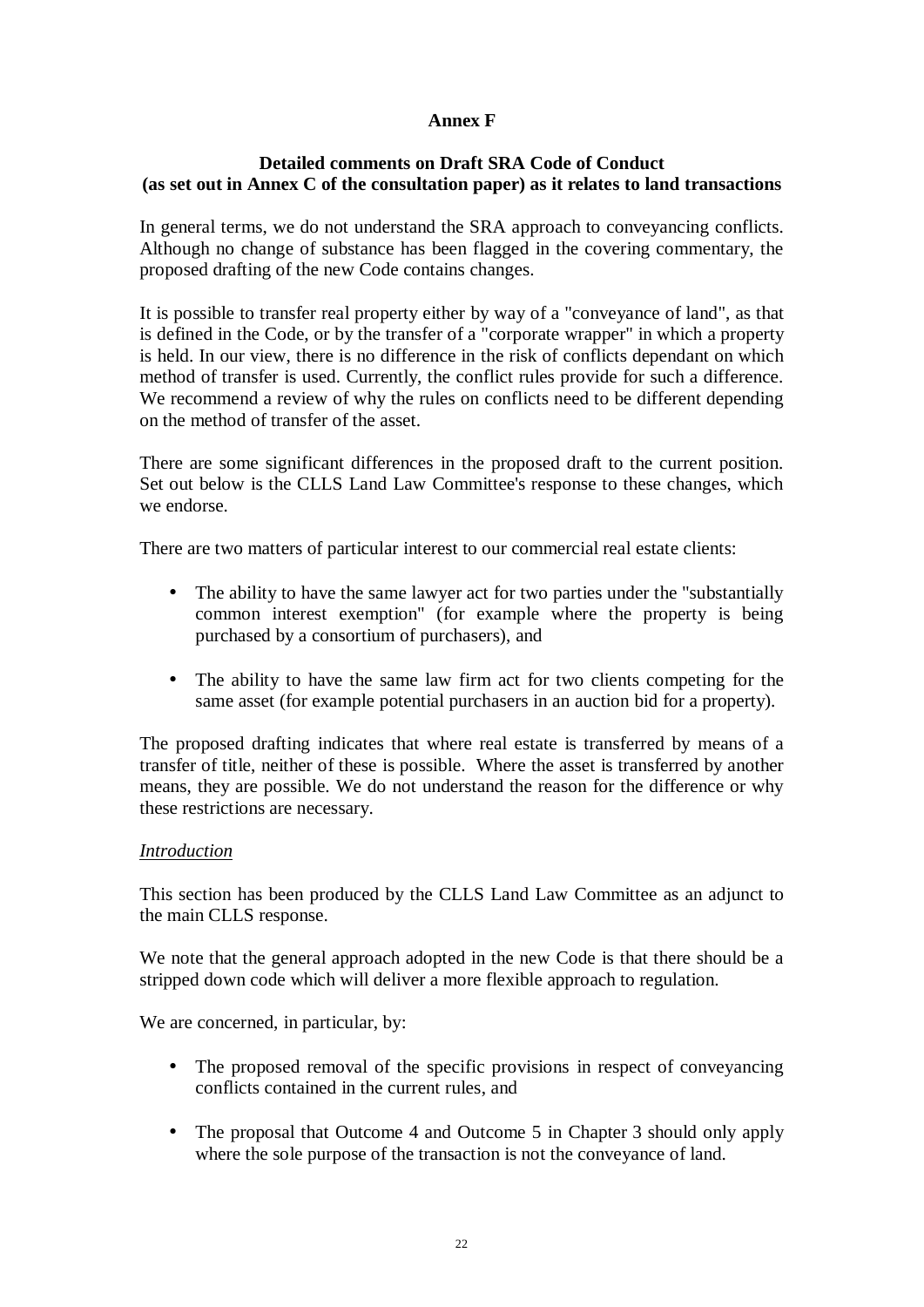**Annex F**

**Detailed comments on Draft SRA Code of Conduct (as set out in Annex C of the consultation paper) as it relates to land transactions**

In general terms, we do not understand the SRA approach to conveyancing conflicts. Although no change of substance has been flagged in the covering commentary, the proposed drafting of the new Code contains changes.

It is possible to transfer real property either by way of a "conveyance of land", as that is defined in the Code, or by the transfer of a "corporate wrapper" in which a property is held. In our view, there is no difference in the risk of conflicts dependant on which method of transfer is used. Currently, the conflict rules provide for such a difference. We recommend a review of why the rules on conflicts need to be different depending on the method of transfer of the asset.

There are some significant differences in the proposed draft to the current position. Set out below is the CLLS Land Law Committee's response to these changes, which we endorse.

There are two matters of particular interest to our commercial real estate clients:

- The ability to have the same lawyer act for two parties under the "substantially common interest exemption" (for example where the property is being purchased by a consortium of purchasers), and
- The ability to have the same law firm act for two clients competing for the same asset (for example potential purchasers in an auction bid for a property).

The proposed drafting indicates that where real estate is transferred by means of a transfer of title, neither of these is possible. Where the asset is transferred by another means, they are possible. We do not understand the reason for the difference or why these restrictions are necessary.

*Introduction*

This section has been produced by the CLLS Land Law Committee as an adjunct to the main CLLS response.

We note that the general approach adopted in the new Code is that there should be a stripped down code which will deliver a more flexible approach to regulation.

We are concerned, in particular, by:

- The proposed removal of the specific provisions in respect of conveyancing conflicts contained in the current rules, and
- The proposal that Outcome 4 and Outcome 5 in Chapter 3 should only apply where the sole purpose of the transaction is not the conveyance of land.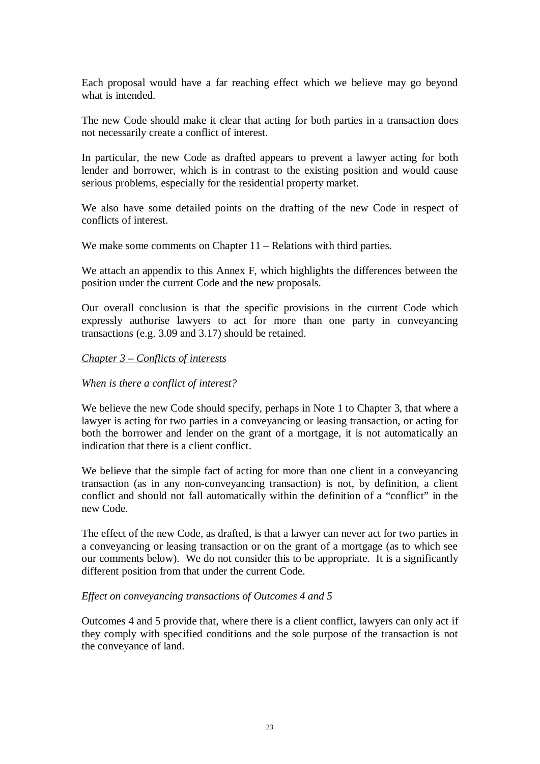Each proposal would have a far reaching effect which we believe may go beyond what is intended.

The new Code should make it clear that acting for both parties in a transaction does not necessarily create a conflict of interest.

In particular, the new Code as drafted appears to prevent a lawyer acting for both lender and borrower, which is in contrast to the existing position and would cause serious problems, especially for the residential property market.

We also have some detailed points on the drafting of the new Code in respect of conflicts of interest.

We make some comments on Chapter 11 – Relations with third parties.

We attach an appendix to this Annex F, which highlights the differences between the position under the current Code and the new proposals.

Our overall conclusion is that the specific provisions in the current Code which expressly authorise lawyers to act for more than one party in conveyancing transactions (e.g. 3.09 and 3.17) should be retained.

*Chapter 3 – Conflicts of interests*

*When is there a conflict of interest?*

We believe the new Code should specify, perhaps in Note 1 to Chapter 3, that where a lawyer is acting for two parties in a conveyancing or leasing transaction, or acting for both the borrower and lender on the grant of a mortgage, it is not automatically an indication that there is a client conflict.

We believe that the simple fact of acting for more than one client in a conveyancing transaction (as in any non-conveyancing transaction) is not, by definition, a client conflict and should not fall automatically within the definition of a "conflict" in the new Code.

The effect of the new Code, as drafted, is that a lawyer can never act for two parties in a conveyancing or leasing transaction or on the grant of a mortgage (as to which see our comments below). We do not consider this to be appropriate. It is a significantly different position from that under the current Code.

*Effect on conveyancing transactions of Outcomes 4 and 5*

Outcomes 4 and 5 provide that, where there is a client conflict, lawyers can only act if they comply with specified conditions and the sole purpose of the transaction is not the conveyance of land.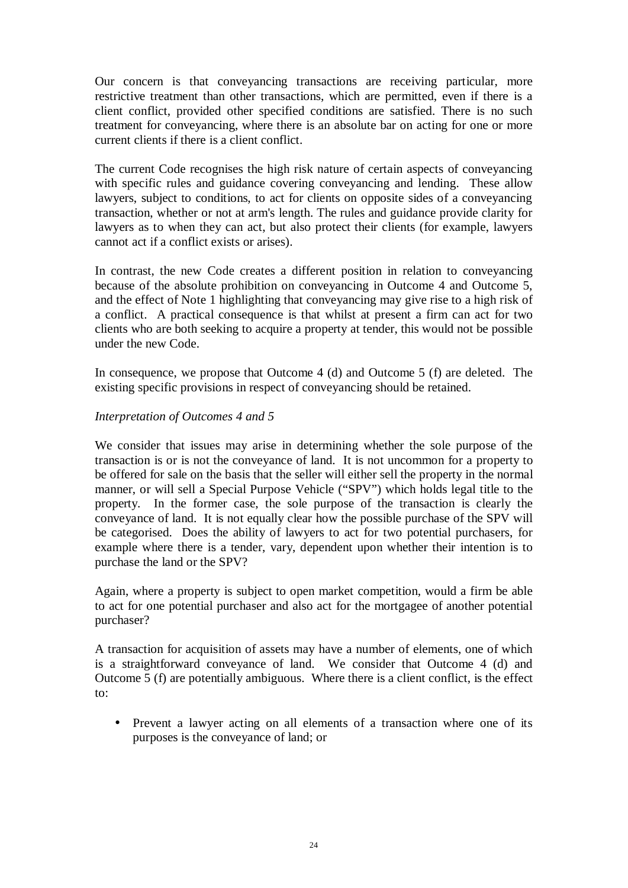Our concern is that conveyancing transactions are receiving particular, more restrictive treatment than other transactions, which are permitted, even if there is a client conflict, provided other specified conditions are satisfied. There is no such treatment for conveyancing, where there is an absolute bar on acting for one or more current clients if there is a client conflict.

The current Code recognises the high risk nature of certain aspects of conveyancing with specific rules and guidance covering conveyancing and lending. These allow lawyers, subject to conditions, to act for clients on opposite sides of a conveyancing transaction, whether or not at arm's length. The rules and guidance provide clarity for lawyers as to when they can act, but also protect their clients (for example, lawyers cannot act if a conflict exists or arises).

In contrast, the new Code creates a different position in relation to conveyancing because of the absolute prohibition on conveyancing in Outcome 4 and Outcome 5, and the effect of Note 1 highlighting that conveyancing may give rise to a high risk of a conflict. A practical consequence is that whilst at present a firm can act for two clients who are both seeking to acquire a property at tender, this would not be possible under the new Code.

In consequence, we propose that Outcome 4 (d) and Outcome 5 (f) are deleted. The existing specific provisions in respect of conveyancing should be retained.

*Interpretation of Outcomes 4 and 5*

We consider that issues may arise in determining whether the sole purpose of the transaction is or is not the conveyance of land. It is not uncommon for a property to be offered for sale on the basis that the seller will either sell the property in the normal manner, or will sell a Special Purpose Vehicle ("SPV") which holds legal title to the property. In the former case, the sole purpose of the transaction is clearly the conveyance of land. It is not equally clear how the possible purchase of the SPV will be categorised. Does the ability of lawyers to act for two potential purchasers, for example where there is a tender, vary, dependent upon whether their intention is to purchase the land or the SPV?

Again, where a property is subject to open market competition, would a firm be able to act for one potential purchaser and also act for the mortgagee of another potential purchaser?

A transaction for acquisition of assets may have a number of elements, one of which is a straightforward conveyance of land. We consider that Outcome 4 (d) and Outcome 5 (f) are potentially ambiguous. Where there is a client conflict, is the effect to:

- Prevent a lawyer acting on all elements of a transaction where one of its purposes is the conveyance of land; or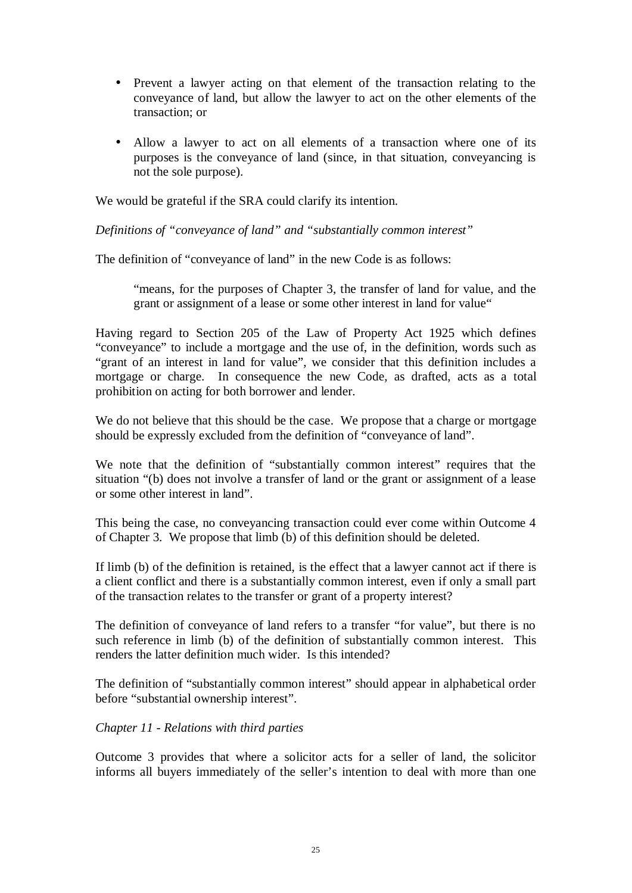- Prevent a lawyer acting on that element of the transaction relating to the conveyance of land, but allow the lawyer to act on the other elements of the transaction; or

- Allow a lawyer to act on all elements of a transaction where one of its purposes is the conveyance of land (since, in that situation, conveyancing is not the sole purpose).

We would be grateful if the SRA could clarify its intention.

*Definitions of "conveyance of land" and "substantially common interest"*

The definition of "conveyance of land" in the new Code is as follows:

> "means, for the purposes of Chapter 3, the transfer of land for value, and the grant or assignment of a lease or some other interest in land for value"

Having regard to Section 205 of the Law of Property Act 1925 which defines "conveyance" to include a mortgage and the use of, in the definition, words such as "grant of an interest in land for value", we consider that this definition includes a mortgage or charge. In consequence the new Code, as drafted, acts as a total prohibition on acting for both borrower and lender.

We do not believe that this should be the case. We propose that a charge or mortgage should be expressly excluded from the definition of "conveyance of land".

We note that the definition of "substantially common interest" requires that the situation "(b) does not involve a transfer of land or the grant or assignment of a lease or some other interest in land".

This being the case, no conveyancing transaction could ever come within Outcome 4 of Chapter 3. We propose that limb (b) of this definition should be deleted.

If limb (b) of the definition is retained, is the effect that a lawyer cannot act if there is a client conflict and there is a substantially common interest, even if only a small part of the transaction relates to the transfer or grant of a property interest?

The definition of conveyance of land refers to a transfer "for value", but there is no such reference in limb (b) of the definition of substantially common interest. This renders the latter definition much wider. Is this intended?

The definition of "substantially common interest" should appear in alphabetical order before "substantial ownership interest".

*Chapter 11 - Relations with third parties*

Outcome 3 provides that where a solicitor acts for a seller of land, the solicitor informs all buyers immediately of the seller's intention to deal with more than one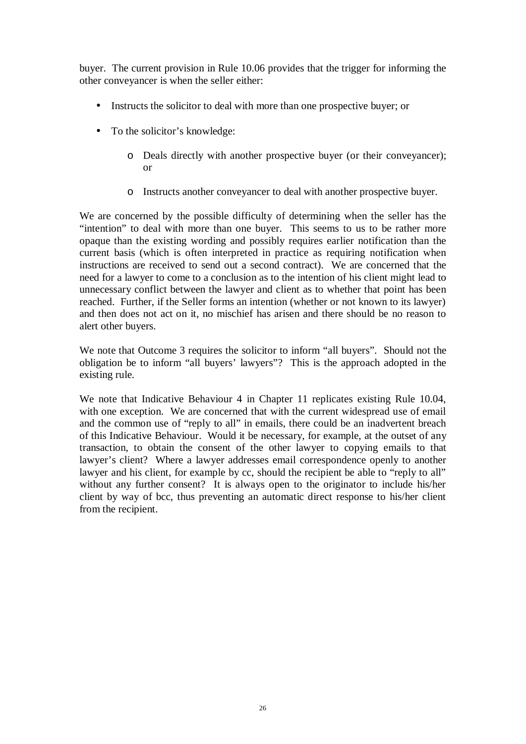buyer. The current provision in Rule 10.06 provides that the trigger for informing the other conveyancer is when the seller either:

- Instructs the solicitor to deal with more than one prospective buyer; or
- To the solicitor's knowledge:
  - Deals directly with another prospective buyer (or their conveyancer); or
  - Instructs another conveyancer to deal with another prospective buyer.

We are concerned by the possible difficulty of determining when the seller has the "intention" to deal with more than one buyer. This seems to us to be rather more opaque than the existing wording and possibly requires earlier notification than the current basis (which is often interpreted in practice as requiring notification when instructions are received to send out a second contract). We are concerned that the need for a lawyer to come to a conclusion as to the intention of his client might lead to unnecessary conflict between the lawyer and client as to whether that point has been reached. Further, if the Seller forms an intention (whether or not known to its lawyer) and then does not act on it, no mischief has arisen and there should be no reason to alert other buyers.

We note that Outcome 3 requires the solicitor to inform "all buyers". Should not the obligation be to inform "all buyers' lawyers"? This is the approach adopted in the existing rule.

We note that Indicative Behaviour 4 in Chapter 11 replicates existing Rule 10.04, with one exception. We are concerned that with the current widespread use of email and the common use of "reply to all" in emails, there could be an inadvertent breach of this Indicative Behaviour. Would it be necessary, for example, at the outset of any transaction, to obtain the consent of the other lawyer to copying emails to that lawyer's client? Where a lawyer addresses email correspondence openly to another lawyer and his client, for example by cc, should the recipient be able to "reply to all" without any further consent? It is always open to the originator to include his/her client by way of bcc, thus preventing an automatic direct response to his/her client from the recipient.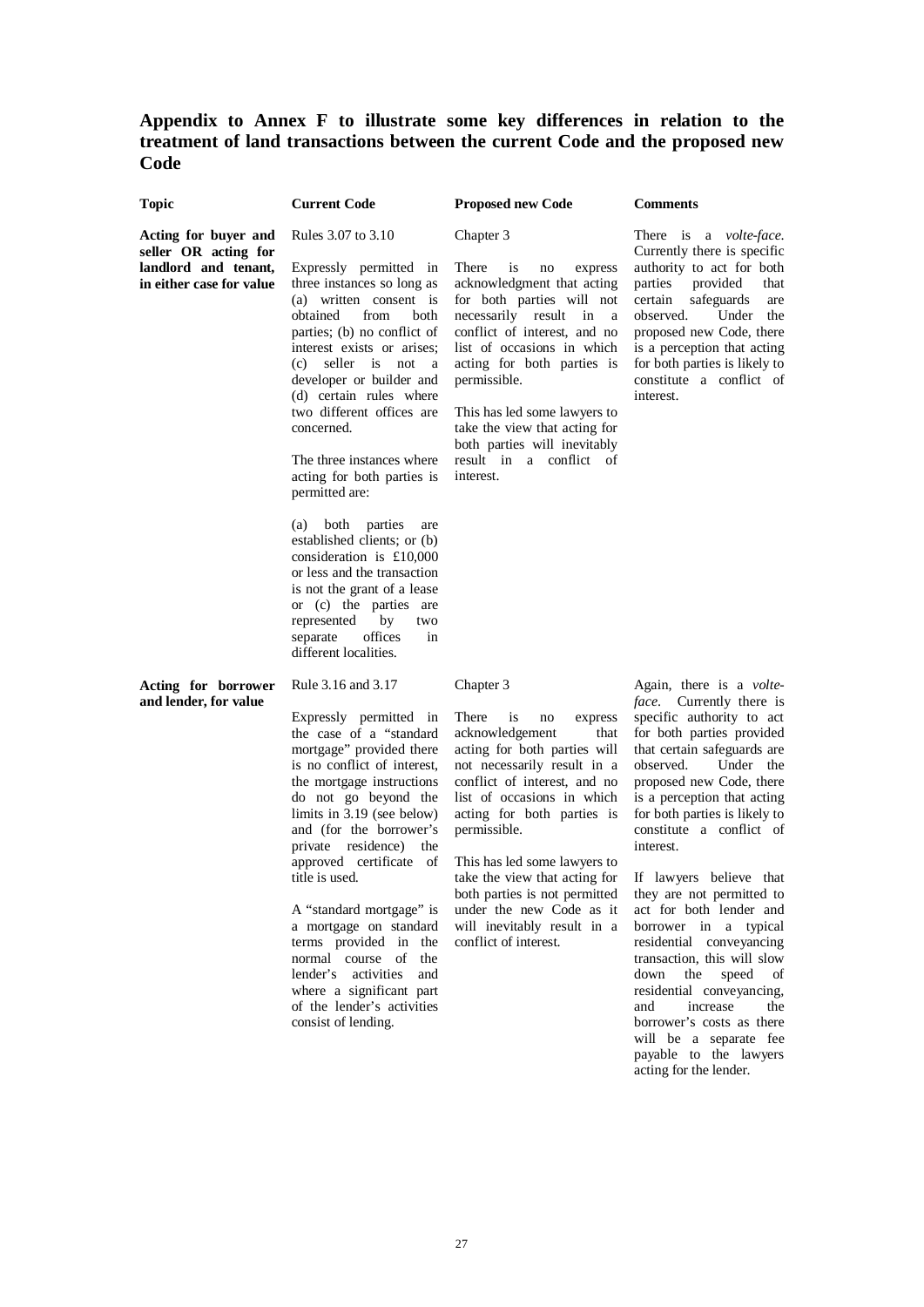## Appendix to Annex F to illustrate some key differences in relation to the treatment of land transactions between the current Code and the proposed new Code

| Topic | Current Code | Proposed new Code | Comments |
|---|---|---|---|
| **Acting for buyer and seller OR acting for landlord and tenant, in either case for value** | Rules 3.07 to 3.10<br><br>Expressly permitted in three instances so long as (a) written consent is obtained from both parties; (b) no conflict of interest exists or arises; (c) seller is not a developer or builder and (d) certain rules where two different offices are concerned.<br><br>The three instances where acting for both parties is permitted are:<br><br>(a) both parties are established clients; or (b) consideration is £10,000 or less and the transaction is not the grant of a lease or (c) the parties are represented by two separate offices in different localities. | Chapter 3<br><br>There is no express acknowledgment that acting for both parties will not necessarily result in a conflict of interest, and no list of occasions in which acting for both parties is permissible.<br><br>This has led some lawyers to take the view that acting for both parties will inevitably result in a conflict of interest. | There is a *volte-face*. Currently there is specific authority to act for both parties provided that certain safeguards are observed. Under the proposed new Code, there is a perception that acting for both parties is likely to constitute a conflict of interest. |
| **Acting for borrower and lender, for value** | Rule 3.16 and 3.17<br><br>Expressly permitted in the case of a "standard mortgage" provided there is no conflict of interest, the mortgage instructions do not go beyond the limits in 3.19 (see below) and (for the borrower's private residence) the approved certificate of title is used.<br><br>A "standard mortgage" is a mortgage on standard terms provided in the normal course of the lender's activities and where a significant part of the lender's activities consist of lending. | Chapter 3<br><br>There is no express acknowledgement that acting for both parties will not necessarily result in a conflict of interest, and no list of occasions in which acting for both parties is permissible.<br><br>This has led some lawyers to take the view that acting for both parties is not permitted under the new Code as it will inevitably result in a conflict of interest. | Again, there is a *volte-face*. Currently there is specific authority to act for both parties provided that certain safeguards are observed. Under the proposed new Code, there is a perception that acting for both parties is likely to constitute a conflict of interest.<br><br>If lawyers believe that they are not permitted to act for both lender and borrower in a typical residential conveyancing transaction, this will slow down the speed of residential conveyancing, and increase the borrower's costs as there will be a separate fee payable to the lawyers acting for the lender. |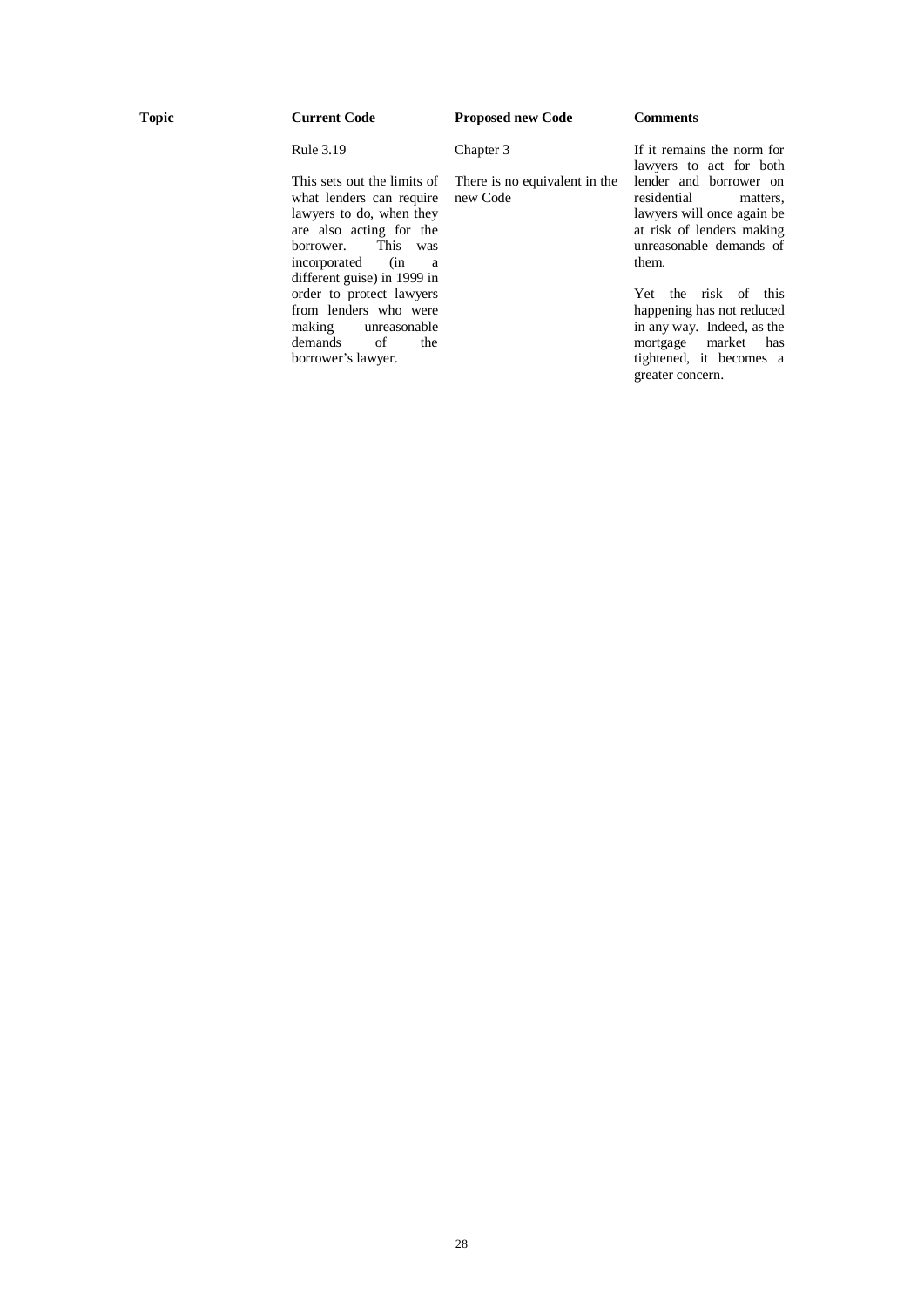| Topic | Current Code | Proposed new Code | Comments |
|---|---|---|---|
| | Rule 3.19<br><br>This sets out the limits of what lenders can require lawyers to do, when they are also acting for the borrower. This was incorporated (in a different guise) in 1999 in order to protect lawyers from lenders who were making unreasonable demands of the borrower's lawyer. | Chapter 3<br><br>There is no equivalent in the new Code | If it remains the norm for lawyers to act for both lender and borrower on residential matters, lawyers will once again be at risk of lenders making unreasonable demands of them.<br><br>Yet the risk of this happening has not reduced in any way. Indeed, as the mortgage market has tightened, it becomes a greater concern. |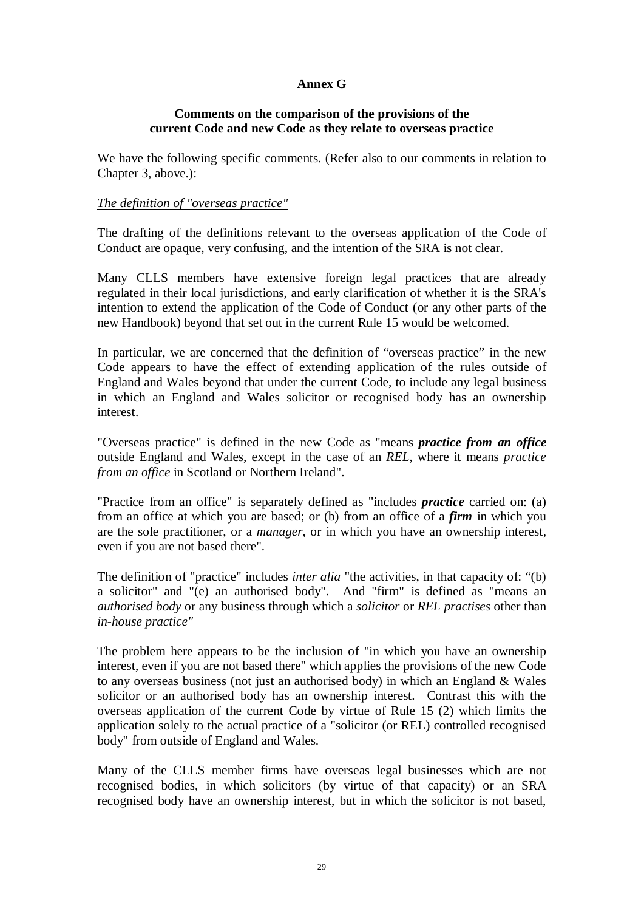**Annex G**

**Comments on the comparison of the provisions of the current Code and new Code as they relate to overseas practice**

We have the following specific comments. (Refer also to our comments in relation to Chapter 3, above.):

*The definition of "overseas practice"*

The drafting of the definitions relevant to the overseas application of the Code of Conduct are opaque, very confusing, and the intention of the SRA is not clear.

Many CLLS members have extensive foreign legal practices that are already regulated in their local jurisdictions, and early clarification of whether it is the SRA's intention to extend the application of the Code of Conduct (or any other parts of the new Handbook) beyond that set out in the current Rule 15 would be welcomed.

In particular, we are concerned that the definition of "overseas practice" in the new Code appears to have the effect of extending application of the rules outside of England and Wales beyond that under the current Code, to include any legal business in which an England and Wales solicitor or recognised body has an ownership interest.

"Overseas practice" is defined in the new Code as "means ***practice from an office*** outside England and Wales, except in the case of an *REL*, where it means *practice from an office* in Scotland or Northern Ireland".

"Practice from an office" is separately defined as "includes ***practice*** carried on: (a) from an office at which you are based; or (b) from an office of a ***firm*** in which you are the sole practitioner, or a *manager*, or in which you have an ownership interest, even if you are not based there".

The definition of "practice" includes *inter alia* "the activities, in that capacity of: "(b) a solicitor" and "(e) an authorised body". And "firm" is defined as "means an *authorised body* or any business through which a *solicitor* or *REL practises* other than *in-house practice"*

The problem here appears to be the inclusion of "in which you have an ownership interest, even if you are not based there" which applies the provisions of the new Code to any overseas business (not just an authorised body) in which an England & Wales solicitor or an authorised body has an ownership interest. Contrast this with the overseas application of the current Code by virtue of Rule 15 (2) which limits the application solely to the actual practice of a "solicitor (or REL) controlled recognised body" from outside of England and Wales.

Many of the CLLS member firms have overseas legal businesses which are not recognised bodies, in which solicitors (by virtue of that capacity) or an SRA recognised body have an ownership interest, but in which the solicitor is not based,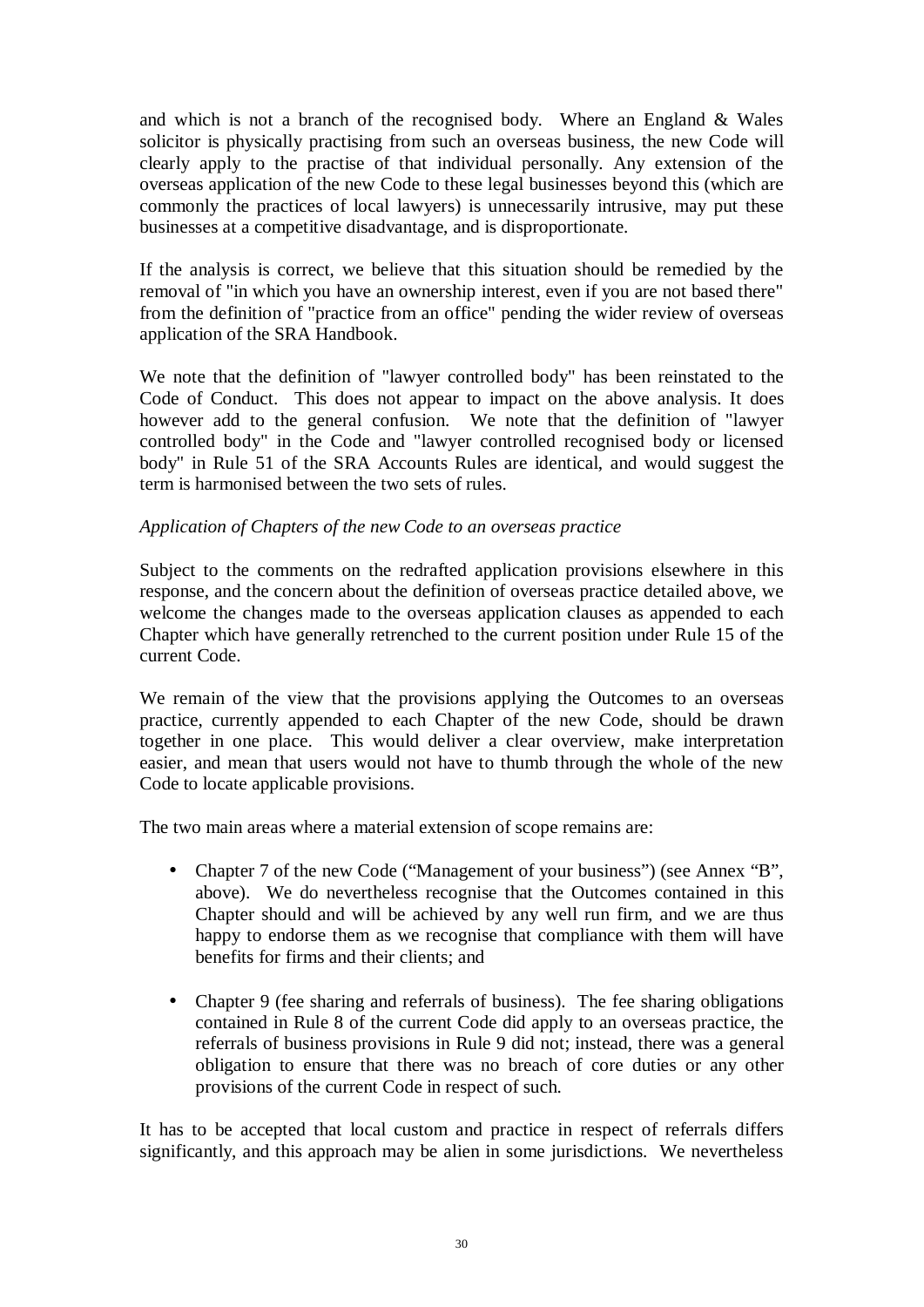and which is not a branch of the recognised body. Where an England & Wales solicitor is physically practising from such an overseas business, the new Code will clearly apply to the practise of that individual personally. Any extension of the overseas application of the new Code to these legal businesses beyond this (which are commonly the practices of local lawyers) is unnecessarily intrusive, may put these businesses at a competitive disadvantage, and is disproportionate.

If the analysis is correct, we believe that this situation should be remedied by the removal of "in which you have an ownership interest, even if you are not based there" from the definition of "practice from an office" pending the wider review of overseas application of the SRA Handbook.

We note that the definition of "lawyer controlled body" has been reinstated to the Code of Conduct. This does not appear to impact on the above analysis. It does however add to the general confusion. We note that the definition of "lawyer controlled body" in the Code and "lawyer controlled recognised body or licensed body" in Rule 51 of the SRA Accounts Rules are identical, and would suggest the term is harmonised between the two sets of rules.

*Application of Chapters of the new Code to an overseas practice*

Subject to the comments on the redrafted application provisions elsewhere in this response, and the concern about the definition of overseas practice detailed above, we welcome the changes made to the overseas application clauses as appended to each Chapter which have generally retrenched to the current position under Rule 15 of the current Code.

We remain of the view that the provisions applying the Outcomes to an overseas practice, currently appended to each Chapter of the new Code, should be drawn together in one place. This would deliver a clear overview, make interpretation easier, and mean that users would not have to thumb through the whole of the new Code to locate applicable provisions.

The two main areas where a material extension of scope remains are:

- Chapter 7 of the new Code ("Management of your business") (see Annex "B", above). We do nevertheless recognise that the Outcomes contained in this Chapter should and will be achieved by any well run firm, and we are thus happy to endorse them as we recognise that compliance with them will have benefits for firms and their clients; and

- Chapter 9 (fee sharing and referrals of business). The fee sharing obligations contained in Rule 8 of the current Code did apply to an overseas practice, the referrals of business provisions in Rule 9 did not; instead, there was a general obligation to ensure that there was no breach of core duties or any other provisions of the current Code in respect of such.

It has to be accepted that local custom and practice in respect of referrals differs significantly, and this approach may be alien in some jurisdictions. We nevertheless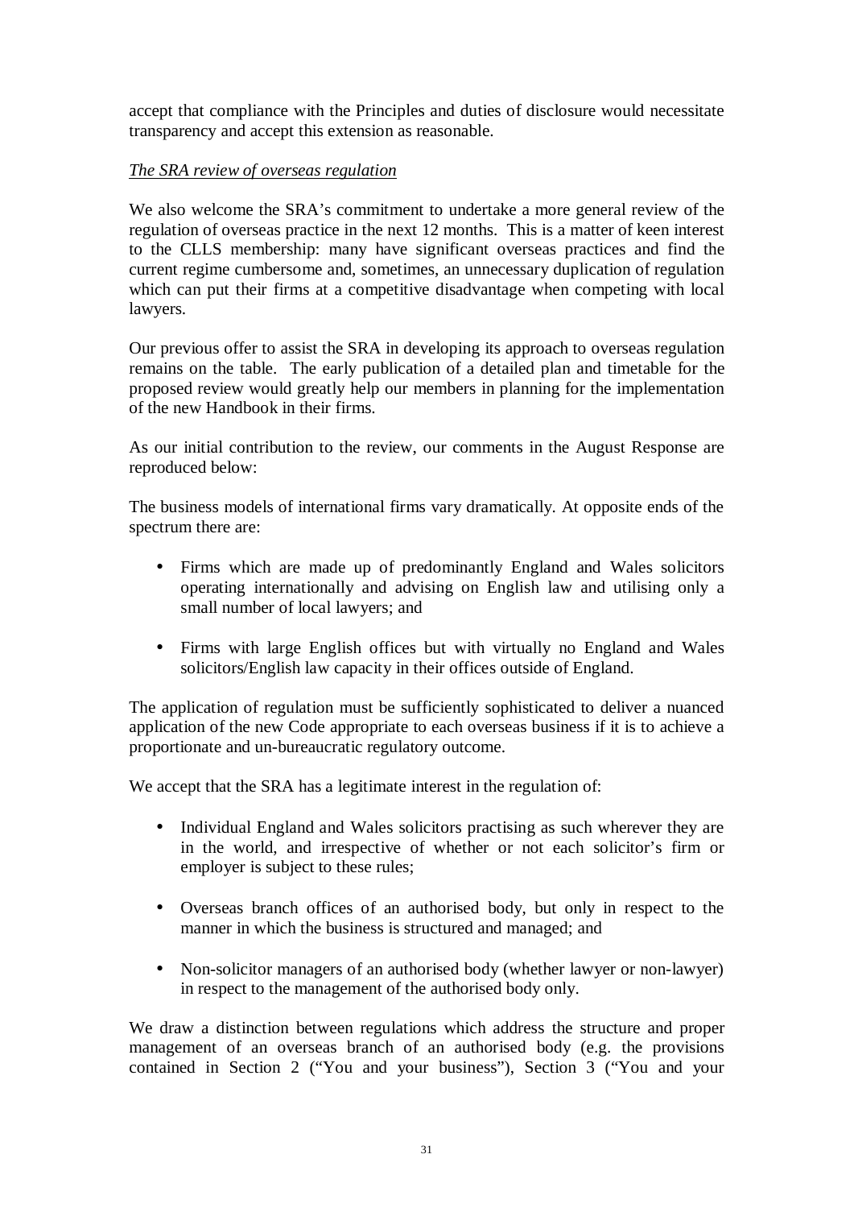accept that compliance with the Principles and duties of disclosure would necessitate transparency and accept this extension as reasonable.

*The SRA review of overseas regulation*

We also welcome the SRA's commitment to undertake a more general review of the regulation of overseas practice in the next 12 months. This is a matter of keen interest to the CLLS membership: many have significant overseas practices and find the current regime cumbersome and, sometimes, an unnecessary duplication of regulation which can put their firms at a competitive disadvantage when competing with local lawyers.

Our previous offer to assist the SRA in developing its approach to overseas regulation remains on the table. The early publication of a detailed plan and timetable for the proposed review would greatly help our members in planning for the implementation of the new Handbook in their firms.

As our initial contribution to the review, our comments in the August Response are reproduced below:

The business models of international firms vary dramatically. At opposite ends of the spectrum there are:

- Firms which are made up of predominantly England and Wales solicitors operating internationally and advising on English law and utilising only a small number of local lawyers; and

- Firms with large English offices but with virtually no England and Wales solicitors/English law capacity in their offices outside of England.

The application of regulation must be sufficiently sophisticated to deliver a nuanced application of the new Code appropriate to each overseas business if it is to achieve a proportionate and un-bureaucratic regulatory outcome.

We accept that the SRA has a legitimate interest in the regulation of:

- Individual England and Wales solicitors practising as such wherever they are in the world, and irrespective of whether or not each solicitor's firm or employer is subject to these rules;

- Overseas branch offices of an authorised body, but only in respect to the manner in which the business is structured and managed; and

- Non-solicitor managers of an authorised body (whether lawyer or non-lawyer) in respect to the management of the authorised body only.

We draw a distinction between regulations which address the structure and proper management of an overseas branch of an authorised body (e.g. the provisions contained in Section 2 ("You and your business"), Section 3 ("You and your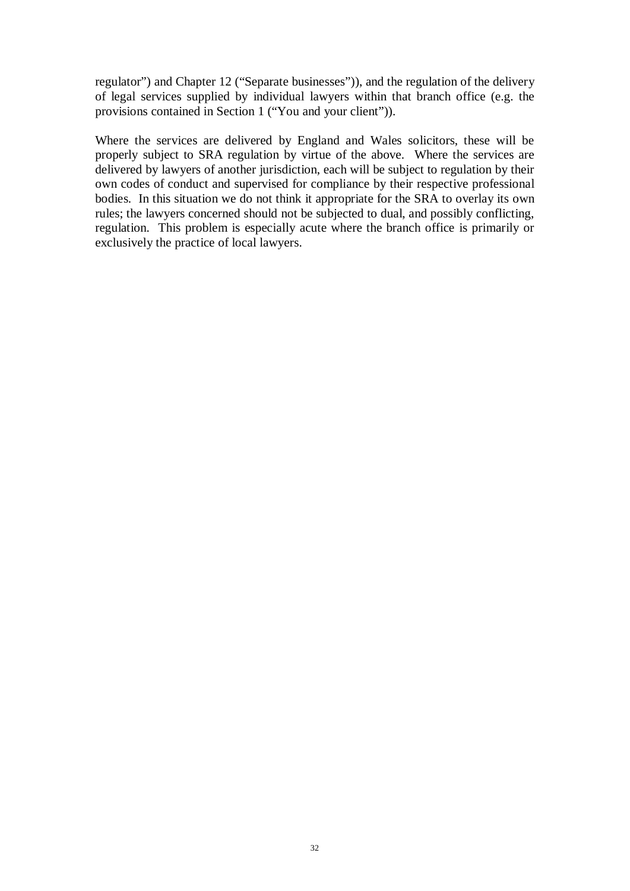regulator") and Chapter 12 ("Separate businesses")), and the regulation of the delivery of legal services supplied by individual lawyers within that branch office (e.g. the provisions contained in Section 1 ("You and your client")).

Where the services are delivered by England and Wales solicitors, these will be properly subject to SRA regulation by virtue of the above. Where the services are delivered by lawyers of another jurisdiction, each will be subject to regulation by their own codes of conduct and supervised for compliance by their respective professional bodies. In this situation we do not think it appropriate for the SRA to overlay its own rules; the lawyers concerned should not be subjected to dual, and possibly conflicting, regulation. This problem is especially acute where the branch office is primarily or exclusively the practice of local lawyers.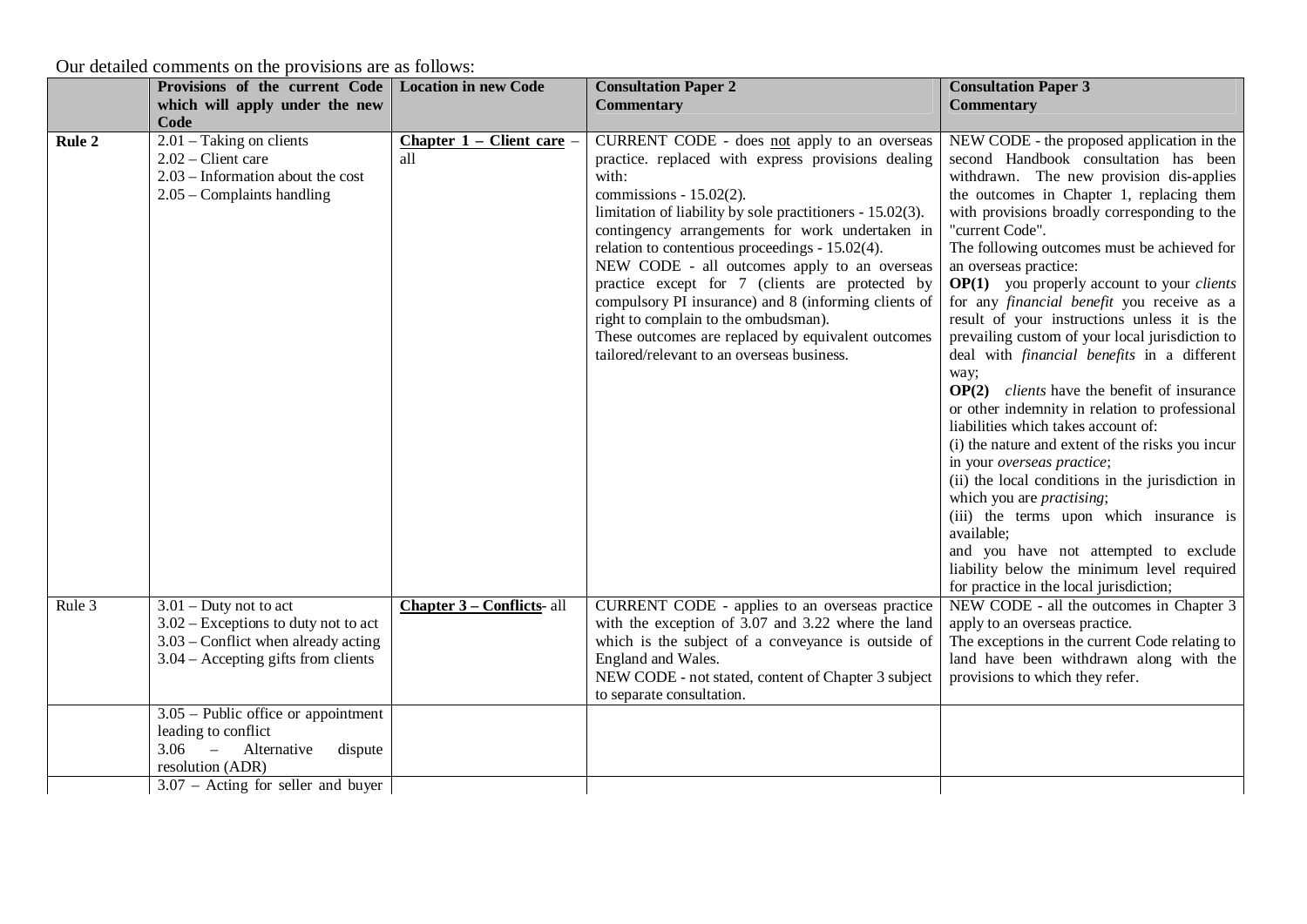Our detailed comments on the provisions are as follows:

| | Provisions of the current Code which will apply under the new Code | Location in new Code | Consultation Paper 2 Commentary | Consultation Paper 3 Commentary |
|---|---|---|---|---|
| **Rule 2** | 2.01 – Taking on clients<br>2.02 – Client care<br>2.03 – Information about the cost<br>2.05 – Complaints handling | **Chapter 1 – Client care** – all | CURRENT CODE - does not apply to an overseas practice. replaced with express provisions dealing with:<br>commissions - 15.02(2).<br>limitation of liability by sole practitioners - 15.02(3).<br>contingency arrangements for work undertaken in relation to contentious proceedings - 15.02(4).<br>NEW CODE - all outcomes apply to an overseas practice except for 7 (clients are protected by compulsory PI insurance) and 8 (informing clients of right to complain to the ombudsman).<br>These outcomes are replaced by equivalent outcomes tailored/relevant to an overseas business. | NEW CODE - the proposed application in the second Handbook consultation has been withdrawn. The new provision dis-applies the outcomes in Chapter 1, replacing them with provisions broadly corresponding to the "current Code".<br>The following outcomes must be achieved for an overseas practice:<br>**OP(1)** you properly account to your *clients* for any *financial benefit* you receive as a result of your instructions unless it is the prevailing custom of your local jurisdiction to deal with *financial benefits* in a different way;<br>**OP(2)** *clients* have the benefit of insurance or other indemnity in relation to professional liabilities which takes account of:<br>(i) the nature and extent of the risks you incur in your *overseas practice*;<br>(ii) the local conditions in the jurisdiction in which you are *practising*;<br>(iii) the terms upon which insurance is available;<br>and you have not attempted to exclude liability below the minimum level required for practice in the local jurisdiction; |
| Rule 3 | 3.01 – Duty not to act<br>3.02 – Exceptions to duty not to act<br>3.03 – Conflict when already acting<br>3.04 – Accepting gifts from clients | **Chapter 3 – Conflicts**- all | CURRENT CODE - applies to an overseas practice with the exception of 3.07 and 3.22 where the land which is the subject of a conveyance is outside of England and Wales.<br>NEW CODE - not stated, content of Chapter 3 subject to separate consultation. | NEW CODE - all the outcomes in Chapter 3 apply to an overseas practice.<br>The exceptions in the current Code relating to land have been withdrawn along with the provisions to which they refer. |
| | 3.05 – Public office or appointment leading to conflict<br>3.06 – Alternative dispute resolution (ADR) | | | |
| | 3.07 – Acting for seller and buyer | | | |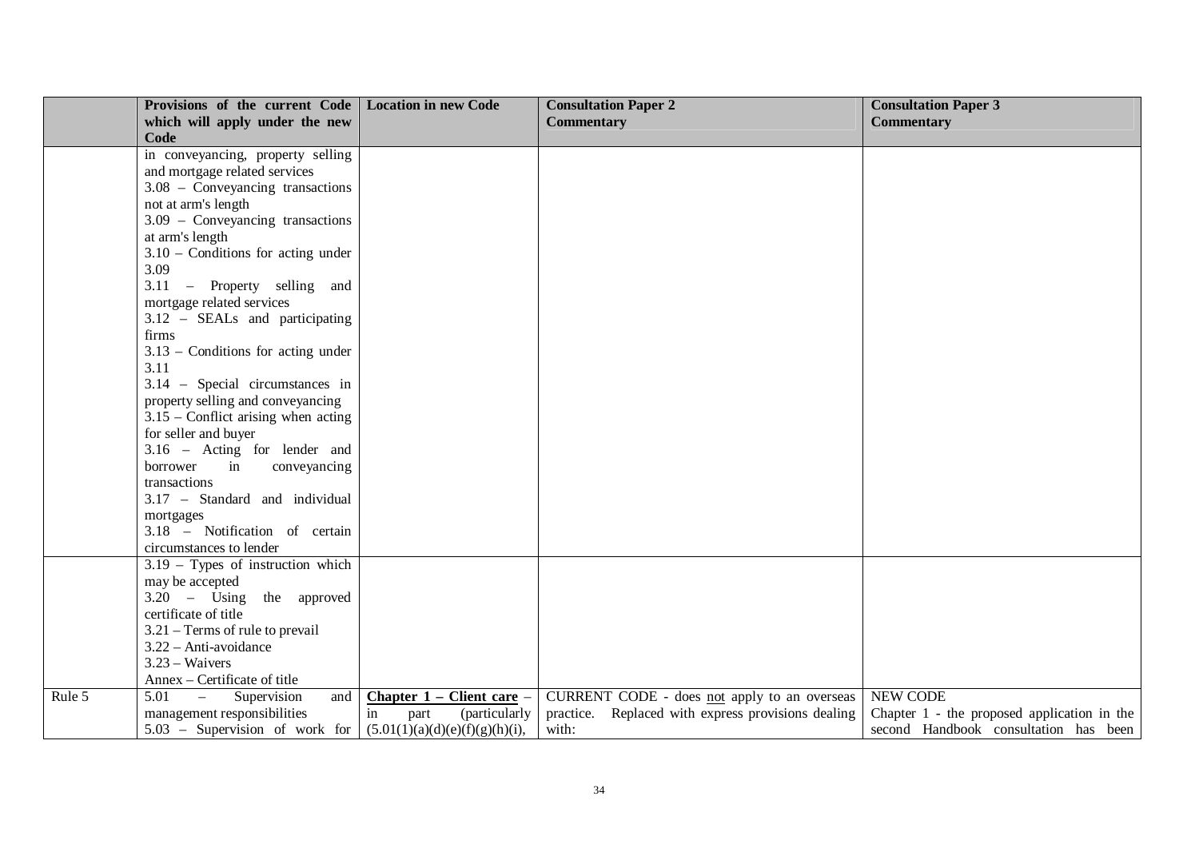| | Provisions of the current Code which will apply under the new Code | Location in new Code | Consultation Paper 2 Commentary | Consultation Paper 3 Commentary |
|---|---|---|---|---|
| | in conveyancing, property selling and mortgage related services<br>3.08 – Conveyancing transactions not at arm's length<br>3.09 – Conveyancing transactions at arm's length<br>3.10 – Conditions for acting under 3.09<br>3.11 – Property selling and mortgage related services<br>3.12 – SEALs and participating firms<br>3.13 – Conditions for acting under 3.11<br>3.14 – Special circumstances in property selling and conveyancing<br>3.15 – Conflict arising when acting for seller and buyer<br>3.16 – Acting for lender and borrower in conveyancing transactions<br>3.17 – Standard and individual mortgages<br>3.18 – Notification of certain circumstances to lender | | | |
| | 3.19 – Types of instruction which may be accepted<br>3.20 – Using the approved certificate of title<br>3.21 – Terms of rule to prevail<br>3.22 – Anti-avoidance<br>3.23 – Waivers<br>Annex – Certificate of title | | | |
| Rule 5 | 5.01 – Supervision and management responsibilities<br>5.03 – Supervision of work for | **Chapter 1 – Client care** – in part (particularly (5.01(1)(a)(d)(e)(f)(g)(h)(i), | CURRENT CODE - does not apply to an overseas practice. Replaced with express provisions dealing with: | NEW CODE<br>Chapter 1 - the proposed application in the second Handbook consultation has been |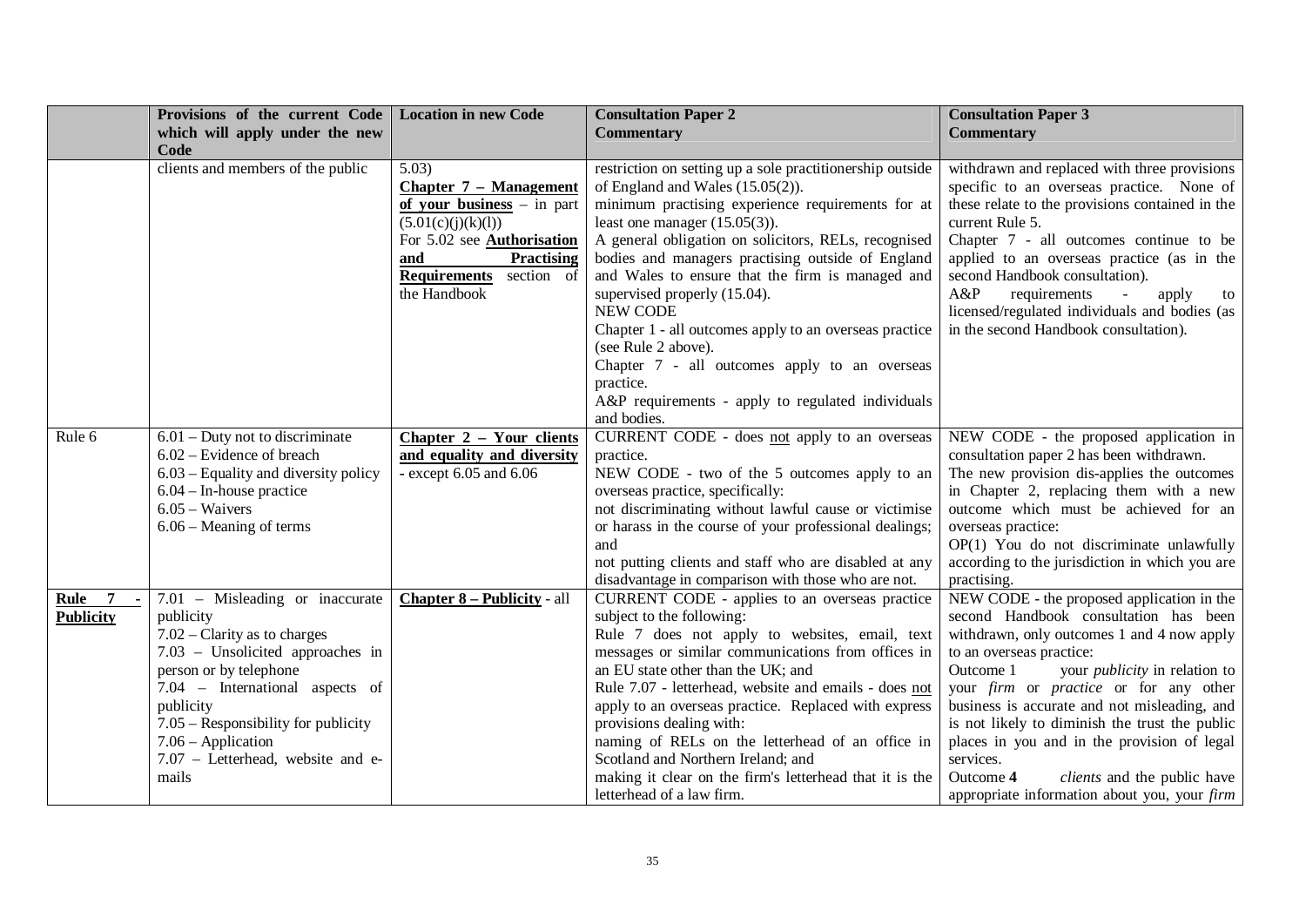| | Provisions of the current Code which will apply under the new Code | Location in new Code | Consultation Paper 2 Commentary | Consultation Paper 3 Commentary |
|---|---|---|---|---|
| | clients and members of the public | 5.03)<br>**Chapter 7 – Management of your business** – in part (5.01(c)(j)(k)(l))<br>For 5.02 see **Authorisation and Practising Requirements** section of the Handbook | restriction on setting up a sole practitionership outside of England and Wales (15.05(2)).<br>minimum practising experience requirements for at least one manager (15.05(3)).<br>A general obligation on solicitors, RELs, recognised bodies and managers practising outside of England and Wales to ensure that the firm is managed and supervised properly (15.04).<br>NEW CODE<br>Chapter 1 - all outcomes apply to an overseas practice (see Rule 2 above).<br>Chapter 7 - all outcomes apply to an overseas practice.<br>A&P requirements - apply to regulated individuals and bodies. | withdrawn and replaced with three provisions specific to an overseas practice. None of these relate to the provisions contained in the current Rule 5.<br>Chapter 7 - all outcomes continue to be applied to an overseas practice (as in the second Handbook consultation).<br>A&P requirements - apply to licensed/regulated individuals and bodies (as in the second Handbook consultation). |
| Rule 6 | 6.01 – Duty not to discriminate<br>6.02 – Evidence of breach<br>6.03 – Equality and diversity policy<br>6.04 – In-house practice<br>6.05 – Waivers<br>6.06 – Meaning of terms | **Chapter 2 – Your clients and equality and diversity** - except 6.05 and 6.06 | CURRENT CODE - does not apply to an overseas practice.<br>NEW CODE - two of the 5 outcomes apply to an overseas practice, specifically:<br>not discriminating without lawful cause or victimise or harass in the course of your professional dealings; and<br>not putting clients and staff who are disabled at any disadvantage in comparison with those who are not. | NEW CODE - the proposed application in consultation paper 2 has been withdrawn.<br>The new provision dis-applies the outcomes in Chapter 2, replacing them with a new outcome which must be achieved for an overseas practice:<br>OP(1) You do not discriminate unlawfully according to the jurisdiction in which you are practising. |
| **Rule 7 - Publicity** | 7.01 – Misleading or inaccurate publicity<br>7.02 – Clarity as to charges<br>7.03 – Unsolicited approaches in person or by telephone<br>7.04 – International aspects of publicity<br>7.05 – Responsibility for publicity<br>7.06 – Application<br>7.07 – Letterhead, website and e-mails | **Chapter 8 – Publicity** - all | CURRENT CODE - applies to an overseas practice subject to the following:<br>Rule 7 does not apply to websites, email, text messages or similar communications from offices in an EU state other than the UK; and<br>Rule 7.07 - letterhead, website and emails - does not apply to an overseas practice. Replaced with express provisions dealing with:<br>naming of RELs on the letterhead of an office in Scotland and Northern Ireland; and<br>making it clear on the firm's letterhead that it is the letterhead of a law firm. | NEW CODE - the proposed application in the second Handbook consultation has been withdrawn, only outcomes 1 and 4 now apply to an overseas practice:<br>Outcome 1 your *publicity* in relation to your *firm* or *practice* or for any other business is accurate and not misleading, and is not likely to diminish the trust the public places in you and in the provision of legal services.<br>Outcome **4** *clients* and the public have appropriate information about you, your *firm* |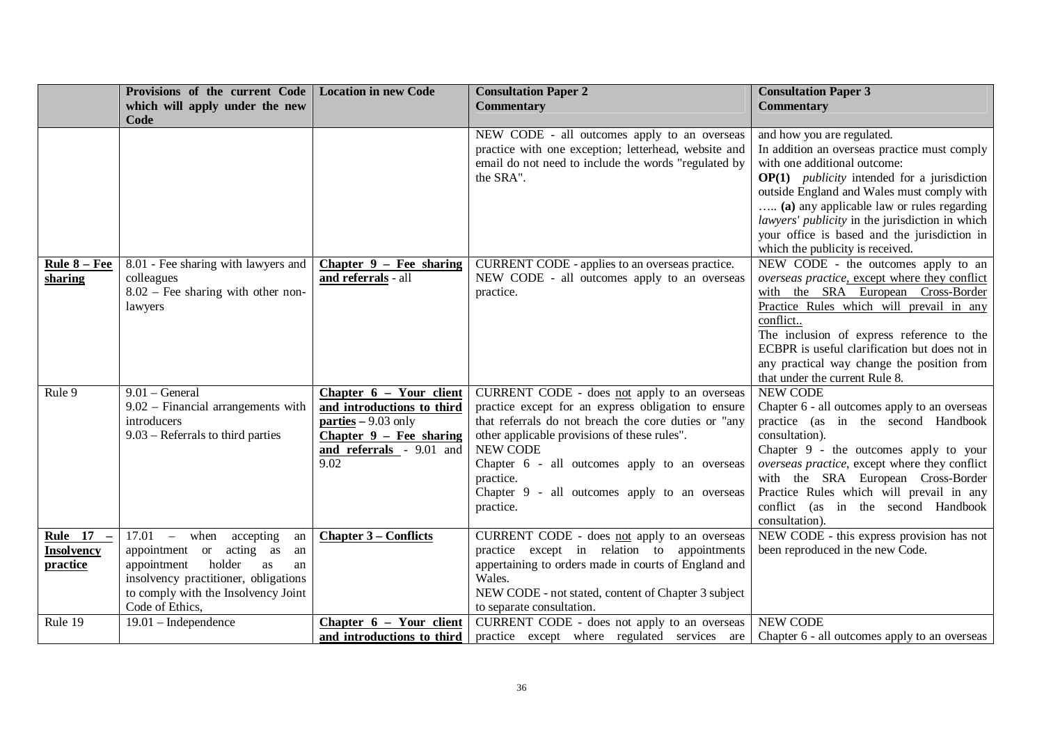|  | Provisions of the current Code which will apply under the new Code | Location in new Code | Consultation Paper 2 Commentary | Consultation Paper 3 Commentary |
|---|---|---|---|---|
|  |  |  | NEW CODE - all outcomes apply to an overseas practice with one exception; letterhead, website and email do not need to include the words "regulated by the SRA". | and how you are regulated.<br>In addition an overseas practice must comply with one additional outcome:<br>**OP(1)** *publicity* intended for a jurisdiction outside England and Wales must comply with ….. **(a)** any applicable law or rules regarding *lawyers' publicity* in the jurisdiction in which your office is based and the jurisdiction in which the publicity is received. |
| **Rule 8 – Fee sharing** | 8.01 - Fee sharing with lawyers and colleagues<br>8.02 – Fee sharing with other non-lawyers | **Chapter 9 – Fee sharing and referrals** - all | CURRENT CODE - applies to an overseas practice.<br>NEW CODE - all outcomes apply to an overseas practice. | NEW CODE - the outcomes apply to an *overseas practice*, except where they conflict with the SRA European Cross-Border Practice Rules which will prevail in any conflict..<br>The inclusion of express reference to the ECBPR is useful clarification but does not in any practical way change the position from that under the current Rule 8. |
| Rule 9 | 9.01 – General<br>9.02 – Financial arrangements with introducers<br>9.03 – Referrals to third parties | **Chapter 6 – Your client and introductions to third parties** – 9.03 only<br>**Chapter 9 – Fee sharing and referrals** - 9.01 and 9.02 | CURRENT CODE - does not apply to an overseas practice except for an express obligation to ensure that referrals do not breach the core duties or "any other applicable provisions of these rules".<br>NEW CODE<br>Chapter 6 - all outcomes apply to an overseas practice.<br>Chapter 9 - all outcomes apply to an overseas practice. | NEW CODE<br>Chapter 6 - all outcomes apply to an overseas practice (as in the second Handbook consultation).<br>Chapter 9 - the outcomes apply to your *overseas practice*, except where they conflict with the SRA European Cross-Border Practice Rules which will prevail in any conflict (as in the second Handbook consultation). |
| **Rule 17 – Insolvency practice** | 17.01 – when accepting an appointment or acting as an appointment holder as an insolvency practitioner, obligations to comply with the Insolvency Joint Code of Ethics, | **Chapter 3 – Conflicts** | CURRENT CODE - does not apply to an overseas practice except in relation to appointments appertaining to orders made in courts of England and Wales.<br>NEW CODE - not stated, content of Chapter 3 subject to separate consultation. | NEW CODE - this express provision has not been reproduced in the new Code. |
| Rule 19 | 19.01 – Independence | **Chapter 6 – Your client and introductions to third** | CURRENT CODE - does not apply to an overseas practice except where regulated services are | NEW CODE<br>Chapter 6 - all outcomes apply to an overseas |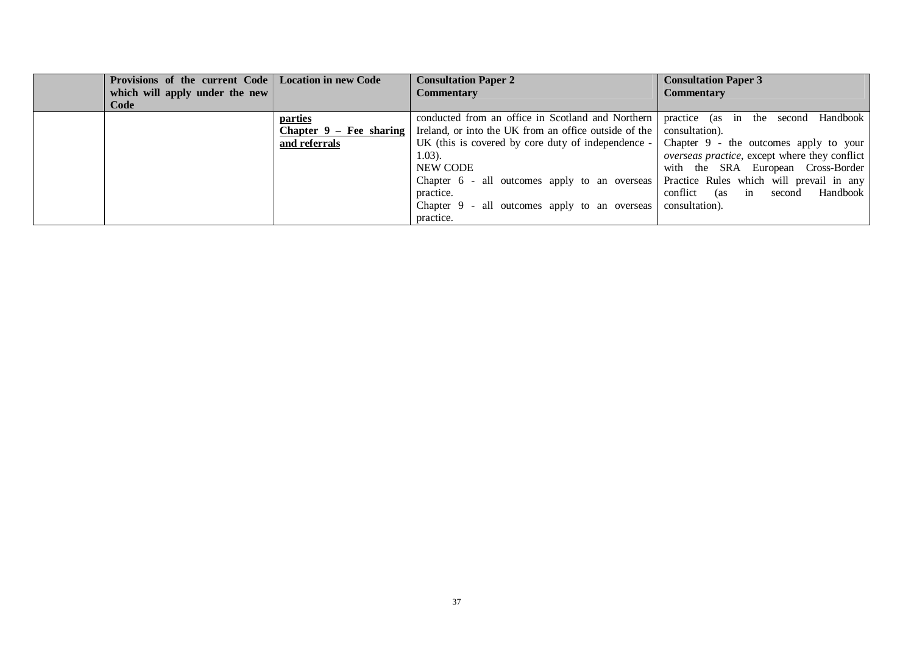|  | Provisions of the current Code which will apply under the new Code | Location in new Code | Consultation Paper 2 Commentary | Consultation Paper 3 Commentary |
|---|---|---|---|---|
|  |  | **parties**<br>**Chapter 9 – Fee sharing and referrals** | conducted from an office in Scotland and Northern Ireland, or into the UK from an office outside of the UK (this is covered by core duty of independence - 1.03).<br>NEW CODE<br>Chapter 6 - all outcomes apply to an overseas practice.<br>Chapter 9 - all outcomes apply to an overseas practice. | practice (as in the second Handbook consultation).<br>Chapter 9 - the outcomes apply to your *overseas practice*, except where they conflict with the SRA European Cross-Border Practice Rules which will prevail in any conflict (as in second Handbook consultation). |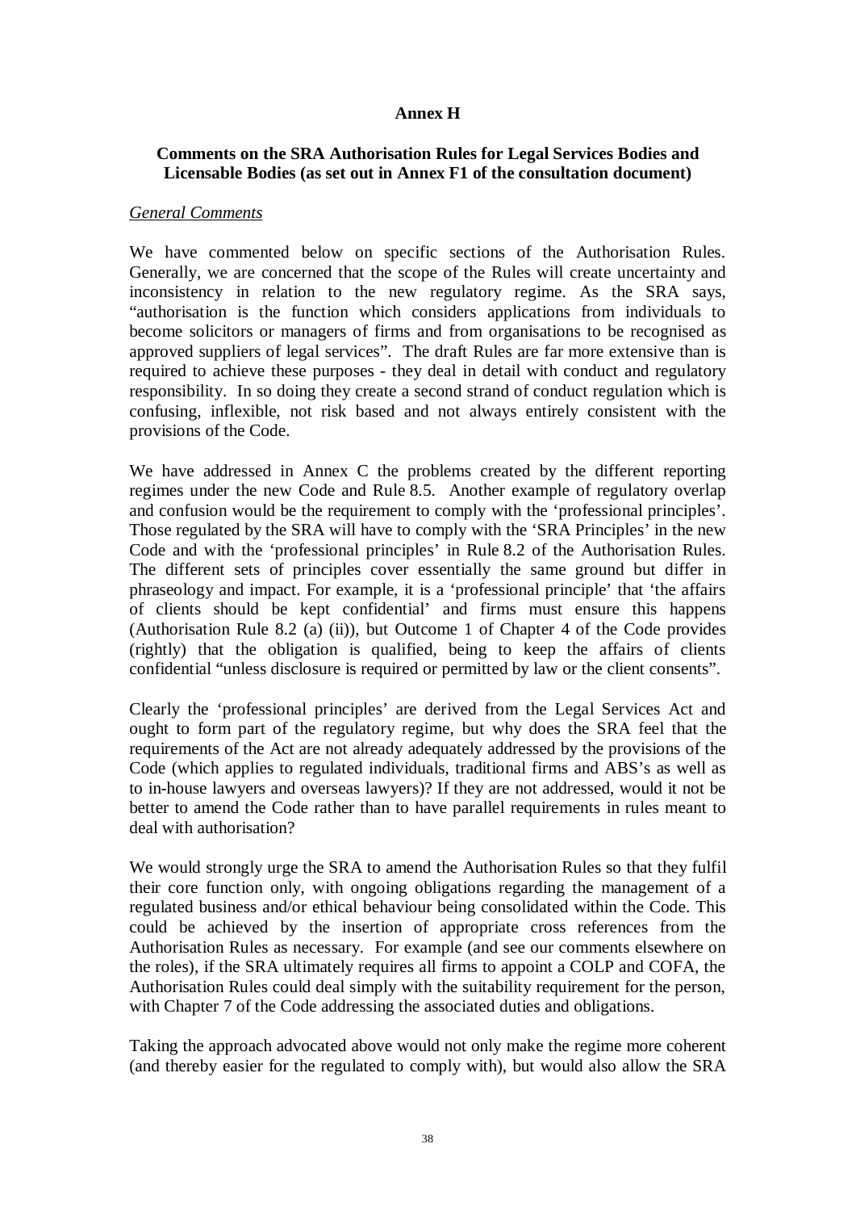**Annex H**

**Comments on the SRA Authorisation Rules for Legal Services Bodies and Licensable Bodies (as set out in Annex F1 of the consultation document)**

*General Comments*

We have commented below on specific sections of the Authorisation Rules. Generally, we are concerned that the scope of the Rules will create uncertainty and inconsistency in relation to the new regulatory regime. As the SRA says, "authorisation is the function which considers applications from individuals to become solicitors or managers of firms and from organisations to be recognised as approved suppliers of legal services". The draft Rules are far more extensive than is required to achieve these purposes - they deal in detail with conduct and regulatory responsibility. In so doing they create a second strand of conduct regulation which is confusing, inflexible, not risk based and not always entirely consistent with the provisions of the Code.

We have addressed in Annex C the problems created by the different reporting regimes under the new Code and Rule 8.5. Another example of regulatory overlap and confusion would be the requirement to comply with the 'professional principles'. Those regulated by the SRA will have to comply with the 'SRA Principles' in the new Code and with the 'professional principles' in Rule 8.2 of the Authorisation Rules. The different sets of principles cover essentially the same ground but differ in phraseology and impact. For example, it is a 'professional principle' that 'the affairs of clients should be kept confidential' and firms must ensure this happens (Authorisation Rule 8.2 (a) (ii)), but Outcome 1 of Chapter 4 of the Code provides (rightly) that the obligation is qualified, being to keep the affairs of clients confidential "unless disclosure is required or permitted by law or the client consents".

Clearly the 'professional principles' are derived from the Legal Services Act and ought to form part of the regulatory regime, but why does the SRA feel that the requirements of the Act are not already adequately addressed by the provisions of the Code (which applies to regulated individuals, traditional firms and ABS's as well as to in-house lawyers and overseas lawyers)? If they are not addressed, would it not be better to amend the Code rather than to have parallel requirements in rules meant to deal with authorisation?

We would strongly urge the SRA to amend the Authorisation Rules so that they fulfil their core function only, with ongoing obligations regarding the management of a regulated business and/or ethical behaviour being consolidated within the Code. This could be achieved by the insertion of appropriate cross references from the Authorisation Rules as necessary. For example (and see our comments elsewhere on the roles), if the SRA ultimately requires all firms to appoint a COLP and COFA, the Authorisation Rules could deal simply with the suitability requirement for the person, with Chapter 7 of the Code addressing the associated duties and obligations.

Taking the approach advocated above would not only make the regime more coherent (and thereby easier for the regulated to comply with), but would also allow the SRA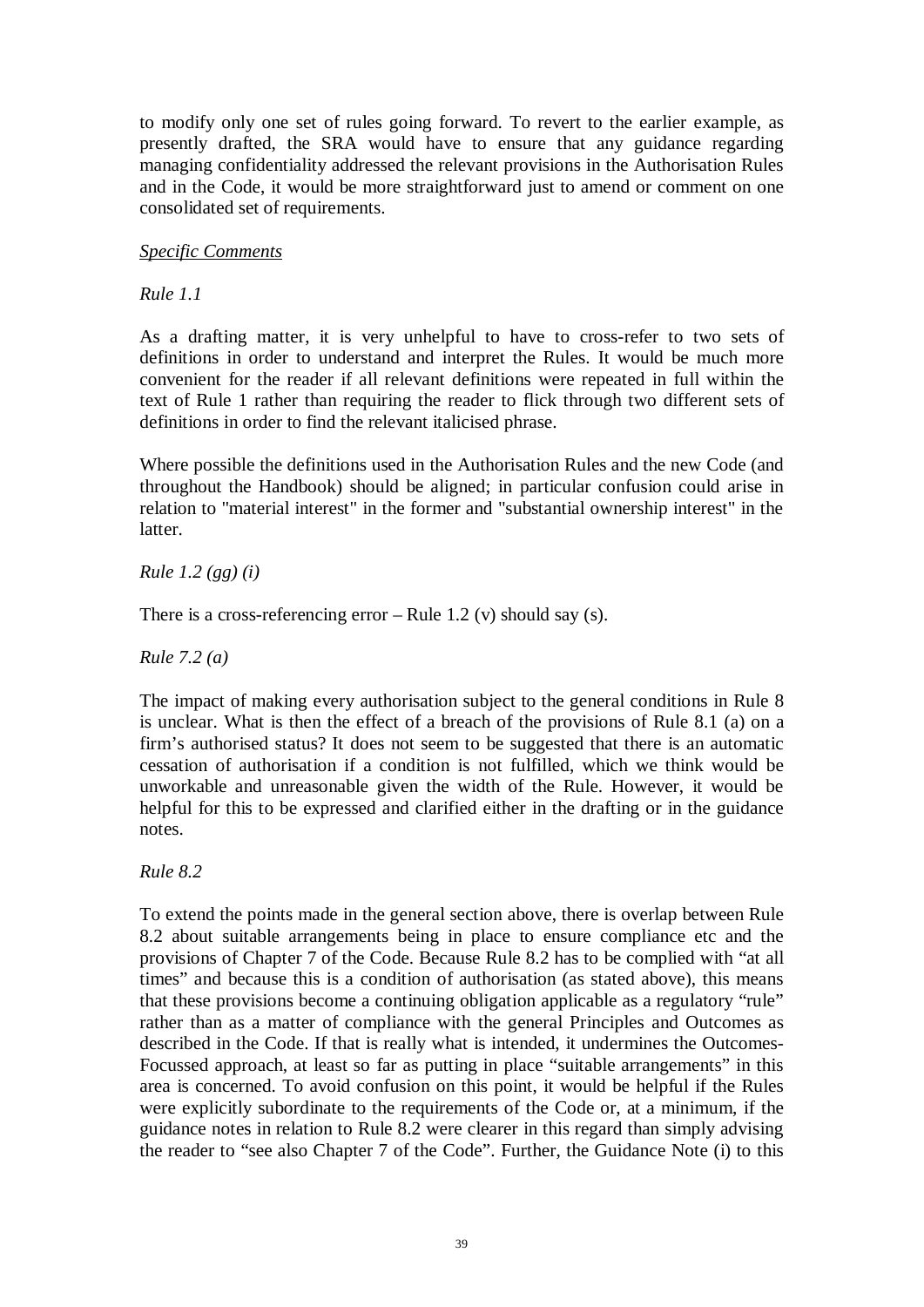to modify only one set of rules going forward. To revert to the earlier example, as presently drafted, the SRA would have to ensure that any guidance regarding managing confidentiality addressed the relevant provisions in the Authorisation Rules and in the Code, it would be more straightforward just to amend or comment on one consolidated set of requirements.

*Specific Comments*

*Rule 1.1*

As a drafting matter, it is very unhelpful to have to cross-refer to two sets of definitions in order to understand and interpret the Rules. It would be much more convenient for the reader if all relevant definitions were repeated in full within the text of Rule 1 rather than requiring the reader to flick through two different sets of definitions in order to find the relevant italicised phrase.

Where possible the definitions used in the Authorisation Rules and the new Code (and throughout the Handbook) should be aligned; in particular confusion could arise in relation to "material interest" in the former and "substantial ownership interest" in the latter.

*Rule 1.2 (gg) (i)*

There is a cross-referencing error – Rule 1.2 (v) should say (s).

*Rule 7.2 (a)*

The impact of making every authorisation subject to the general conditions in Rule 8 is unclear. What is then the effect of a breach of the provisions of Rule 8.1 (a) on a firm's authorised status? It does not seem to be suggested that there is an automatic cessation of authorisation if a condition is not fulfilled, which we think would be unworkable and unreasonable given the width of the Rule. However, it would be helpful for this to be expressed and clarified either in the drafting or in the guidance notes.

*Rule 8.2*

To extend the points made in the general section above, there is overlap between Rule 8.2 about suitable arrangements being in place to ensure compliance etc and the provisions of Chapter 7 of the Code. Because Rule 8.2 has to be complied with "at all times" and because this is a condition of authorisation (as stated above), this means that these provisions become a continuing obligation applicable as a regulatory "rule" rather than as a matter of compliance with the general Principles and Outcomes as described in the Code. If that is really what is intended, it undermines the Outcomes-Focussed approach, at least so far as putting in place "suitable arrangements" in this area is concerned. To avoid confusion on this point, it would be helpful if the Rules were explicitly subordinate to the requirements of the Code or, at a minimum, if the guidance notes in relation to Rule 8.2 were clearer in this regard than simply advising the reader to "see also Chapter 7 of the Code". Further, the Guidance Note (i) to this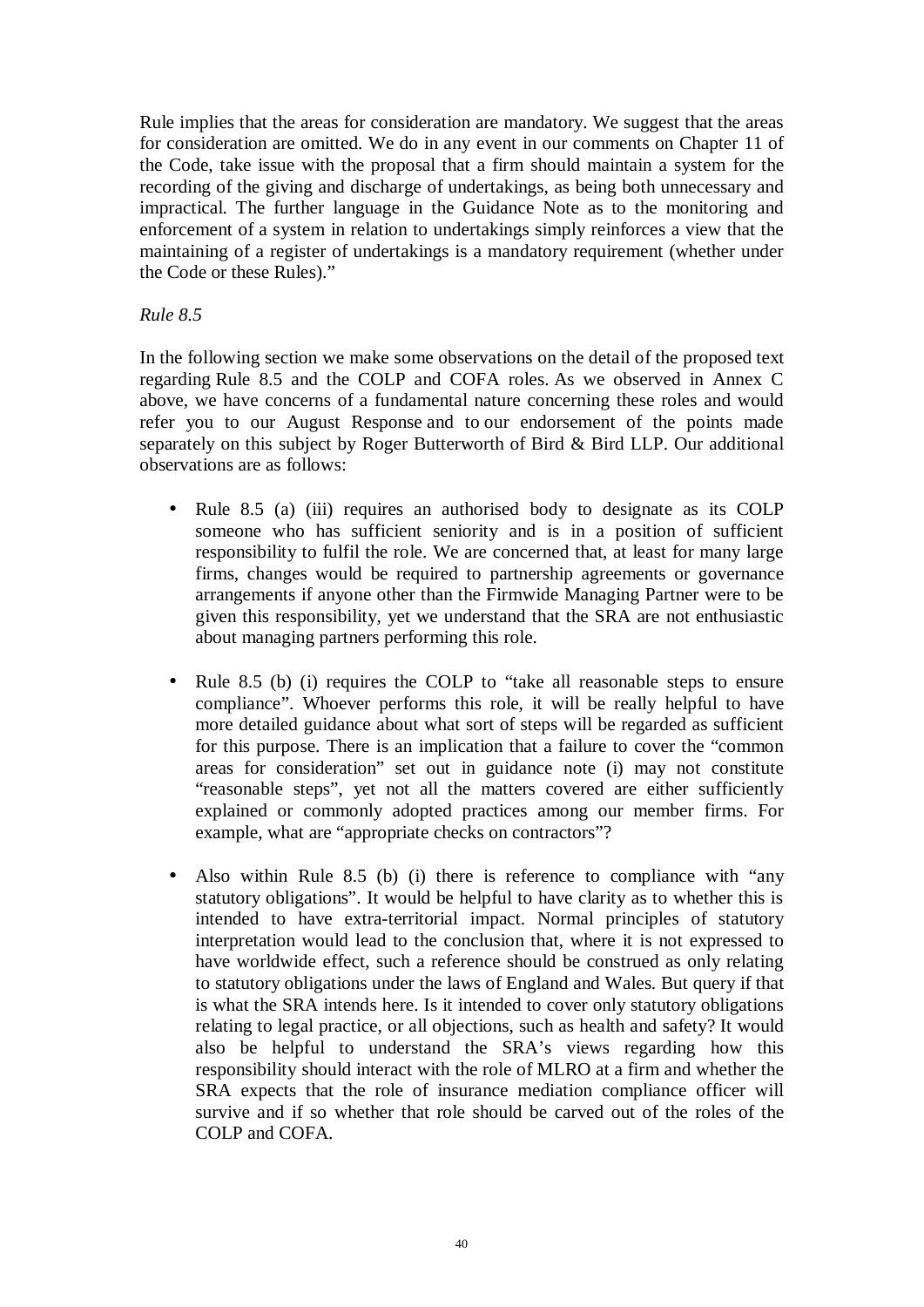Rule implies that the areas for consideration are mandatory. We suggest that the areas for consideration are omitted. We do in any event in our comments on Chapter 11 of the Code, take issue with the proposal that a firm should maintain a system for the recording of the giving and discharge of undertakings, as being both unnecessary and impractical. The further language in the Guidance Note as to the monitoring and enforcement of a system in relation to undertakings simply reinforces a view that the maintaining of a register of undertakings is a mandatory requirement (whether under the Code or these Rules)."

*Rule 8.5*

In the following section we make some observations on the detail of the proposed text regarding Rule 8.5 and the COLP and COFA roles. As we observed in Annex C above, we have concerns of a fundamental nature concerning these roles and would refer you to our August Response and to our endorsement of the points made separately on this subject by Roger Butterworth of Bird & Bird LLP. Our additional observations are as follows:

- Rule 8.5 (a) (iii) requires an authorised body to designate as its COLP someone who has sufficient seniority and is in a position of sufficient responsibility to fulfil the role. We are concerned that, at least for many large firms, changes would be required to partnership agreements or governance arrangements if anyone other than the Firmwide Managing Partner were to be given this responsibility, yet we understand that the SRA are not enthusiastic about managing partners performing this role.

- Rule 8.5 (b) (i) requires the COLP to "take all reasonable steps to ensure compliance". Whoever performs this role, it will be really helpful to have more detailed guidance about what sort of steps will be regarded as sufficient for this purpose. There is an implication that a failure to cover the "common areas for consideration" set out in guidance note (i) may not constitute "reasonable steps", yet not all the matters covered are either sufficiently explained or commonly adopted practices among our member firms. For example, what are "appropriate checks on contractors"?

- Also within Rule 8.5 (b) (i) there is reference to compliance with "any statutory obligations". It would be helpful to have clarity as to whether this is intended to have extra-territorial impact. Normal principles of statutory interpretation would lead to the conclusion that, where it is not expressed to have worldwide effect, such a reference should be construed as only relating to statutory obligations under the laws of England and Wales. But query if that is what the SRA intends here. Is it intended to cover only statutory obligations relating to legal practice, or all objections, such as health and safety? It would also be helpful to understand the SRA's views regarding how this responsibility should interact with the role of MLRO at a firm and whether the SRA expects that the role of insurance mediation compliance officer will survive and if so whether that role should be carved out of the roles of the COLP and COFA.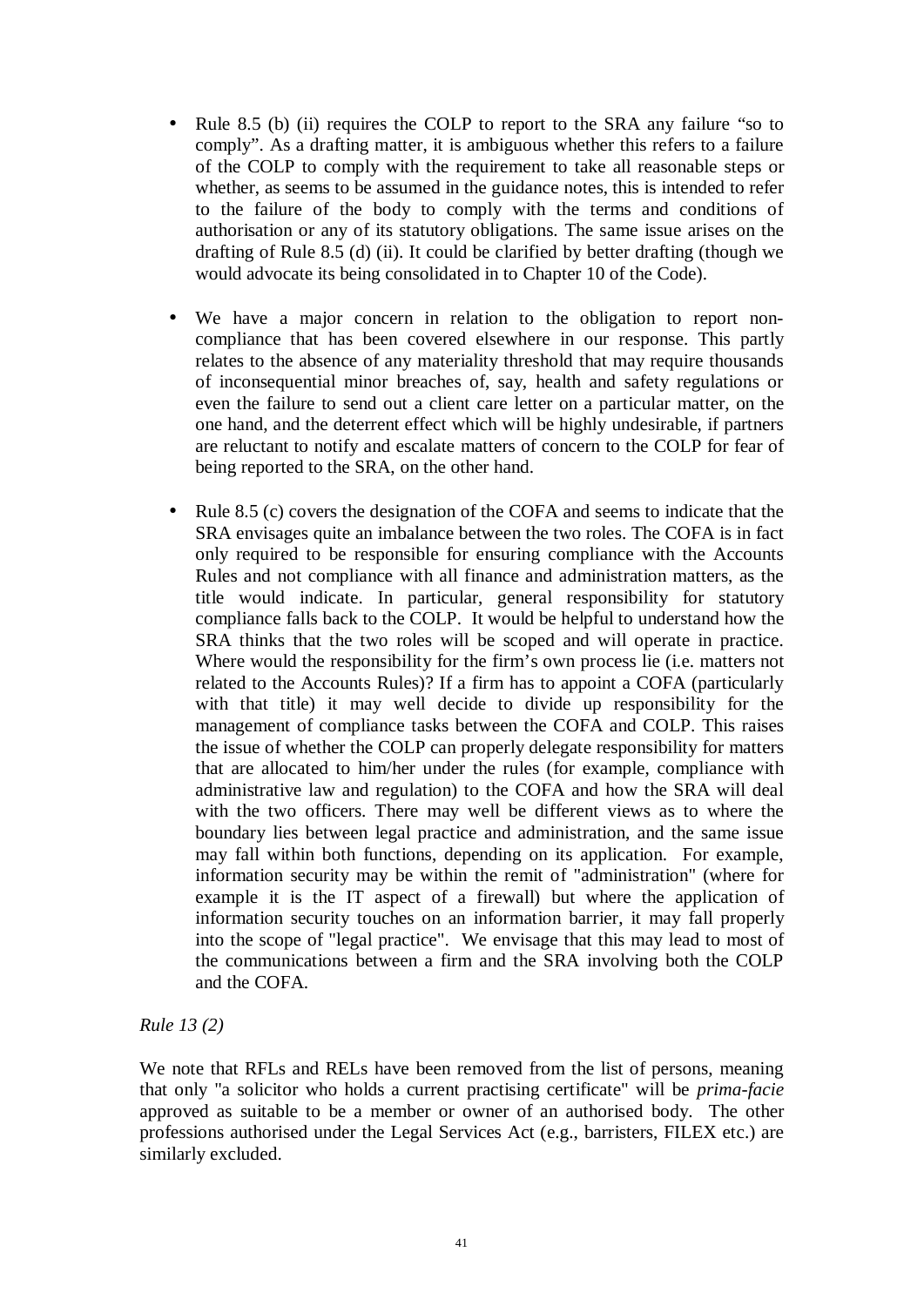- Rule 8.5 (b) (ii) requires the COLP to report to the SRA any failure "so to comply". As a drafting matter, it is ambiguous whether this refers to a failure of the COLP to comply with the requirement to take all reasonable steps or whether, as seems to be assumed in the guidance notes, this is intended to refer to the failure of the body to comply with the terms and conditions of authorisation or any of its statutory obligations. The same issue arises on the drafting of Rule 8.5 (d) (ii). It could be clarified by better drafting (though we would advocate its being consolidated in to Chapter 10 of the Code).

- We have a major concern in relation to the obligation to report non-compliance that has been covered elsewhere in our response. This partly relates to the absence of any materiality threshold that may require thousands of inconsequential minor breaches of, say, health and safety regulations or even the failure to send out a client care letter on a particular matter, on the one hand, and the deterrent effect which will be highly undesirable, if partners are reluctant to notify and escalate matters of concern to the COLP for fear of being reported to the SRA, on the other hand.

- Rule 8.5 (c) covers the designation of the COFA and seems to indicate that the SRA envisages quite an imbalance between the two roles. The COFA is in fact only required to be responsible for ensuring compliance with the Accounts Rules and not compliance with all finance and administration matters, as the title would indicate. In particular, general responsibility for statutory compliance falls back to the COLP. It would be helpful to understand how the SRA thinks that the two roles will be scoped and will operate in practice. Where would the responsibility for the firm's own process lie (i.e. matters not related to the Accounts Rules)? If a firm has to appoint a COFA (particularly with that title) it may well decide to divide up responsibility for the management of compliance tasks between the COFA and COLP. This raises the issue of whether the COLP can properly delegate responsibility for matters that are allocated to him/her under the rules (for example, compliance with administrative law and regulation) to the COFA and how the SRA will deal with the two officers. There may well be different views as to where the boundary lies between legal practice and administration, and the same issue may fall within both functions, depending on its application. For example, information security may be within the remit of "administration" (where for example it is the IT aspect of a firewall) but where the application of information security touches on an information barrier, it may fall properly into the scope of "legal practice". We envisage that this may lead to most of the communications between a firm and the SRA involving both the COLP and the COFA.

*Rule 13 (2)*

We note that RFLs and RELs have been removed from the list of persons, meaning that only "a solicitor who holds a current practising certificate" will be *prima-facie* approved as suitable to be a member or owner of an authorised body. The other professions authorised under the Legal Services Act (e.g., barristers, FILEX etc.) are similarly excluded.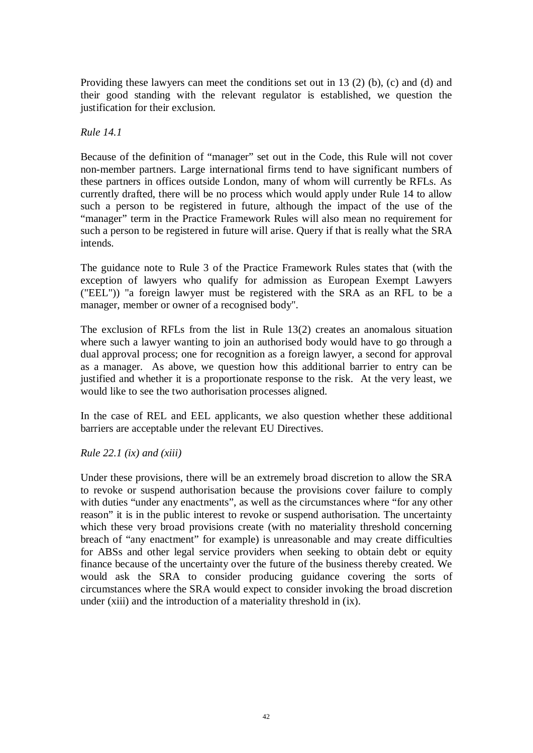Providing these lawyers can meet the conditions set out in 13 (2) (b), (c) and (d) and their good standing with the relevant regulator is established, we question the justification for their exclusion.

*Rule 14.1*

Because of the definition of "manager" set out in the Code, this Rule will not cover non-member partners. Large international firms tend to have significant numbers of these partners in offices outside London, many of whom will currently be RFLs. As currently drafted, there will be no process which would apply under Rule 14 to allow such a person to be registered in future, although the impact of the use of the "manager" term in the Practice Framework Rules will also mean no requirement for such a person to be registered in future will arise. Query if that is really what the SRA intends.

The guidance note to Rule 3 of the Practice Framework Rules states that (with the exception of lawyers who qualify for admission as European Exempt Lawyers ("EEL")) "a foreign lawyer must be registered with the SRA as an RFL to be a manager, member or owner of a recognised body".

The exclusion of RFLs from the list in Rule 13(2) creates an anomalous situation where such a lawyer wanting to join an authorised body would have to go through a dual approval process; one for recognition as a foreign lawyer, a second for approval as a manager. As above, we question how this additional barrier to entry can be justified and whether it is a proportionate response to the risk. At the very least, we would like to see the two authorisation processes aligned.

In the case of REL and EEL applicants, we also question whether these additional barriers are acceptable under the relevant EU Directives.

*Rule 22.1 (ix) and (xiii)*

Under these provisions, there will be an extremely broad discretion to allow the SRA to revoke or suspend authorisation because the provisions cover failure to comply with duties "under any enactments", as well as the circumstances where "for any other reason" it is in the public interest to revoke or suspend authorisation. The uncertainty which these very broad provisions create (with no materiality threshold concerning breach of "any enactment" for example) is unreasonable and may create difficulties for ABSs and other legal service providers when seeking to obtain debt or equity finance because of the uncertainty over the future of the business thereby created. We would ask the SRA to consider producing guidance covering the sorts of circumstances where the SRA would expect to consider invoking the broad discretion under (xiii) and the introduction of a materiality threshold in (ix).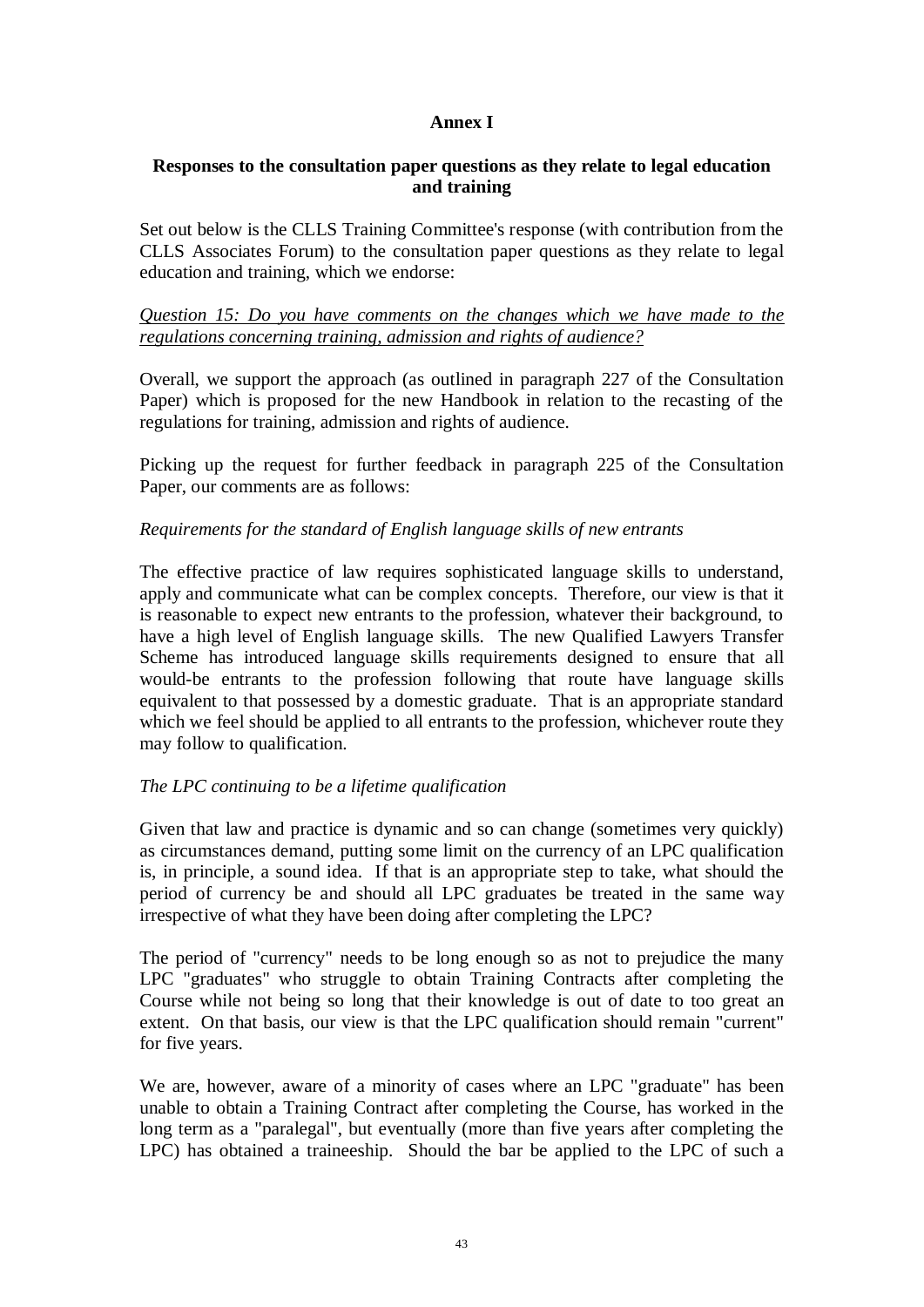**Annex I**

**Responses to the consultation paper questions as they relate to legal education and training**

Set out below is the CLLS Training Committee's response (with contribution from the CLLS Associates Forum) to the consultation paper questions as they relate to legal education and training, which we endorse:

*Question 15: Do you have comments on the changes which we have made to the regulations concerning training, admission and rights of audience?*

Overall, we support the approach (as outlined in paragraph 227 of the Consultation Paper) which is proposed for the new Handbook in relation to the recasting of the regulations for training, admission and rights of audience.

Picking up the request for further feedback in paragraph 225 of the Consultation Paper, our comments are as follows:

*Requirements for the standard of English language skills of new entrants*

The effective practice of law requires sophisticated language skills to understand, apply and communicate what can be complex concepts. Therefore, our view is that it is reasonable to expect new entrants to the profession, whatever their background, to have a high level of English language skills. The new Qualified Lawyers Transfer Scheme has introduced language skills requirements designed to ensure that all would-be entrants to the profession following that route have language skills equivalent to that possessed by a domestic graduate. That is an appropriate standard which we feel should be applied to all entrants to the profession, whichever route they may follow to qualification.

*The LPC continuing to be a lifetime qualification*

Given that law and practice is dynamic and so can change (sometimes very quickly) as circumstances demand, putting some limit on the currency of an LPC qualification is, in principle, a sound idea. If that is an appropriate step to take, what should the period of currency be and should all LPC graduates be treated in the same way irrespective of what they have been doing after completing the LPC?

The period of "currency" needs to be long enough so as not to prejudice the many LPC "graduates" who struggle to obtain Training Contracts after completing the Course while not being so long that their knowledge is out of date to too great an extent. On that basis, our view is that the LPC qualification should remain "current" for five years.

We are, however, aware of a minority of cases where an LPC "graduate" has been unable to obtain a Training Contract after completing the Course, has worked in the long term as a "paralegal", but eventually (more than five years after completing the LPC) has obtained a traineeship. Should the bar be applied to the LPC of such a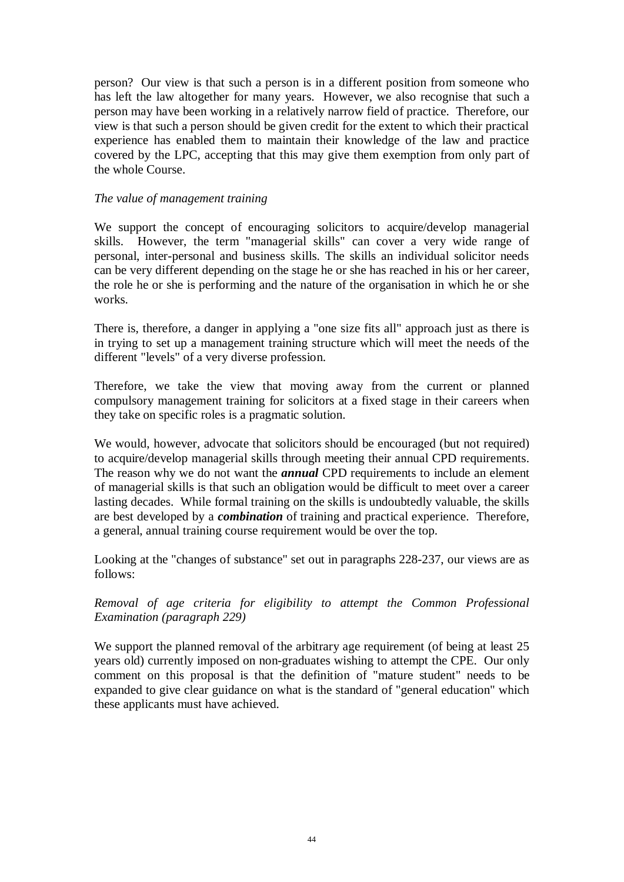person? Our view is that such a person is in a different position from someone who has left the law altogether for many years. However, we also recognise that such a person may have been working in a relatively narrow field of practice. Therefore, our view is that such a person should be given credit for the extent to which their practical experience has enabled them to maintain their knowledge of the law and practice covered by the LPC, accepting that this may give them exemption from only part of the whole Course.

*The value of management training*

We support the concept of encouraging solicitors to acquire/develop managerial skills. However, the term "managerial skills" can cover a very wide range of personal, inter-personal and business skills. The skills an individual solicitor needs can be very different depending on the stage he or she has reached in his or her career, the role he or she is performing and the nature of the organisation in which he or she works.

There is, therefore, a danger in applying a "one size fits all" approach just as there is in trying to set up a management training structure which will meet the needs of the different "levels" of a very diverse profession.

Therefore, we take the view that moving away from the current or planned compulsory management training for solicitors at a fixed stage in their careers when they take on specific roles is a pragmatic solution.

We would, however, advocate that solicitors should be encouraged (but not required) to acquire/develop managerial skills through meeting their annual CPD requirements. The reason why we do not want the ***annual*** CPD requirements to include an element of managerial skills is that such an obligation would be difficult to meet over a career lasting decades. While formal training on the skills is undoubtedly valuable, the skills are best developed by a ***combination*** of training and practical experience. Therefore, a general, annual training course requirement would be over the top.

Looking at the "changes of substance" set out in paragraphs 228-237, our views are as follows:

*Removal of age criteria for eligibility to attempt the Common Professional Examination (paragraph 229)*

We support the planned removal of the arbitrary age requirement (of being at least 25 years old) currently imposed on non-graduates wishing to attempt the CPE. Our only comment on this proposal is that the definition of "mature student" needs to be expanded to give clear guidance on what is the standard of "general education" which these applicants must have achieved.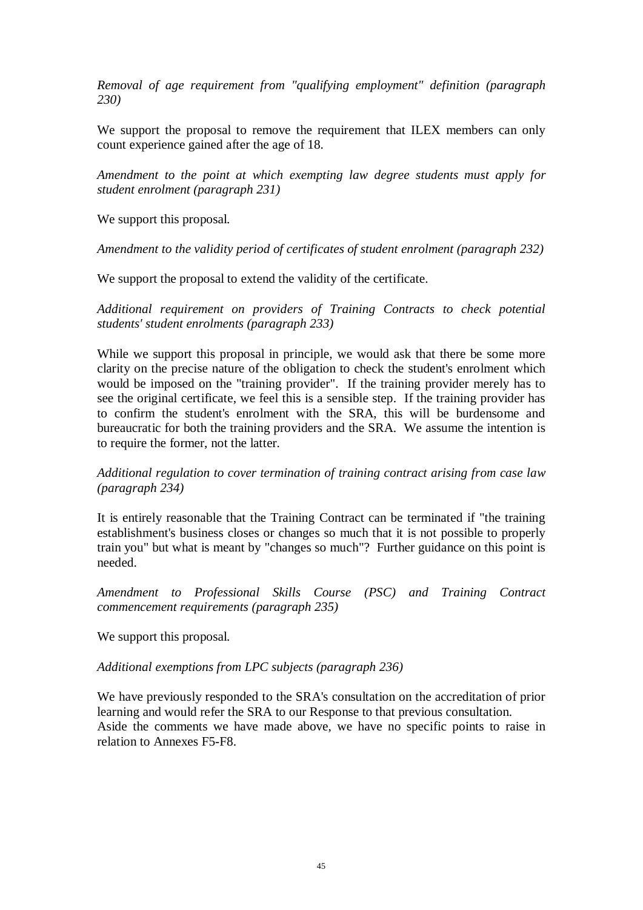*Removal of age requirement from "qualifying employment" definition (paragraph 230)*

We support the proposal to remove the requirement that ILEX members can only count experience gained after the age of 18.

*Amendment to the point at which exempting law degree students must apply for student enrolment (paragraph 231)*

We support this proposal.

*Amendment to the validity period of certificates of student enrolment (paragraph 232)*

We support the proposal to extend the validity of the certificate.

*Additional requirement on providers of Training Contracts to check potential students' student enrolments (paragraph 233)*

While we support this proposal in principle, we would ask that there be some more clarity on the precise nature of the obligation to check the student's enrolment which would be imposed on the "training provider". If the training provider merely has to see the original certificate, we feel this is a sensible step. If the training provider has to confirm the student's enrolment with the SRA, this will be burdensome and bureaucratic for both the training providers and the SRA. We assume the intention is to require the former, not the latter.

*Additional regulation to cover termination of training contract arising from case law (paragraph 234)*

It is entirely reasonable that the Training Contract can be terminated if "the training establishment's business closes or changes so much that it is not possible to properly train you" but what is meant by "changes so much"? Further guidance on this point is needed.

*Amendment to Professional Skills Course (PSC) and Training Contract commencement requirements (paragraph 235)*

We support this proposal.

*Additional exemptions from LPC subjects (paragraph 236)*

We have previously responded to the SRA's consultation on the accreditation of prior learning and would refer the SRA to our Response to that previous consultation.
Aside the comments we have made above, we have no specific points to raise in relation to Annexes F5-F8.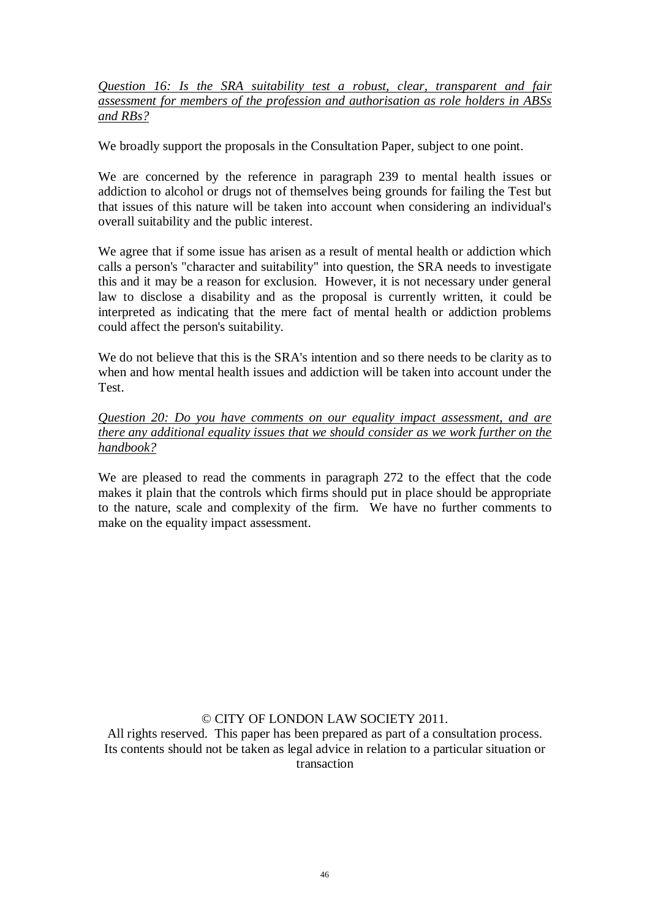*<u>Question 16: Is the SRA suitability test a robust, clear, transparent and fair assessment for members of the profession and authorisation as role holders in ABSs and RBs?</u>*

We broadly support the proposals in the Consultation Paper, subject to one point.

We are concerned by the reference in paragraph 239 to mental health issues or addiction to alcohol or drugs not of themselves being grounds for failing the Test but that issues of this nature will be taken into account when considering an individual's overall suitability and the public interest.

We agree that if some issue has arisen as a result of mental health or addiction which calls a person's "character and suitability" into question, the SRA needs to investigate this and it may be a reason for exclusion. However, it is not necessary under general law to disclose a disability and as the proposal is currently written, it could be interpreted as indicating that the mere fact of mental health or addiction problems could affect the person's suitability.

We do not believe that this is the SRA's intention and so there needs to be clarity as to when and how mental health issues and addiction will be taken into account under the Test.

*<u>Question 20: Do you have comments on our equality impact assessment, and are there any additional equality issues that we should consider as we work further on the handbook?</u>*

We are pleased to read the comments in paragraph 272 to the effect that the code makes it plain that the controls which firms should put in place should be appropriate to the nature, scale and complexity of the firm. We have no further comments to make on the equality impact assessment.

© CITY OF LONDON LAW SOCIETY 2011.
All rights reserved. This paper has been prepared as part of a consultation process. Its contents should not be taken as legal advice in relation to a particular situation or transaction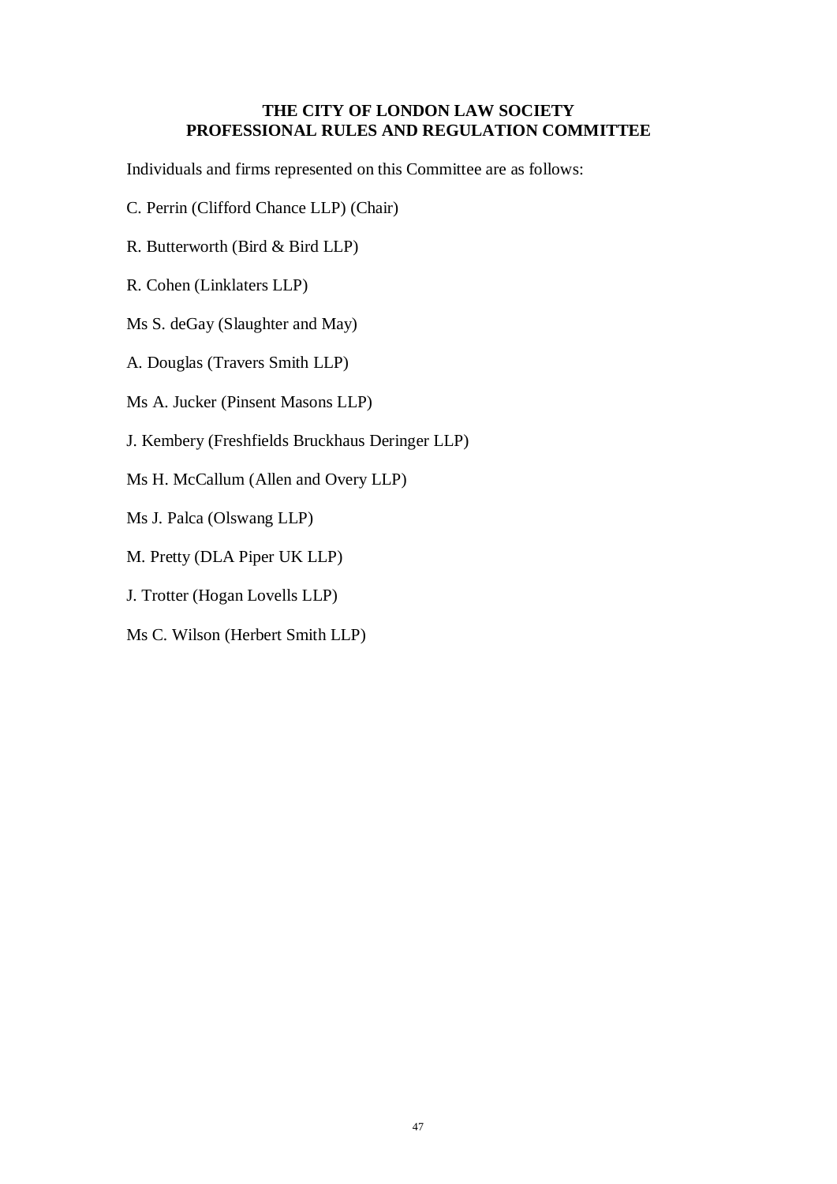**THE CITY OF LONDON LAW SOCIETY**
**PROFESSIONAL RULES AND REGULATION COMMITTEE**

Individuals and firms represented on this Committee are as follows:

C. Perrin (Clifford Chance LLP) (Chair)

R. Butterworth (Bird & Bird LLP)

R. Cohen (Linklaters LLP)

Ms S. deGay (Slaughter and May)

A. Douglas (Travers Smith LLP)

Ms A. Jucker (Pinsent Masons LLP)

J. Kembery (Freshfields Bruckhaus Deringer LLP)

Ms H. McCallum (Allen and Overy LLP)

Ms J. Palca (Olswang LLP)

M. Pretty (DLA Piper UK LLP)

J. Trotter (Hogan Lovells LLP)

Ms C. Wilson (Herbert Smith LLP)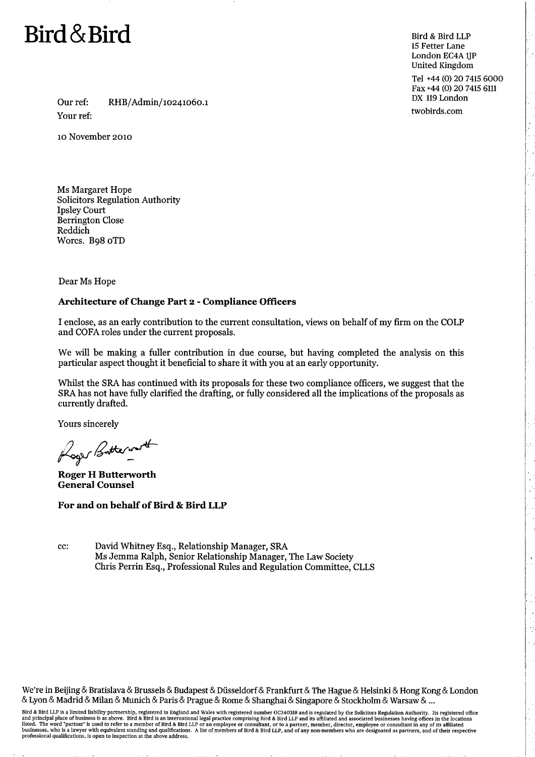# Bird & Bird

Bird & Bird LLP
15 Fetter Lane
London EC4A 1JP
United Kingdom

Tel +44 (0) 20 7415 6000
Fax +44 (0) 20 7415 6111
DX 119 London

twobirds.com

Our ref: RHB/Admin/10241060.1
Your ref:

10 November 2010

Ms Margaret Hope
Solicitors Regulation Authority
Ipsley Court
Berrington Close
Reddich
Worcs. B98 0TD

Dear Ms Hope

**Architecture of Change Part 2 - Compliance Officers**

I enclose, as an early contribution to the current consultation, views on behalf of my firm on the COLP and COFA roles under the current proposals.

We will be making a fuller contribution in due course, but having completed the analysis on this particular aspect thought it beneficial to share it with you at an early opportunity.

Whilst the SRA has continued with its proposals for these two compliance officers, we suggest that the SRA has not have fully clarified the drafting, or fully considered all the implications of the proposals as currently drafted.

Yours sincerely

**Roger H Butterworth**
**General Counsel**

**For and on behalf of Bird & Bird LLP**

cc: David Whitney Esq., Relationship Manager, SRA
Ms Jemma Ralph, Senior Relationship Manager, The Law Society
Chris Perrin Esq., Professional Rules and Regulation Committee, CLLS

We're in Beijing & Bratislava & Brussels & Budapest & Düsseldorf & Frankfurt & The Hague & Helsinki & Hong Kong & London & Lyon & Madrid & Milan & Munich & Paris & Prague & Rome & Shanghai & Singapore & Stockholm & Warsaw & ...

Bird & Bird LLP is a limited liability partnership, registered in England and Wales with registered number OC340318 and is regulated by the Solicitors Regulation Authority. Its registered office and principal place of business is as above. Bird & Bird is an international legal practice comprising Bird & Bird LLP and its affiliated and associated businesses having offices in the locations listed. The word "partner" is used to refer to a member of Bird & Bird LLP or an employee or consultant, or to a partner, member, director, employee or consultant in any of its affiliated businesses, who is a lawyer with equivalent standing and qualifications. A list of members of Bird & Bird LLP, and of any non-members who are designated as partners, and of their respective professional qualifications, is open to inspection at the above address.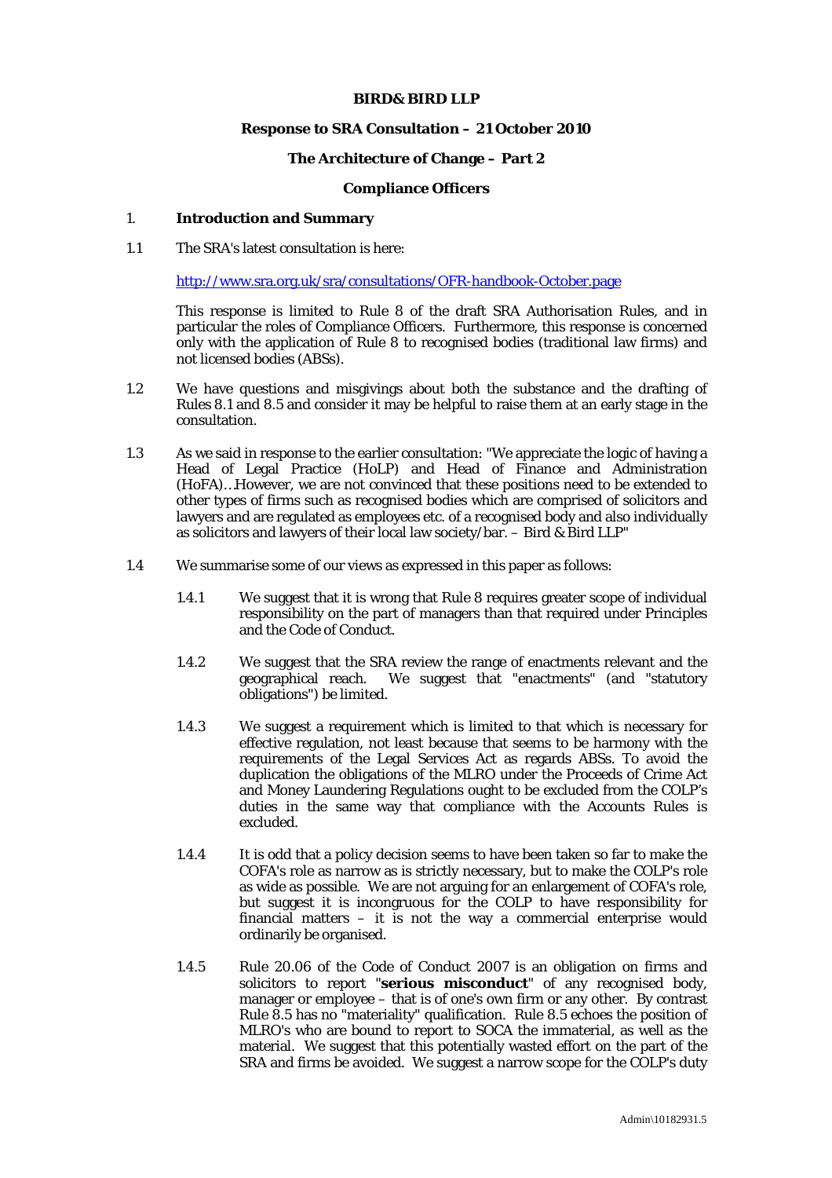**BIRD& BIRD LLP**

**Response to SRA Consultation – 21 October 2010**

**The Architecture of Change – Part 2**

**Compliance Officers**

## 1. Introduction and Summary

1.1 The SRA's latest consultation is here:

[http://www.sra.org.uk/sra/consultations/OFR-handbook-October.page](http://www.sra.org.uk/sra/consultations/OFR-handbook-October.page)

This response is limited to Rule 8 of the draft SRA Authorisation Rules, and in particular the roles of Compliance Officers. Furthermore, this response is concerned only with the application of Rule 8 to recognised bodies (traditional law firms) and not licensed bodies (ABSs).

1.2 We have questions and misgivings about both the substance and the drafting of Rules 8.1 and 8.5 and consider it may be helpful to raise them at an early stage in the consultation.

1.3 As we said in response to the earlier consultation: "We appreciate the logic of having a Head of Legal Practice (HoLP) and Head of Finance and Administration (HoFA)…However, we are not convinced that these positions need to be extended to other types of firms such as recognised bodies which are comprised of solicitors and lawyers and are regulated as employees etc. of a recognised body and also individually as solicitors and lawyers of their local law society/bar. – Bird & Bird LLP"

1.4 We summarise some of our views as expressed in this paper as follows:

1.4.1 We suggest that it is wrong that Rule 8 requires greater scope of individual responsibility on the part of managers than that required under Principles and the Code of Conduct.

1.4.2 We suggest that the SRA review the range of enactments relevant and the geographical reach. We suggest that "enactments" (and "statutory obligations") be limited.

1.4.3 We suggest a requirement which is limited to that which is necessary for effective regulation, not least because that seems to be harmony with the requirements of the Legal Services Act as regards ABSs. To avoid the duplication the obligations of the MLRO under the Proceeds of Crime Act and Money Laundering Regulations ought to be excluded from the COLP's duties in the same way that compliance with the Accounts Rules is excluded.

1.4.4 It is odd that a policy decision seems to have been taken so far to make the COFA's role as narrow as is strictly necessary, but to make the COLP's role as wide as possible. We are not arguing for an enlargement of COFA's role, but suggest it is incongruous for the COLP to have responsibility for financial matters – it is not the way a commercial enterprise would ordinarily be organised.

1.4.5 Rule 20.06 of the Code of Conduct 2007 is an obligation on firms and solicitors to report "**serious misconduct**" of any recognised body, manager or employee – that is of one's own firm or any other. By contrast Rule 8.5 has no "materiality" qualification. Rule 8.5 echoes the position of MLRO's who are bound to report to SOCA the immaterial, as well as the material. We suggest that this potentially wasted effort on the part of the SRA and firms be avoided. We suggest a narrow scope for the COLP's duty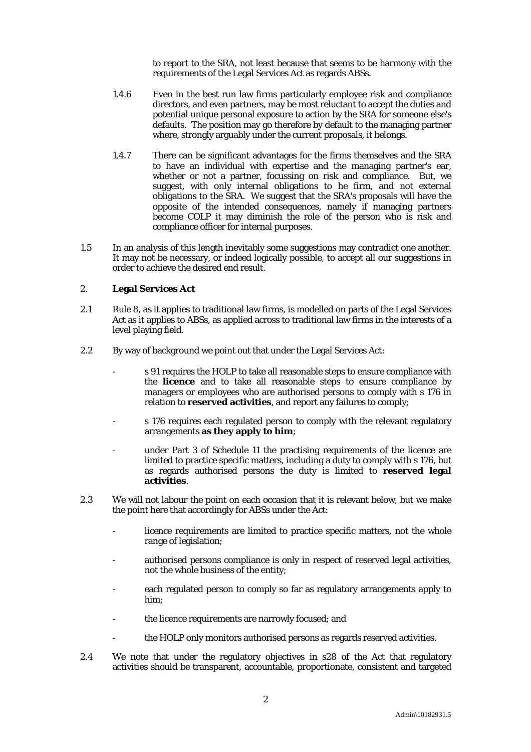to report to the SRA, not least because that seems to be harmony with the requirements of the Legal Services Act as regards ABSs.

1.4.6 Even in the best run law firms particularly employee risk and compliance directors, and even partners, may be most reluctant to accept the duties and potential unique personal exposure to action by the SRA for someone else's defaults. The position may go therefore by default to the managing partner where, strongly arguably under the current proposals, it belongs.

1.4.7 There can be significant advantages for the firms themselves and the SRA to have an individual with expertise and the managing partner's ear, whether or not a partner, focussing on risk and compliance. But, we suggest, with only internal obligations to he firm, and not external obligations to the SRA. We suggest that the SRA's proposals will have the opposite of the intended consequences, namely if managing partners become COLP it may diminish the role of the person who is risk and compliance officer for internal purposes.

1.5 In an analysis of this length inevitably some suggestions may contradict one another. It may not be necessary, or indeed logically possible, to accept all our suggestions in order to achieve the desired end result.

## 2. **Legal Services Act**

2.1 Rule 8, as it applies to traditional law firms, is modelled on parts of the Legal Services Act as it applies to ABSs, as applied across to traditional law firms in the interests of a level playing field.

2.2 By way of background we point out that under the Legal Services Act:

- s 91 requires the HOLP to take all reasonable steps to ensure compliance with the **licence** and to take all reasonable steps to ensure compliance by managers or employees who are authorised persons to comply with s 176 in relation to **reserved activities**, and report any failures to comply;
- s 176 requires each regulated person to comply with the relevant regulatory arrangements **as they apply to him**;
- under Part 3 of Schedule 11 the practising requirements of the licence are limited to practice specific matters, including a duty to comply with s 176, but as regards authorised persons the duty is limited to **reserved legal activities**.

2.3 We will not labour the point on each occasion that it is relevant below, but we make the point here that accordingly for ABSs under the Act:

- licence requirements are limited to practice specific matters, not the whole range of legislation;
- authorised persons compliance is only in respect of reserved legal activities, not the whole business of the entity;
- each regulated person to comply so far as regulatory arrangements apply to him;
- the licence requirements are narrowly focused; and
- the HOLP only monitors authorised persons as regards reserved activities.

2.4 We note that under the regulatory objectives in s28 of the Act that regulatory activities should be transparent, accountable, proportionate, consistent and targeted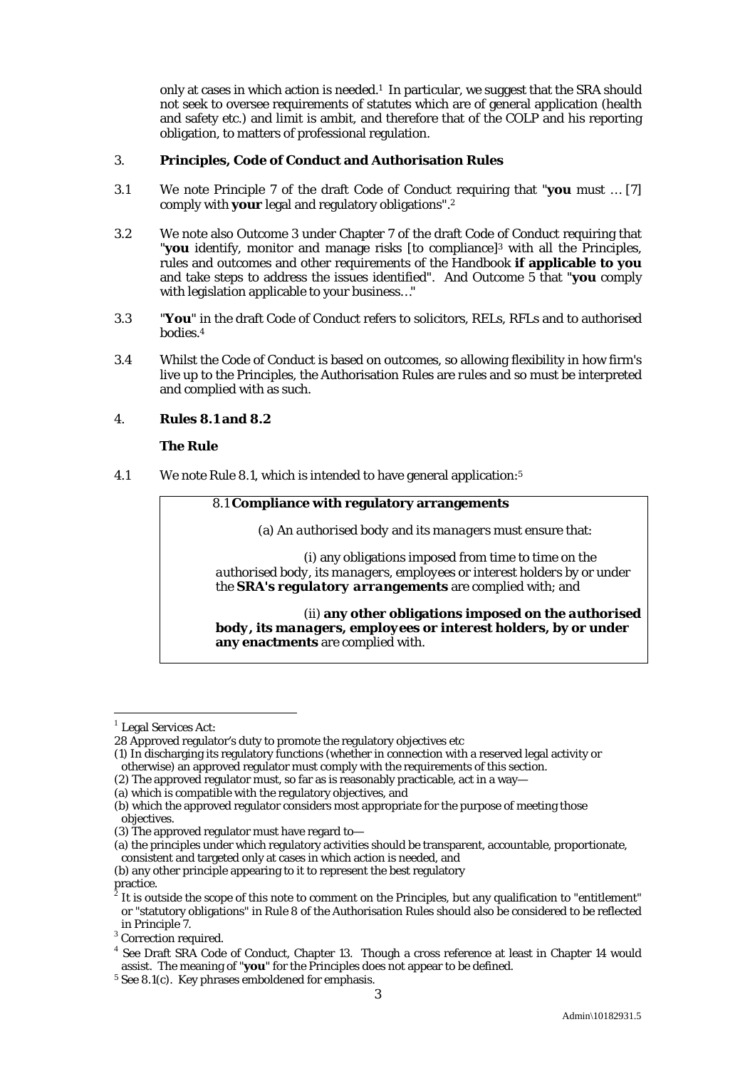only at cases in which action is needed.[1] In particular, we suggest that the SRA should not seek to oversee requirements of statutes which are of general application (health and safety etc.) and limit is ambit, and therefore that of the COLP and his reporting obligation, to matters of professional regulation.

## 3. Principles, Code of Conduct and Authorisation Rules

3.1 We note Principle 7 of the draft Code of Conduct requiring that "**you** must … [7] comply with **your** legal and regulatory obligations".[2]

3.2 We note also Outcome 3 under Chapter 7 of the draft Code of Conduct requiring that "**you** identify, monitor and manage risks [to compliance][3] with all the Principles, rules and outcomes and other requirements of the Handbook **if applicable to you** and take steps to address the issues identified". And Outcome 5 that "**you** comply with legislation applicable to your business…"

3.3 "**You**" in the draft Code of Conduct refers to solicitors, RELs, RFLs and to authorised bodies.[4]

3.4 Whilst the Code of Conduct is based on outcomes, so allowing flexibility in how firm's live up to the Principles, the Authorisation Rules are *rules* and so must be interpreted and complied with as such.

## 4. Rules 8.1 and 8.2

### The Rule

4.1 We note Rule 8.1, which is intended to have general application:[5]

> 8.1 **Compliance with regulatory arrangements**
>
> (a) An *authorised body* and its *managers* must ensure that:
>
> (i) any obligations imposed from time to time on the *authorised body*, its *managers*, *employees* or *interest holders* by or under the ***SRA's regulatory arrangements*** are complied with; and
>
> (ii) **any other obligations imposed on the *authorised body*, its *managers*, *employees* or *interest holders*, by or under any *enactments*** are complied with.

---

[1] Legal Services Act:

28 Approved regulator's duty to promote the regulatory objectives etc

(1) In discharging its regulatory functions (whether in connection with a reserved legal activity or otherwise) an approved regulator must comply with the requirements of this section.

(2) The approved regulator must, so far as is reasonably practicable, act in a way—

(a) which is compatible with the regulatory objectives, and

(b) which the approved regulator considers most appropriate for the purpose of meeting those objectives.

(3) The approved regulator must have regard to—

(a) the principles under which regulatory activities should be transparent, accountable, proportionate, consistent and targeted only at cases in which action is needed, and

(b) any other principle appearing to it to represent the best regulatory practice.

[2] It is outside the scope of this note to comment on the Principles, but any qualification to "entitlement" or "statutory obligations" in Rule 8 of the Authorisation Rules should also be considered to be reflected in Principle 7.

[3] Correction required.

[4] See Draft SRA Code of Conduct, Chapter 13. Though a cross reference at least in Chapter 14 would assist. The meaning of "**you**" for the Principles does not appear to be defined.

[5] See 8.1(c). Key phrases emboldened for emphasis.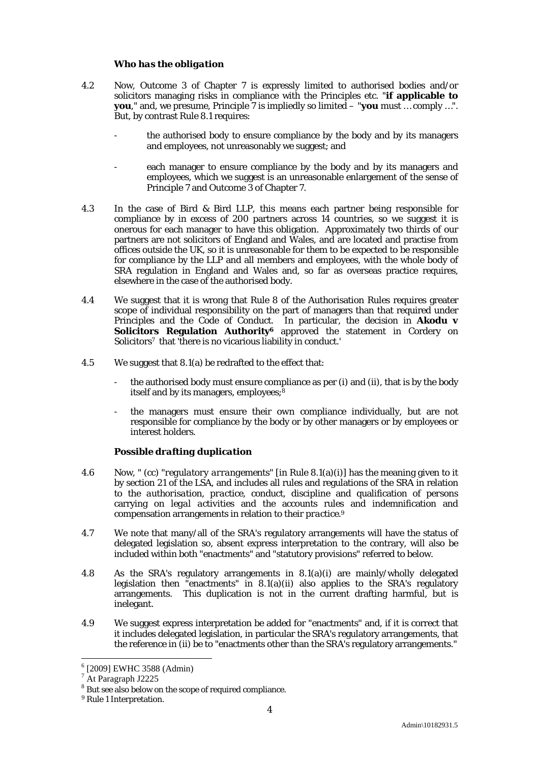### *Who has the obligation*

4.2 Now, Outcome 3 of Chapter 7 is expressly limited to authorised bodies and/or solicitors managing risks in compliance with the Principles etc. "**if applicable to you**," and, we presume, Principle 7 is impliedly so limited – "**you** must … comply …". But, by contrast Rule 8.1 requires:

- the authorised body to ensure compliance by the body and by its managers and employees, not unreasonably we suggest; and
- each manager to ensure compliance by the body and by its managers and employees, which we suggest is an unreasonable enlargement of the sense of Principle 7 and Outcome 3 of Chapter 7.

4.3 In the case of Bird & Bird LLP, this means each partner being responsible for compliance by in excess of 200 partners across 14 countries, so we suggest it is onerous for each manager to have this obligation. Approximately two thirds of our partners are not solicitors of England and Wales, and are located and practise from offices outside the UK, so it is unreasonable for them to be expected to be responsible for compliance by the LLP and all members and employees, with the whole body of SRA regulation in England and Wales and, so far as overseas practice requires, elsewhere in the case of the authorised body.

4.4 We suggest that it is wrong that Rule 8 of the Authorisation Rules requires greater scope of individual responsibility on the part of managers than that required under Principles and the Code of Conduct. In particular, the decision in **Akodu v Solicitors Regulation Authority**[6] approved the statement in Cordery on Solicitors[7] that 'there is no vicarious liability in conduct.'

4.5 We suggest that 8.1(a) be redrafted to the effect that:

- the authorised body must ensure compliance as per (i) and (ii), that is by the body itself and by its managers, employees;[8]
- the managers must ensure their own compliance individually, but are not responsible for compliance by the body or by other managers or by employees or interest holders.

### *Possible drafting duplication*

4.6 Now, " (cc) "*regulatory arrangements*" [in Rule 8.1(a)(i)] has the meaning given to it by section 21 of the LSA, and includes all rules and regulations of the SRA in relation to the *authorisation*, *practice*, conduct, discipline and qualification of persons carrying on *legal activities* and the accounts rules and indemnification and compensation arrangements in relation to their *practice*.[9]

4.7 We note that many/all of the SRA's regulatory arrangements will have the status of delegated legislation so, absent express interpretation to the contrary, will also be included within both "enactments" and "statutory provisions" referred to below.

4.8 As the SRA's regulatory arrangements in 8.1(a)(i) are mainly/wholly delegated legislation then "enactments" in 8.1(a)(ii) also applies to the SRA's regulatory arrangements. This duplication is not in the current drafting harmful, but is inelegant.

4.9 We suggest express interpretation be added for "enactments" and, if it is correct that it includes delegated legislation, in particular the SRA's regulatory arrangements, that the reference in (ii) be to "enactments other than the SRA's regulatory arrangements."

---

[6] [2009] EWHC 3588 (Admin)

[7] At Paragraph J2225

[8] But see also below on the scope of required compliance.

[9] Rule 1 Interpretation.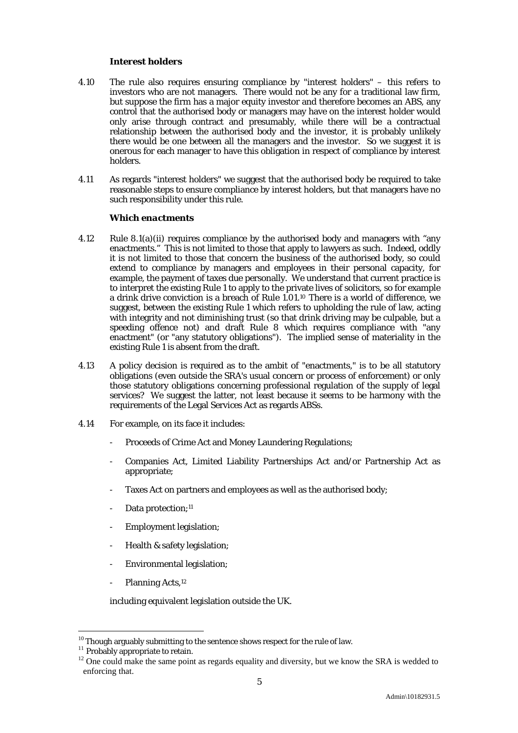### Interest holders

4.10 The rule also requires ensuring compliance by "interest holders" – this refers to investors who are not managers. There would not be any for a traditional law firm, but suppose the firm has a major equity investor and therefore becomes an ABS, any control that the authorised body or managers may have on the interest holder would only arise through contract and presumably, while there will be a contractual relationship between the authorised body and the investor, it is probably unlikely there would be one between all the managers and the investor. So we suggest it is onerous for each manager to have this obligation in respect of compliance by interest holders.

4.11 As regards "interest holders" we suggest that the authorised body be required to take reasonable steps to ensure compliance by interest holders, but that managers have no such responsibility under this rule.

### *Which enactments*

4.12 Rule 8.1(a)(ii) requires compliance by the authorised body and managers with "any enactments." This is not limited to those that apply to lawyers as such. Indeed, oddly it is not limited to those that concern the business of the authorised body, so could extend to compliance by managers and employees in their personal capacity, for example, the payment of taxes due personally. We understand that current practice is to interpret the existing Rule 1 to apply to the private lives of solicitors, so for example a drink drive conviction is a breach of Rule 1.01.[10] There is a world of difference, we suggest, between the existing Rule 1 which refers to upholding the rule of law, acting with integrity and not diminishing trust (so that drink driving may be culpable, but a speeding offence not) and draft Rule 8 which requires compliance with "any enactment" (or "any statutory obligations"). The implied sense of materiality in the existing Rule 1 is absent from the draft.

4.13 A policy decision is required as to the ambit of "enactments," is to be all statutory obligations (even outside the SRA's usual concern or process of enforcement) or only those statutory obligations concerning professional regulation of the supply of legal services? We suggest the latter, not least because it seems to be harmony with the requirements of the Legal Services Act as regards ABSs.

4.14 For example, on its face it includes:

- Proceeds of Crime Act and Money Laundering Regulations;
- Companies Act, Limited Liability Partnerships Act and/or Partnership Act as appropriate;
- Taxes Act on partners and employees as well as the authorised body;
- Data protection;[11]
- Employment legislation;
- Health & safety legislation;
- Environmental legislation;
- Planning Acts,[12]

including equivalent legislation outside the UK.

---

[10] Though arguably submitting to the sentence shows respect for the rule of law.

[11] Probably appropriate to retain.

[12] One could make the same point as regards equality and diversity, but we know the SRA is wedded to enforcing that.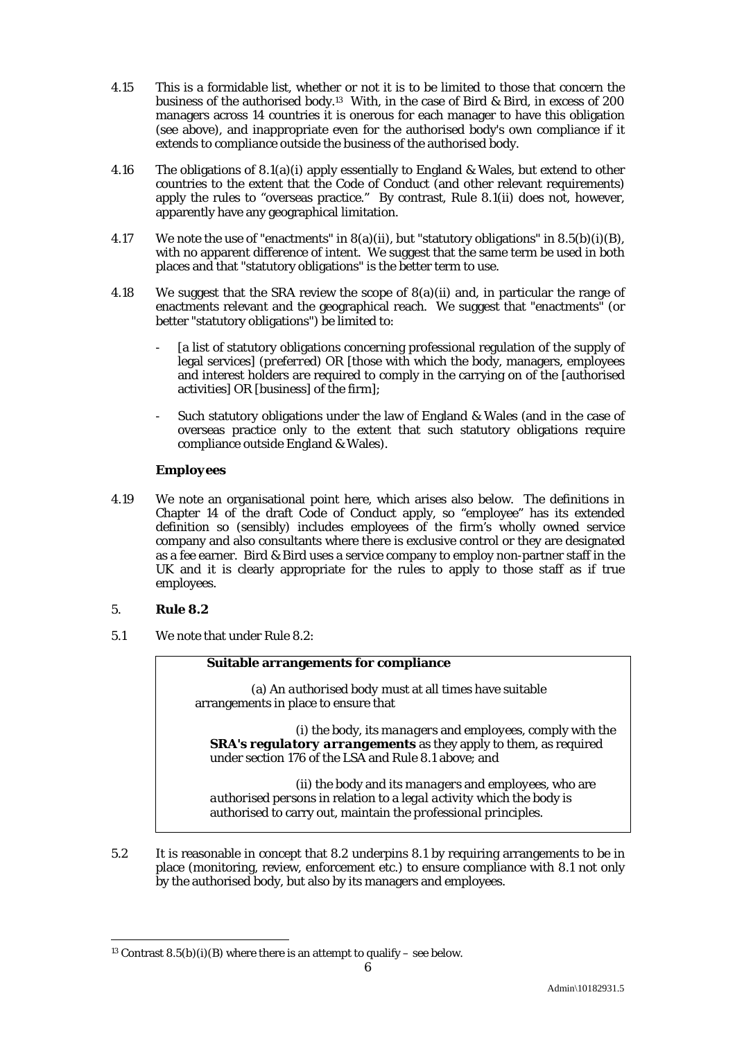4.15 This is a formidable list, whether or not it is to be limited to those that concern the business of the authorised body.[13] With, in the case of Bird & Bird, in excess of 200 managers across 14 countries it is onerous for each manager to have this obligation (see above), and inappropriate even for the authorised body's own compliance if it extends to compliance outside the business of the authorised body.

4.16 The obligations of 8.1(a)(i) apply essentially to England & Wales, but extend to other countries to the extent that the Code of Conduct (and other relevant requirements) apply the rules to "overseas practice." By contrast, Rule 8.1(ii) does not, however, apparently have any geographical limitation.

4.17 We note the use of "enactments" in 8(a)(ii), but "statutory obligations" in 8.5(b)(i)(B), with no apparent difference of intent. We suggest that the same term be used in both places and that "statutory obligations" is the better term to use.

4.18 We suggest that the SRA review the scope of 8(a)(ii) and, in particular the range of enactments relevant and the geographical reach. We suggest that "enactments" (or better "statutory obligations") be limited to:

- [a list of statutory obligations concerning professional regulation of the supply of legal services] (*preferred*) OR [those with which the body, managers, employees and interest holders are required to comply in the carrying on of the [authorised activities] OR [business] of the firm];
- Such statutory obligations under the law of England & Wales (and in the case of overseas practice only to the extent that such statutory obligations require compliance outside England & Wales).

**Employees**

4.19 We note an organisational point here, which arises also below. The definitions in Chapter 14 of the draft Code of Conduct apply, so "employee" has its extended definition so (sensibly) includes employees of the firm's wholly owned service company and also consultants where there is exclusive control or they are designated as a fee earner. Bird & Bird uses a service company to employ non-partner staff in the UK and it is clearly appropriate for the rules to apply to those staff as if true employees.

## 5. Rule 8.2

5.1 We note that under Rule 8.2:

> **Suitable arrangements for compliance**
>
> (a) An *authorised body* must at all times have suitable arrangements in place to ensure that
>
> (i) the body, its *managers* and employees, comply with the ***SRA's regulatory arrangements*** as they apply to them, as required under section 176 of the LSA and Rule 8.1 above; and
>
> (ii) the body and its *managers* and employees, who are *authorised persons* in relation to a *legal activity* which the body is authorised to carry out, maintain the *professional principles*.

5.2 It is reasonable in concept that 8.2 underpins 8.1 by requiring arrangements to be in place (monitoring, review, enforcement etc.) to ensure compliance with 8.1 not only by the authorised body, but also by its managers and employees.

[13] Contrast 8.5(b)(i)(B) where there is an attempt to qualify – see below.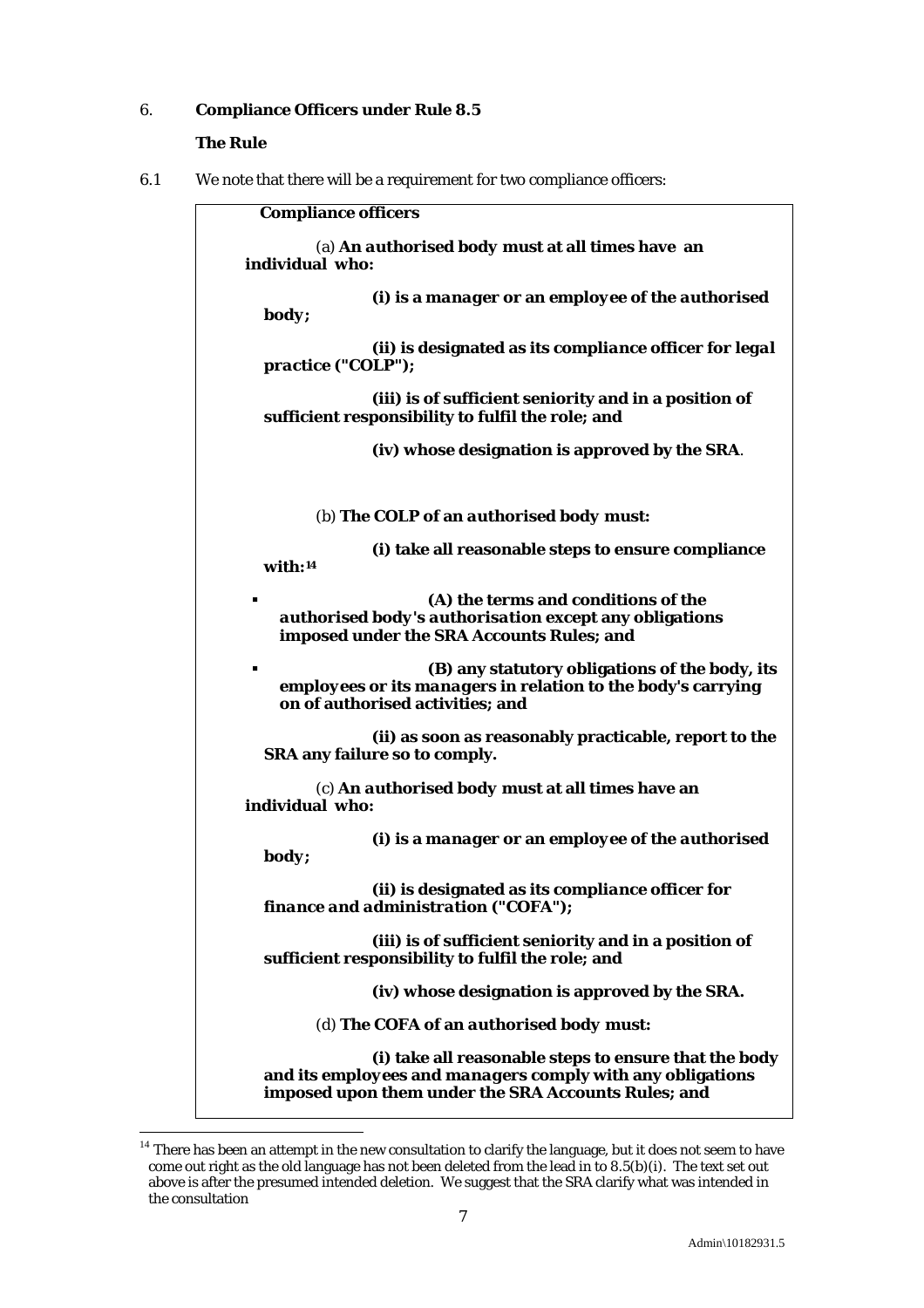6. **Compliance Officers under Rule 8.5**

**The Rule**

6.1 We note that there will be a requirement for two compliance officers:

> **Compliance officers**
>
> (a) ***An authorised body* must at all times have an individual who:**
>
> **(i) is a *manager* or an *employee* of the *authorised body*;**
>
> **(ii) is designated as its *compliance officer for legal practice* ("COLP");**
>
> **(iii) is of sufficient seniority and in a position of sufficient responsibility to fulfil the role; and**
>
> **(iv) whose designation is approved by the *SRA*.**
>
> (b) **The *COLP* of an *authorised body* must:**
>
> **(i) take all reasonable steps to ensure compliance with:**[14]
>
> - **(A) the terms and conditions of the *authorised body's authorisation* except any obligations imposed under the SRA Accounts Rules; and**
> - **(B) any statutory obligations of the body, its *employees* or its *managers* in relation to the body's carrying on of authorised activities; and**
>
> **(ii) as soon as reasonably practicable, report to the SRA any failure so to comply.**
>
> (c) ***An authorised body* must at all times have an individual who:**
>
> **(i) is a *manager* or an *employee* of the *authorised body*;**
>
> **(ii) is designated as its *compliance officer for finance and administration* ("COFA");**
>
> **(iii) is of sufficient seniority and in a position of sufficient responsibility to fulfil the role; and**
>
> **(iv) whose designation is approved by the SRA.**
>
> (d) **The *COFA* of an *authorised body* must:**
>
> **(i) take all reasonable steps to ensure that the body and its *employees* and *managers* comply with any obligations imposed upon them under the SRA Accounts Rules; and**

[14] There has been an attempt in the new consultation to clarify the language, but it does not seem to have come out right as the old language has not been deleted from the lead in to 8.5(b)(i). The text set out above is after the presumed intended deletion. We suggest that the SRA clarify what was intended in the consultation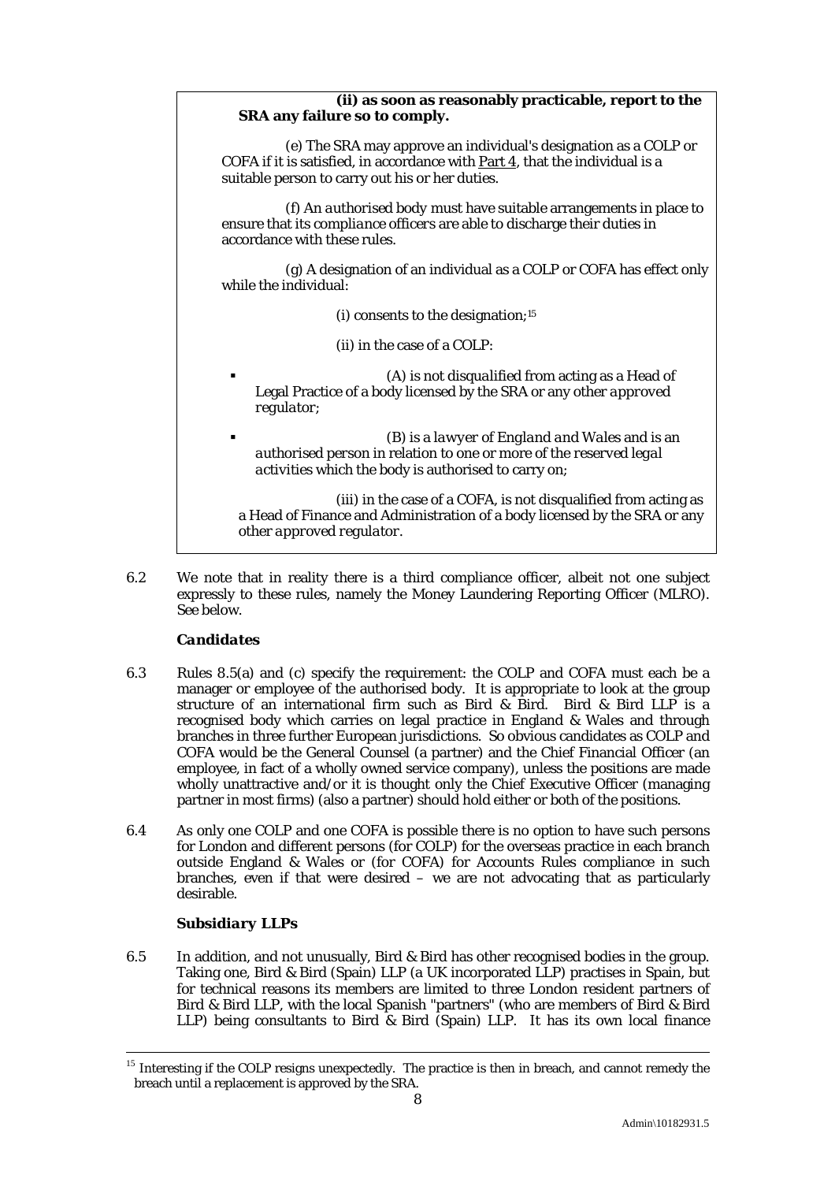> **(ii) as soon as reasonably practicable, report to the SRA any failure so to comply.**
>
> (e) The SRA may approve an individual's designation as a COLP or COFA if it is satisfied, in accordance with Part 4, that the individual is a suitable person to carry out his or her duties.
>
> (f) An *authorised body* must have suitable arrangements in place to ensure that its *compliance officers* are able to discharge their duties in accordance with these rules.
>
> (g) A designation of an individual as a COLP or COFA has effect only while the individual:
>
> (i) consents to the designation;[15]
>
> (ii) in the case of a COLP:
>
> - (A) is not *disqualified* from acting as a Head of Legal Practice of a body licensed by the SRA or any other *approved regulator*;
> - (B) is a *lawyer of England and Wales* and is an *authorised person* in relation to one or more of the *reserved legal activities* which the body is authorised to carry on;
>
> (iii) in the case of a COFA, is not disqualified from acting as a Head of Finance and Administration of a body licensed by the SRA or any other *approved regulator*.

6.2 We note that in reality there is a third compliance officer, albeit not one subject expressly to these rules, namely the Money Laundering Reporting Officer (MLRO). See below.

### *Candidates*

6.3 Rules 8.5(a) and (c) specify the requirement: the COLP and COFA must each be a manager or employee of the authorised body. It is appropriate to look at the group structure of an international firm such as Bird & Bird. Bird & Bird LLP is a recognised body which carries on legal practice in England & Wales and through branches in three further European jurisdictions. So obvious candidates as COLP and COFA would be the General Counsel (a partner) and the Chief Financial Officer (an employee, in fact of a wholly owned service company), unless the positions are made wholly unattractive and/or it is thought only the Chief Executive Officer (managing partner in most firms) (also a partner) should hold either or both of the positions.

6.4 As only one COLP and one COFA is possible there is no option to have such persons for London and different persons (for COLP) for the overseas practice in each branch outside England & Wales or (for COFA) for Accounts Rules compliance in such branches, even if that were desired – we are not advocating that as particularly desirable.

### *Subsidiary LLPs*

6.5 In addition, and not unusually, Bird & Bird has other recognised bodies in the group. Taking one, Bird & Bird (Spain) LLP (a UK incorporated LLP) practises in Spain, but for technical reasons its members are limited to three London resident partners of Bird & Bird LLP, with the local Spanish "partners" (who are members of Bird & Bird LLP) being consultants to Bird & Bird (Spain) LLP. It has its own local finance

---

[15] Interesting if the COLP resigns unexpectedly. The practice is then in breach, and cannot remedy the breach until a replacement is approved by the SRA.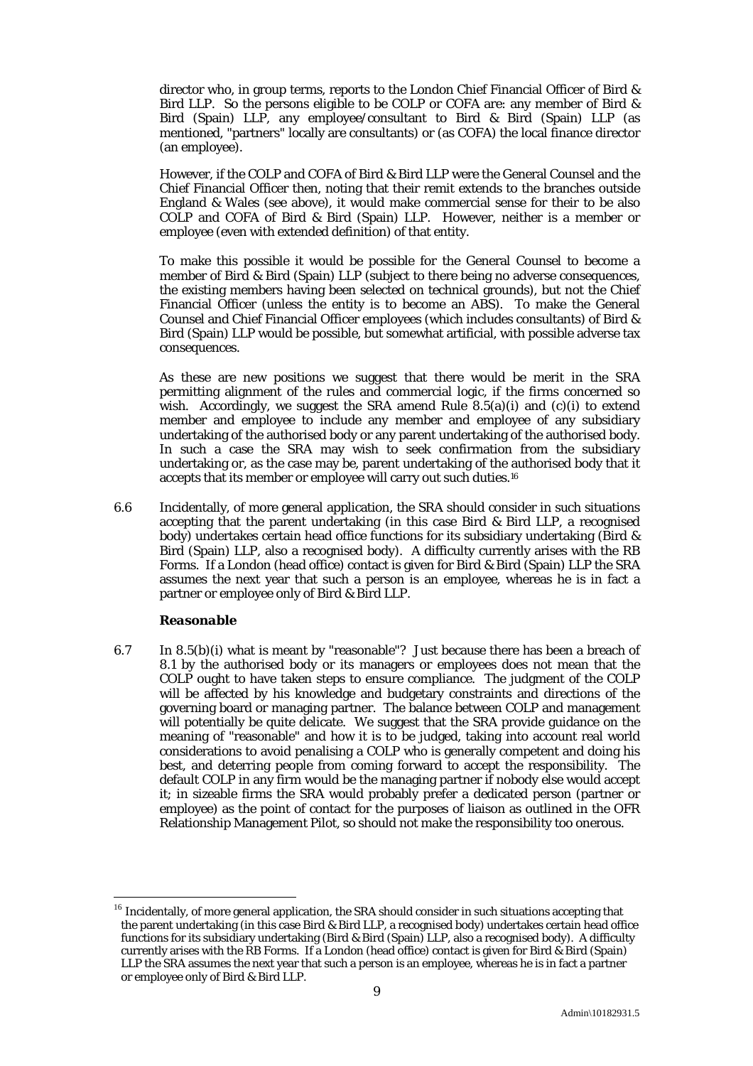director who, in group terms, reports to the London Chief Financial Officer of Bird & Bird LLP. So the persons eligible to be COLP or COFA are: any member of Bird & Bird (Spain) LLP, any employee/consultant to Bird & Bird (Spain) LLP (as mentioned, "partners" locally are consultants) or (as COFA) the local finance director (an employee).

However, if the COLP and COFA of Bird & Bird LLP were the General Counsel and the Chief Financial Officer then, noting that their remit extends to the branches outside England & Wales (see above), it would make commercial sense for their to be also COLP and COFA of Bird & Bird (Spain) LLP. However, neither is a member or employee (even with extended definition) of that entity.

To make this possible it would be possible for the General Counsel to become a member of Bird & Bird (Spain) LLP (subject to there being no adverse consequences, the existing members having been selected on technical grounds), but not the Chief Financial Officer (unless the entity is to become an ABS). To make the General Counsel and Chief Financial Officer employees (which includes consultants) of Bird & Bird (Spain) LLP would be possible, but somewhat artificial, with possible adverse tax consequences.

As these are new positions we suggest that there would be merit in the SRA permitting alignment of the rules and commercial logic, if the firms concerned so wish. Accordingly, we suggest the SRA amend Rule 8.5(a)(i) and (c)(i) to extend member and employee to include any member and employee of any subsidiary undertaking of the authorised body or any parent undertaking of the authorised body. In such a case the SRA may wish to seek confirmation from the subsidiary undertaking or, as the case may be, parent undertaking of the authorised body that it accepts that its member or employee will carry out such duties.[16]

6.6 Incidentally, of more general application, the SRA should consider in such situations accepting that the parent undertaking (in this case Bird & Bird LLP, a recognised body) undertakes certain head office functions for its subsidiary undertaking (Bird & Bird (Spain) LLP, also a recognised body). A difficulty currently arises with the RB Forms. If a London (head office) contact is given for Bird & Bird (Spain) LLP the SRA assumes the next year that such a person is an employee, whereas he is in fact a partner or employee only of Bird & Bird LLP.

***Reasonable***

6.7 In 8.5(b)(i) what is meant by "reasonable"? Just because there has been a breach of 8.1 by the authorised body or its managers or employees does not mean that the COLP ought to have taken steps to ensure compliance. The judgment of the COLP will be affected by his knowledge and budgetary constraints and directions of the governing board or managing partner. The balance between COLP and management will potentially be quite delicate. We suggest that the SRA provide guidance on the meaning of "reasonable" and how it is to be judged, taking into account real world considerations to avoid penalising a COLP who is generally competent and doing his best, and deterring people from coming forward to accept the responsibility. The default COLP in any firm would be the managing partner if nobody else would accept it; in sizeable firms the SRA would probably prefer a dedicated person (partner or employee) as the point of contact for the purposes of liaison as outlined in the OFR Relationship Management Pilot, so should not make the responsibility too onerous.

---

[16] Incidentally, of more general application, the SRA should consider in such situations accepting that the parent undertaking (in this case Bird & Bird LLP, a recognised body) undertakes certain head office functions for its subsidiary undertaking (Bird & Bird (Spain) LLP, also a recognised body). A difficulty currently arises with the RB Forms. If a London (head office) contact is given for Bird & Bird (Spain) LLP the SRA assumes the next year that such a person is an employee, whereas he is in fact a partner or employee only of Bird & Bird LLP.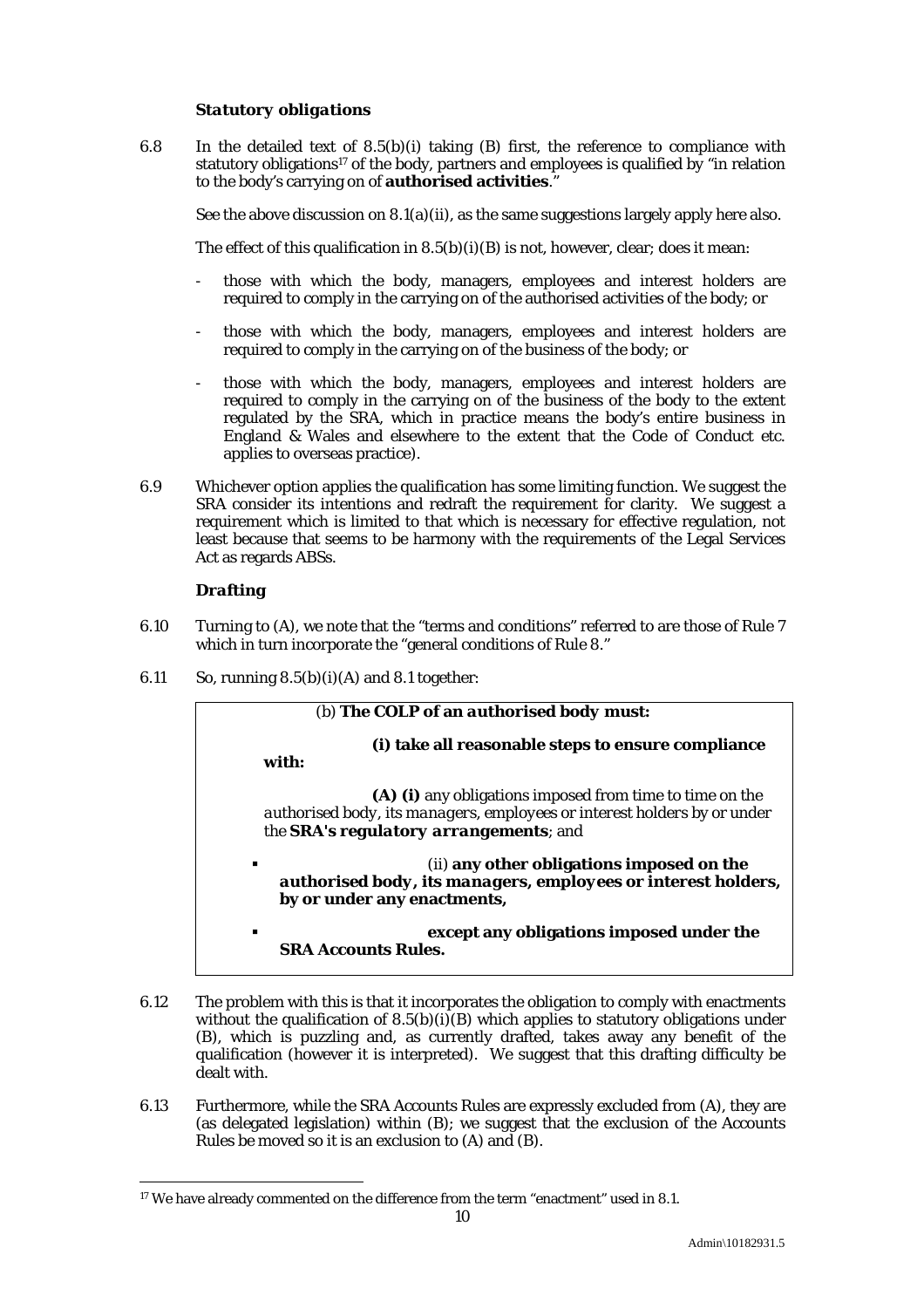### *Statutory obligations*

6.8 In the detailed text of 8.5(b)(i) taking (B) first, the reference to compliance with statutory obligations[17] of the body, partners and employees is qualified by "in relation to the body's carrying on of **authorised activities**."

See the above discussion on 8.1(a)(ii), as the same suggestions largely apply here also.

The effect of this qualification in 8.5(b)(i)(B) is not, however, clear; does it mean:

- those with which the body, managers, employees and interest holders are required to comply in the carrying on of the authorised activities of the body; or
- those with which the body, managers, employees and interest holders are required to comply in the carrying on of the business of the body; or
- those with which the body, managers, employees and interest holders are required to comply in the carrying on of the business of the body to the extent regulated by the SRA, which in practice means the body's entire business in England & Wales and elsewhere to the extent that the Code of Conduct etc. applies to overseas practice).

6.9 Whichever option applies the qualification has some limiting function. We suggest the SRA consider its intentions and redraft the requirement for clarity. We suggest a requirement which is limited to that which is necessary for effective regulation, not least because that seems to be harmony with the requirements of the Legal Services Act as regards ABSs.

### *Drafting*

6.10 Turning to (A), we note that the "terms and conditions" referred to are those of Rule 7 which in turn incorporate the "general conditions of Rule 8."

6.11 So, running 8.5(b)(i)(A) and 8.1 together:

> (b) ***The COLP of an authorised body must:***
>
> **(i) take all reasonable steps to ensure compliance with:**
>
> **(A) (i)** any obligations imposed from time to time on the *authorised body*, its *managers*, *employees* or *interest holders* by or under the ***SRA's regulatory arrangements***; and
>
> - (ii) **any other obligations imposed on the *authorised body*, its *managers*, *employees* or *interest holders*, by or under any enactments,**
> - **except any obligations imposed under the SRA Accounts Rules.**

6.12 The problem with this is that it incorporates the obligation to comply with enactments without the qualification of 8.5(b)(i)(B) which applies to statutory obligations under (B), which is puzzling and, as currently drafted, takes away any benefit of the qualification (however it is interpreted). We suggest that this drafting difficulty be dealt with.

6.13 Furthermore, while the SRA Accounts Rules are expressly excluded from (A), they are (as delegated legislation) within (B); we suggest that the exclusion of the Accounts Rules be moved so it is an exclusion to (A) and (B).

[17] We have already commented on the difference from the term "enactment" used in 8.1.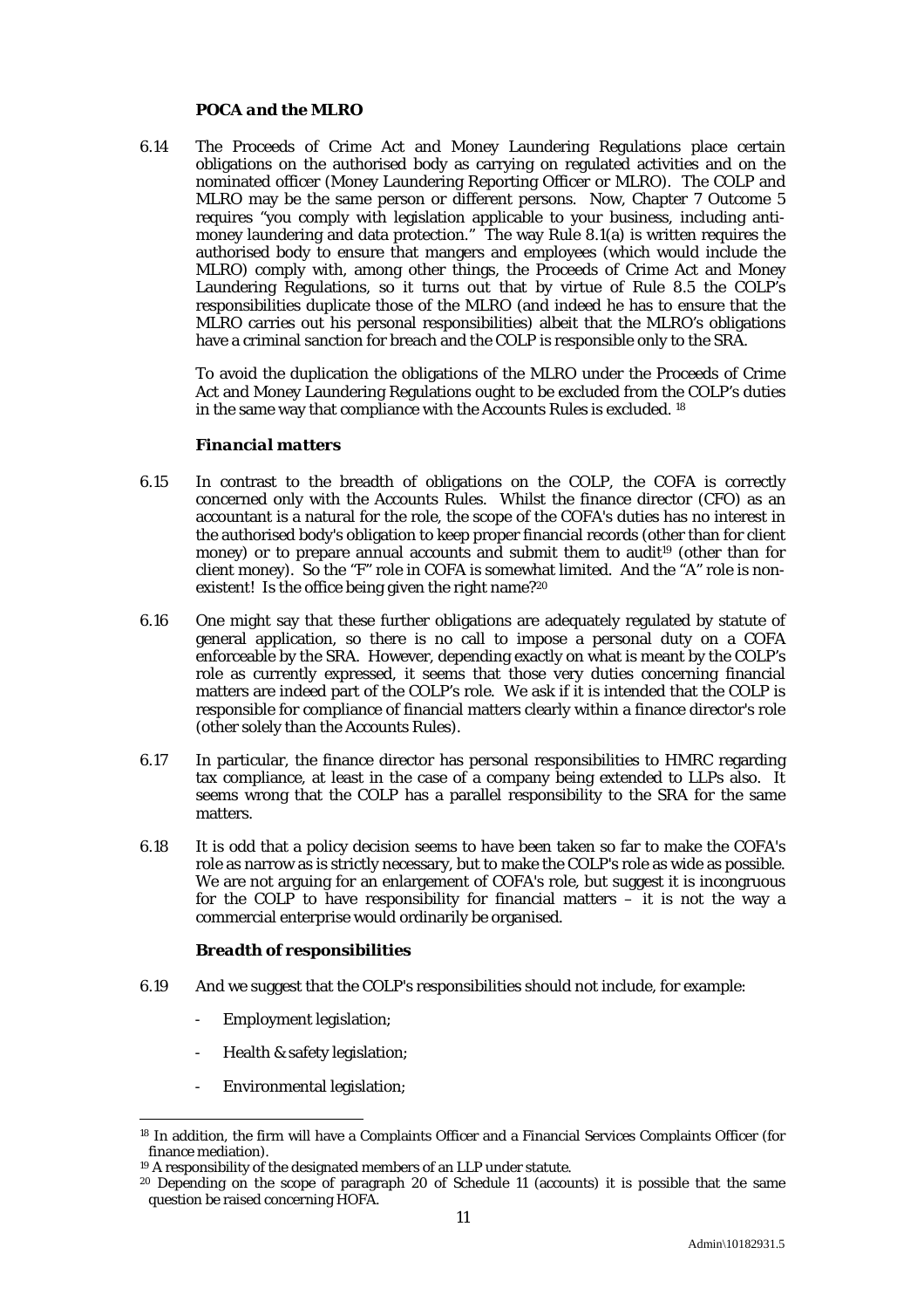### *POCA and the MLRO*

6.14 The Proceeds of Crime Act and Money Laundering Regulations place certain obligations on the authorised body as carrying on regulated activities and on the nominated officer (Money Laundering Reporting Officer or MLRO). The COLP and MLRO may be the same person or different persons. Now, Chapter 7 Outcome 5 requires "you comply with legislation applicable to your business, including anti-money laundering and data protection." The way Rule 8.1(a) is written requires the authorised body to ensure that mangers and employees (which would include the MLRO) comply with, among other things, the Proceeds of Crime Act and Money Laundering Regulations, so it turns out that by virtue of Rule 8.5 the COLP's responsibilities duplicate those of the MLRO (and indeed he has to ensure that the MLRO carries out his personal responsibilities) albeit that the MLRO's obligations have a criminal sanction for breach and the COLP is responsible only to the SRA.

To avoid the duplication the obligations of the MLRO under the Proceeds of Crime Act and Money Laundering Regulations ought to be excluded from the COLP's duties in the same way that compliance with the Accounts Rules is excluded. [18]

### *Financial matters*

6.15 In contrast to the breadth of obligations on the COLP, the COFA is correctly concerned only with the Accounts Rules. Whilst the finance director (CFO) as an accountant is a natural for the role, the scope of the COFA's duties has no interest in the authorised body's obligation to keep proper financial records (other than for client money) or to prepare annual accounts and submit them to audit[19] (other than for client money). So the "F" role in COFA is somewhat limited. And the "A" role is non-existent! Is the office being given the right name?[20]

6.16 One might say that these further obligations are adequately regulated by statute of general application, so there is no call to impose a personal duty on a COFA enforceable by the SRA. However, depending exactly on what is meant by the COLP's role as currently expressed, it seems that those very duties concerning financial matters are indeed part of the COLP's role. We ask if it is intended that the COLP is responsible for compliance of financial matters clearly within a finance director's role (other solely than the Accounts Rules).

6.17 In particular, the finance director has personal responsibilities to HMRC regarding tax compliance, at least in the case of a company being extended to LLPs also. It seems wrong that the COLP has a parallel responsibility to the SRA for the same matters.

6.18 It is odd that a policy decision seems to have been taken so far to make the COFA's role as narrow as is strictly necessary, but to make the COLP's role as wide as possible. We are not arguing for an enlargement of COFA's role, but suggest it is incongruous for the COLP to have responsibility for financial matters – it is not the way a commercial enterprise would ordinarily be organised.

### *Breadth of responsibilities*

6.19 And we suggest that the COLP's responsibilities should not include, for example:

- Employment legislation;
- Health & safety legislation;
- Environmental legislation;

---

[18] In addition, the firm will have a Complaints Officer and a Financial Services Complaints Officer (for finance mediation).

[19] A responsibility of the designated members of an LLP under statute.

[20] Depending on the scope of paragraph 20 of Schedule 11 (accounts) it is possible that the same question be raised concerning HOFA.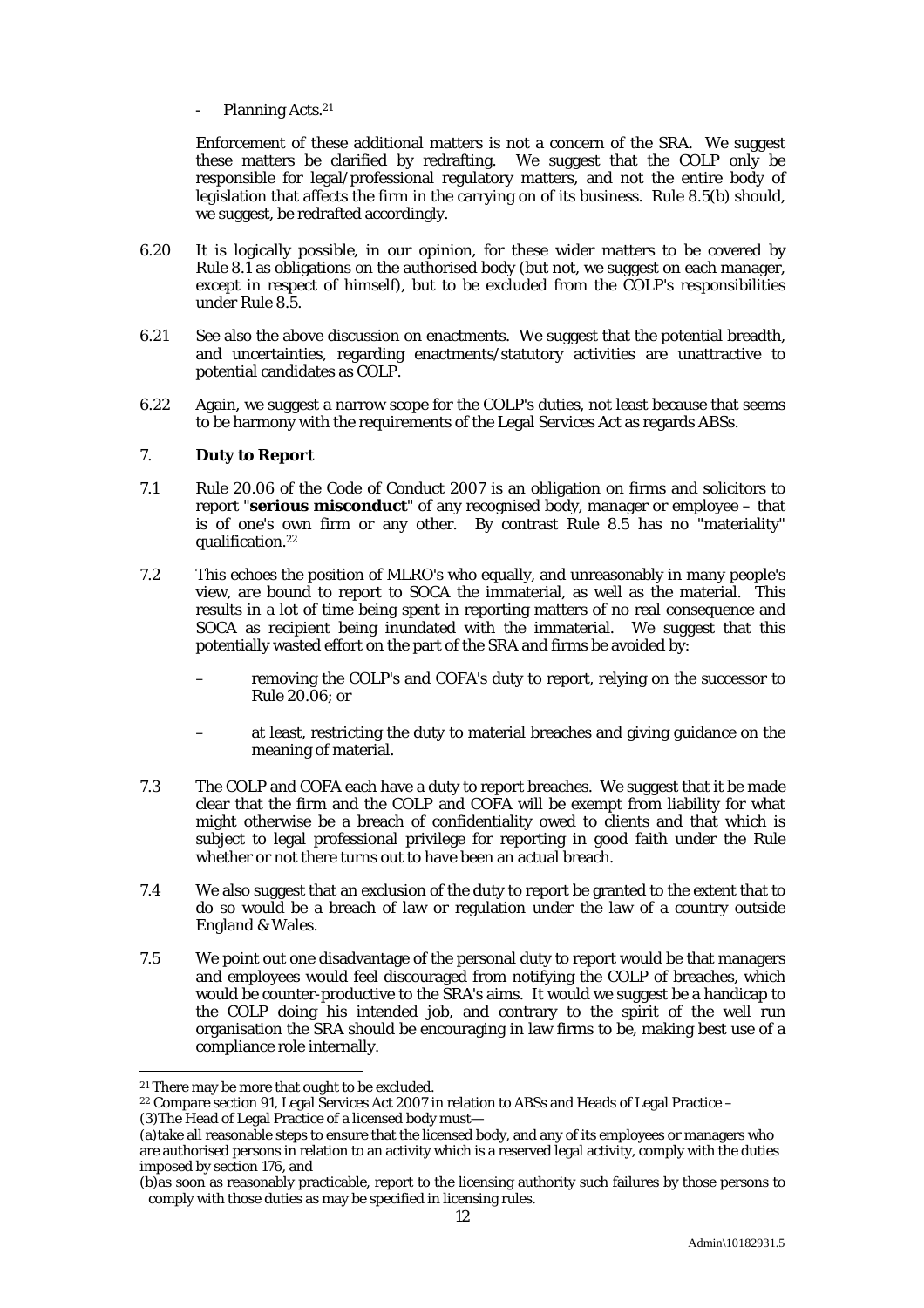- Planning Acts.[21]

Enforcement of these additional matters is not a concern of the SRA. We suggest these matters be clarified by redrafting. We suggest that the COLP only be responsible for legal/professional regulatory matters, and not the entire body of legislation that affects the firm in the carrying on of its business. Rule 8.5(b) should, we suggest, be redrafted accordingly.

6.20 It is logically possible, in our opinion, for these wider matters to be covered by Rule 8.1 as obligations on the authorised body (but not, we suggest on each manager, except in respect of himself), but to be excluded from the COLP's responsibilities under Rule 8.5.

6.21 See also the above discussion on enactments. We suggest that the potential breadth, and uncertainties, regarding enactments/statutory activities are unattractive to potential candidates as COLP.

6.22 Again, we suggest a narrow scope for the COLP's duties, not least because that seems to be harmony with the requirements of the Legal Services Act as regards ABSs.

## 7. **Duty to Report**

7.1 Rule 20.06 of the Code of Conduct 2007 is an obligation on firms and solicitors to report "**serious misconduct**" of any recognised body, manager or employee – that is of one's own firm or any other. By contrast Rule 8.5 has no "materiality" qualification.[22]

7.2 This echoes the position of MLRO's who equally, and unreasonably in many people's view, are bound to report to SOCA the immaterial, as well as the material. This results in a lot of time being spent in reporting matters of no real consequence and SOCA as recipient being inundated with the immaterial. We suggest that this potentially wasted effort on the part of the SRA and firms be avoided by:

– removing the COLP's and COFA's duty to report, relying on the successor to Rule 20.06; or

– at least, restricting the duty to material breaches and giving guidance on the meaning of material.

7.3 The COLP and COFA each have a duty to report breaches. We suggest that it be made clear that the firm and the COLP and COFA will be exempt from liability for what might otherwise be a breach of confidentiality owed to clients and that which is subject to legal professional privilege for reporting in good faith under the Rule whether or not there turns out to have been an actual breach.

7.4 We also suggest that an exclusion of the duty to report be granted to the extent that to do so would be a breach of law or regulation under the law of a country outside England & Wales.

7.5 We point out one disadvantage of the personal duty to report would be that managers and employees would feel discouraged from notifying the COLP of breaches, which would be counter-productive to the SRA's aims. It would we suggest be a handicap to the COLP doing his intended job, and contrary to the spirit of the well run organisation the SRA should be encouraging in law firms to be, making best use of a compliance role internally.

---

[21] There may be more that ought to be excluded.

[22] Compare section 91, Legal Services Act 2007 in relation to ABSs and Heads of Legal Practice –
(3)The Head of Legal Practice of a licensed body must—
(a)take all reasonable steps to ensure that the licensed body, and any of its employees or managers who are authorised persons in relation to an activity which is a reserved legal activity, comply with the duties imposed by section 176, and
(b)as soon as reasonably practicable, report to the licensing authority such failures by those persons to comply with those duties as may be specified in licensing rules.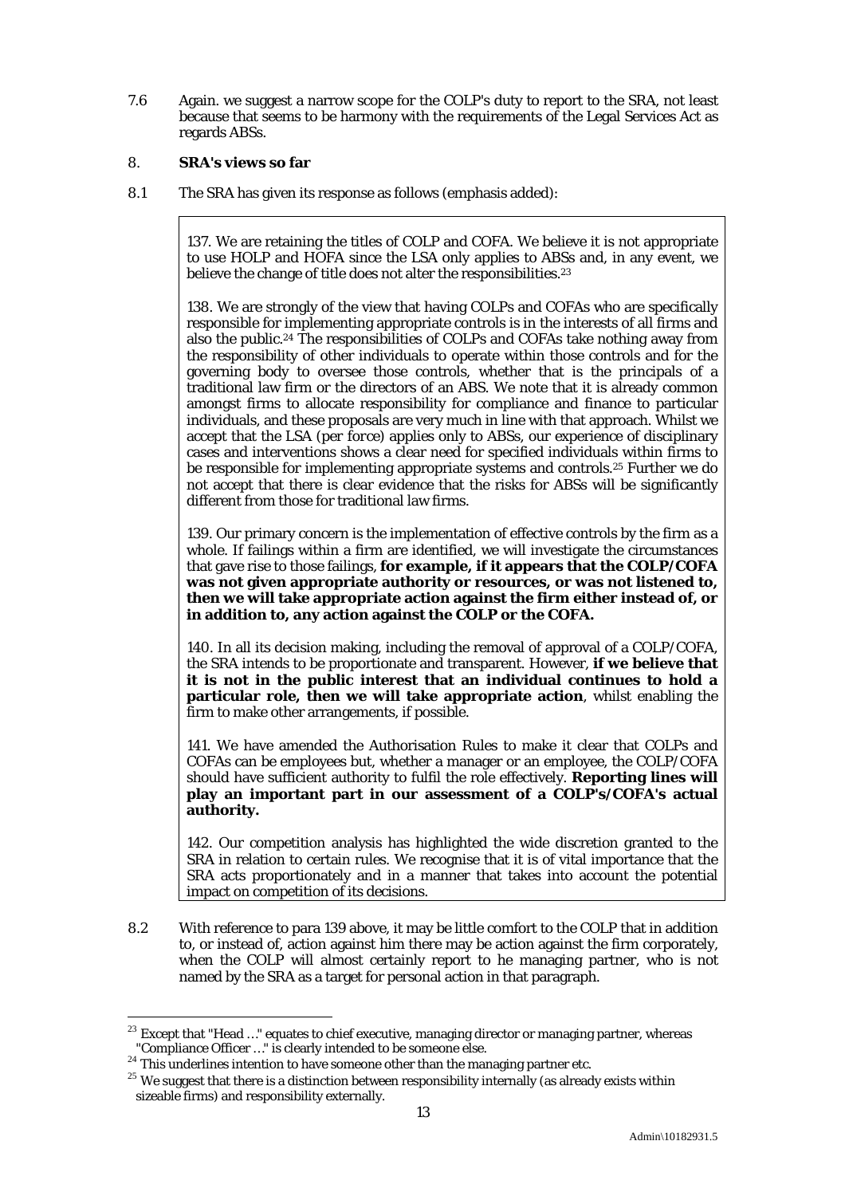7.6 Again. we suggest a narrow scope for the COLP's duty to report to the SRA, not least because that seems to be harmony with the requirements of the Legal Services Act as regards ABSs.

## 8. SRA's views so far

8.1 The SRA has given its response as follows (emphasis added):

> 137. We are retaining the titles of COLP and COFA. We believe it is not appropriate to use HOLP and HOFA since the LSA only applies to ABSs and, in any event, we believe the change of title does not alter the responsibilities.[23]
>
> 138. We are strongly of the view that having COLPs and COFAs who are specifically responsible for implementing appropriate controls is in the interests of all firms and also the public.[24] The responsibilities of COLPs and COFAs take nothing away from the responsibility of other individuals to operate within those controls and for the governing body to oversee those controls, whether that is the principals of a traditional law firm or the directors of an ABS. We note that it is already common amongst firms to allocate responsibility for compliance and finance to particular individuals, and these proposals are very much in line with that approach. Whilst we accept that the LSA (per force) applies only to ABSs, our experience of disciplinary cases and interventions shows a clear need for specified individuals within firms to be responsible for implementing appropriate systems and controls.[25] Further we do not accept that there is clear evidence that the risks for ABSs will be significantly different from those for traditional law firms.
>
> 139. Our primary concern is the implementation of effective controls by the firm as a whole. If failings within a firm are identified, we will investigate the circumstances that gave rise to those failings, **for example, if it appears that the COLP/COFA was not given appropriate authority or resources, or was not listened to, then we will take appropriate action against the firm either instead of, or in addition to, any action against the COLP or the COFA.**
>
> 140. In all its decision making, including the removal of approval of a COLP/COFA, the SRA intends to be proportionate and transparent. However, **if we believe that it is not in the public interest that an individual continues to hold a particular role, then we will take appropriate action**, whilst enabling the firm to make other arrangements, if possible.
>
> 141. We have amended the Authorisation Rules to make it clear that COLPs and COFAs can be employees but, whether a manager or an employee, the COLP/COFA should have sufficient authority to fulfil the role effectively. **Reporting lines will play an important part in our assessment of a COLP's/COFA's actual authority.**
>
> 142. Our competition analysis has highlighted the wide discretion granted to the SRA in relation to certain rules. We recognise that it is of vital importance that the SRA acts proportionately and in a manner that takes into account the potential impact on competition of its decisions.

8.2 With reference to para 139 above, it may be little comfort to the COLP that in addition to, or instead of, action against him there may be action against the firm corporately, when the COLP will almost certainly report to he managing partner, who is not named by the SRA as a target for personal action in that paragraph.

---

[23] Except that "Head …" equates to chief executive, managing director or managing partner, whereas "Compliance Officer …" is clearly intended to be someone else.

[24] This underlines intention to have someone other than the managing partner etc.

[25] We suggest that there is a distinction between responsibility internally (as already exists within sizeable firms) and responsibility externally.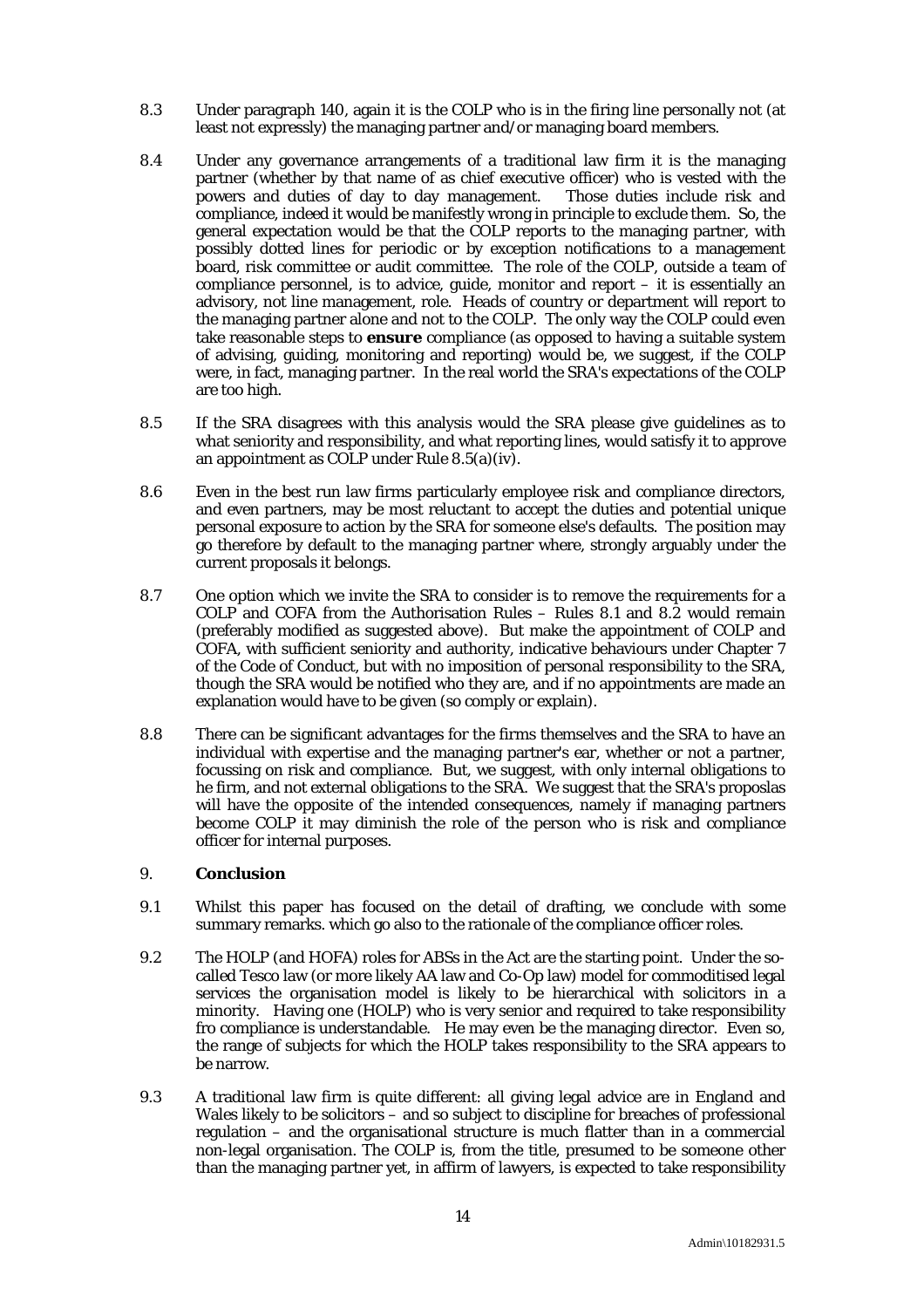8.3 Under paragraph 140, again it is the COLP who is in the firing line personally not (at least not expressly) the managing partner and/or managing board members.

8.4 Under any governance arrangements of a traditional law firm it is the managing partner (whether by that name of as chief executive officer) who is vested with the powers and duties of day to day management. Those duties include risk and compliance, indeed it would be manifestly wrong in principle to exclude them. So, the general expectation would be that the COLP reports to the managing partner, with possibly dotted lines for periodic or by exception notifications to a management board, risk committee or audit committee. The role of the COLP, outside a team of compliance personnel, is to advice, guide, monitor and report – it is essentially an advisory, not line management, role. Heads of country or department will report to the managing partner alone and not to the COLP. The only way the COLP could even take reasonable steps to **ensure** compliance (as opposed to having a suitable system of advising, guiding, monitoring and reporting) would be, we suggest, if the COLP were, in fact, managing partner. In the real world the SRA's expectations of the COLP are too high.

8.5 If the SRA disagrees with this analysis would the SRA please give guidelines as to what seniority and responsibility, and what reporting lines, would satisfy it to approve an appointment as COLP under Rule 8.5(a)(iv).

8.6 Even in the best run law firms particularly employee risk and compliance directors, and even partners, may be most reluctant to accept the duties and potential unique personal exposure to action by the SRA for someone else's defaults. The position may go therefore by default to the managing partner where, strongly arguably under the current proposals it belongs.

8.7 One option which we invite the SRA to consider is to remove the requirements for a COLP and COFA from the Authorisation Rules – Rules 8.1 and 8.2 would remain (preferably modified as suggested above). But make the appointment of COLP and COFA, with sufficient seniority and authority, indicative behaviours under Chapter 7 of the Code of Conduct, but with no imposition of personal responsibility to the SRA, though the SRA would be notified who they are, and if no appointments are made an explanation would have to be given (so comply or explain).

8.8 There can be significant advantages for the firms themselves and the SRA to have an individual with expertise and the managing partner's ear, whether or not a partner, focussing on risk and compliance. But, we suggest, with only internal obligations to he firm, and not external obligations to the SRA. We suggest that the SRA's proposlas will have the opposite of the intended consequences, namely if managing partners become COLP it may diminish the role of the person who is risk and compliance officer for internal purposes.

## 9. **Conclusion**

9.1 Whilst this paper has focused on the detail of drafting, we conclude with some summary remarks. which go also to the rationale of the compliance officer roles.

9.2 The HOLP (and HOFA) roles for ABSs in the Act are the starting point. Under the so-called Tesco law (or more likely AA law and Co-Op law) model for commoditised legal services the organisation model is likely to be hierarchical with solicitors in a minority. Having one (HOLP) who is very senior and required to take responsibility fro compliance is understandable. He may even be the managing director. Even so, the range of subjects for which the HOLP takes responsibility to the SRA appears to be narrow.

9.3 A traditional law firm is quite different: all giving legal advice are in England and Wales likely to be solicitors – and so subject to discipline for breaches of professional regulation – and the organisational structure is much flatter than in a commercial non-legal organisation. The COLP is, from the title, presumed to be someone other than the managing partner yet, in affirm of lawyers, is expected to take responsibility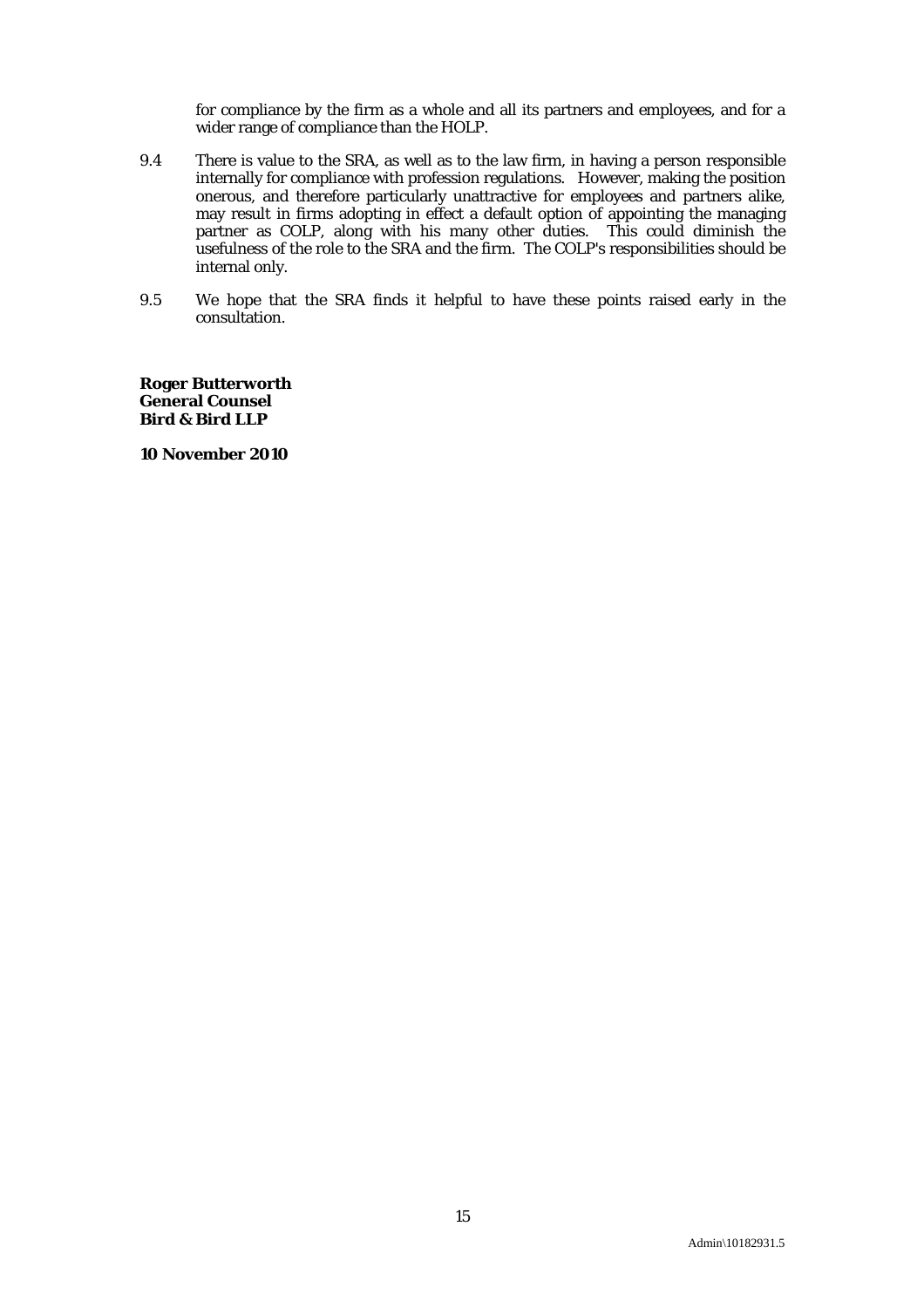for compliance by the firm as a whole and all its partners and employees, and for a wider range of compliance than the HOLP.

9.4 There is value to the SRA, as well as to the law firm, in having a person responsible internally for compliance with profession regulations. However, making the position onerous, and therefore particularly unattractive for employees and partners alike, may result in firms adopting in effect a default option of appointing the managing partner as COLP, along with his many other duties. This could diminish the usefulness of the role to the SRA and the firm. The COLP's responsibilities should be internal only.

9.5 We hope that the SRA finds it helpful to have these points raised early in the consultation.

**Roger Butterworth**
**General Counsel**
**Bird & Bird LLP**

**10 November 2010**

Admin\10182931.5